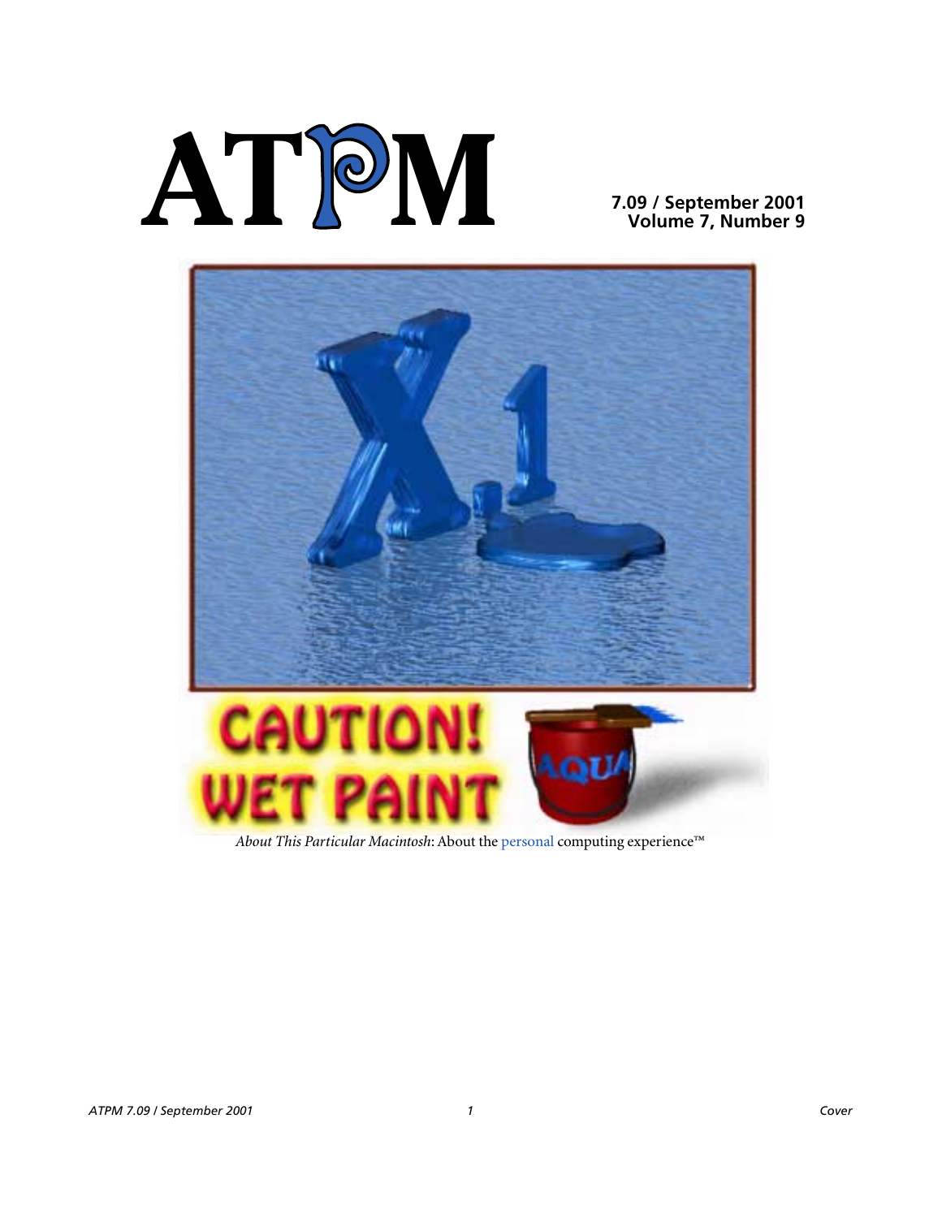# ATPM

**7.09 / September 2001**
**Volume 7, Number 9**

*About This Particular Macintosh*: About the personal computing experience™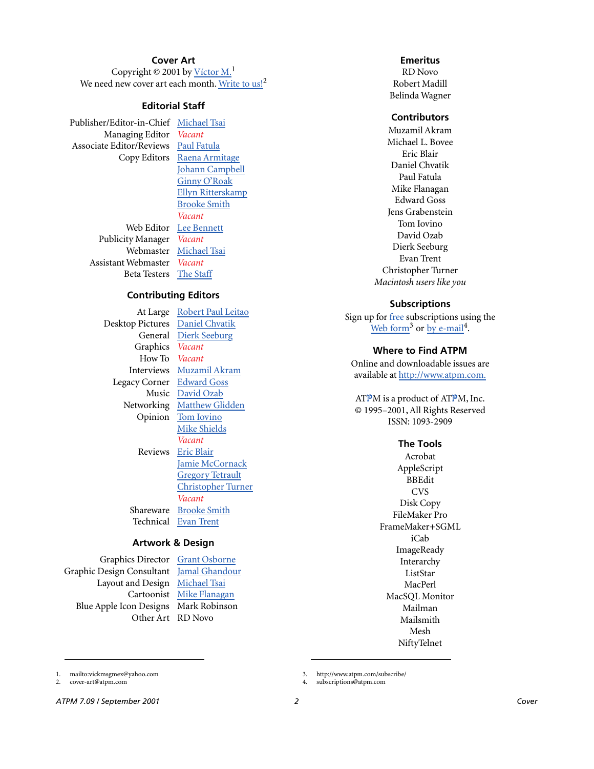## Cover Art

Copyright © 2001 by Víctor M.[1]
We need new cover art each month. Write to us![2]

## Editorial Staff

| | |
|---|---|
| Publisher/Editor-in-Chief | Michael Tsai |
| Managing Editor | *Vacant* |
| Associate Editor/Reviews | Paul Fatula |
| Copy Editors | Raena Armitage |
| | Johann Campbell |
| | Ginny O'Roak |
| | Ellyn Ritterskamp |
| | Brooke Smith |
| | *Vacant* |
| Web Editor | Lee Bennett |
| Publicity Manager | *Vacant* |
| Webmaster | Michael Tsai |
| Assistant Webmaster | *Vacant* |
| Beta Testers | The Staff |

## Contributing Editors

| | |
|---|---|
| At Large | Robert Paul Leitao |
| Desktop Pictures | Daniel Chvatik |
| General | Dierk Seeburg |
| Graphics | *Vacant* |
| How To | *Vacant* |
| Interviews | Muzamil Akram |
| Legacy Corner | Edward Goss |
| Music | David Ozab |
| Networking | Matthew Glidden |
| Opinion | Tom Iovino |
| | Mike Shields |
| | *Vacant* |
| Reviews | Eric Blair |
| | Jamie McCornack |
| | Gregory Tetrault |
| | Christopher Turner |
| | *Vacant* |
| Shareware | Brooke Smith |
| Technical | Evan Trent |

## Artwork & Design

| | |
|---|---|
| Graphics Director | Grant Osborne |
| Graphic Design Consultant | Jamal Ghandour |
| Layout and Design | Michael Tsai |
| Cartoonist | Mike Flanagan |
| Blue Apple Icon Designs | Mark Robinson |
| Other Art | RD Novo |

## Emeritus

RD Novo
Robert Madill
Belinda Wagner

## Contributors

Muzamil Akram
Michael L. Bovee
Eric Blair
Daniel Chvatik
Paul Fatula
Mike Flanagan
Edward Goss
Jens Grabenstein
Tom Iovino
David Ozab
Dierk Seeburg
Evan Trent
Christopher Turner
*Macintosh users like you*

## Subscriptions

Sign up for free subscriptions using the Web form[3] or by e-mail[4].

## Where to Find ATPM

Online and downloadable issues are available at http://www.atpm.com.

ATPM is a product of ATPM, Inc.
© 1995–2001, All Rights Reserved
ISSN: 1093-2909

## The Tools

Acrobat
AppleScript
BBEdit
CVS
Disk Copy
FileMaker Pro
FrameMaker+SGML
iCab
ImageReady
Interarchy
ListStar
MacPerl
MacSQL Monitor
Mailman
Mailsmith
Mesh
NiftyTelnet

1. mailto:vickmsgmex@yahoo.com
2. cover-art@atpm.com
3. http://www.atpm.com/subscribe/
4. subscriptions@atpm.com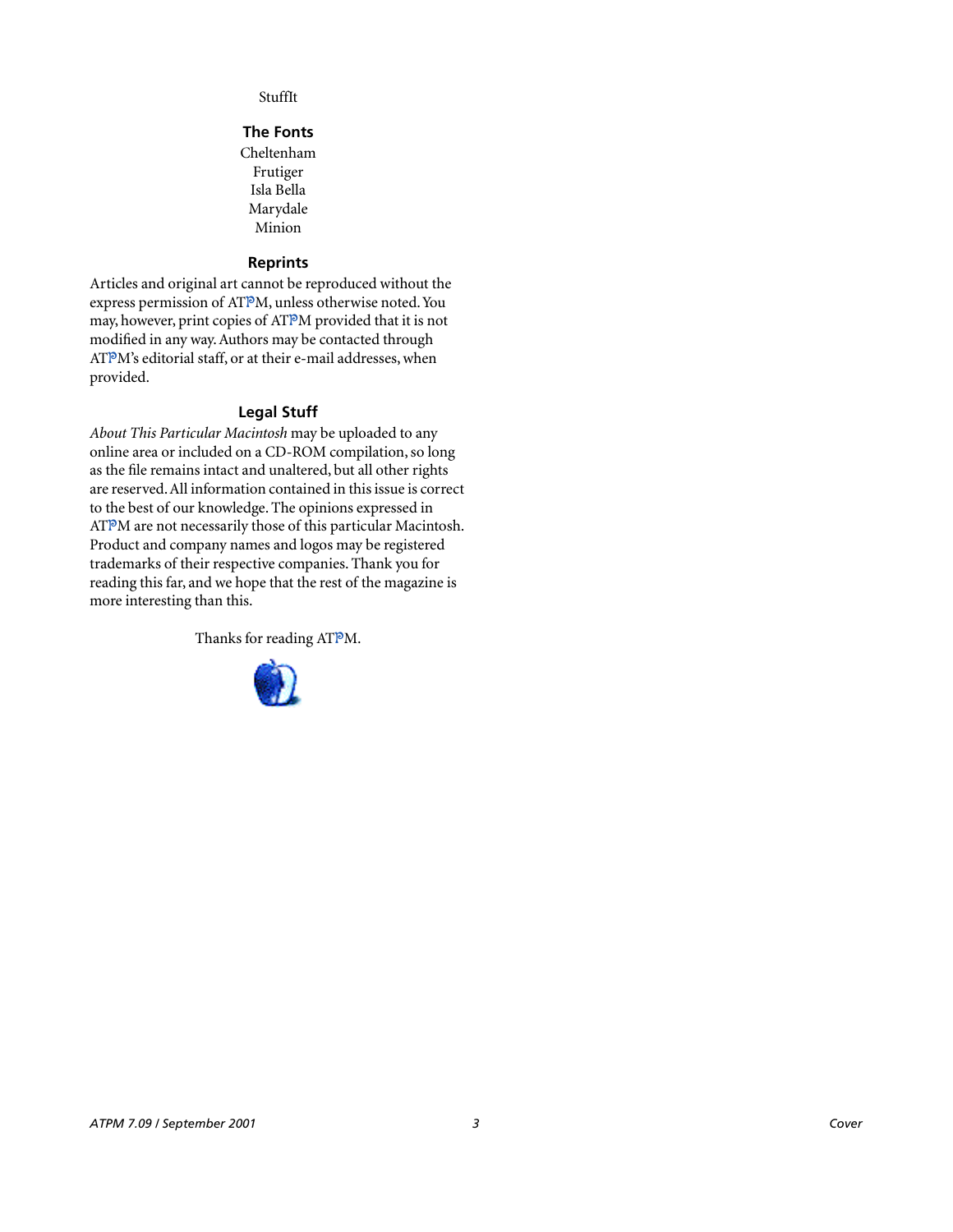StuffIt

### The Fonts

Cheltenham
Frutiger
Isla Bella
Marydale
Minion

### Reprints

Articles and original art cannot be reproduced without the express permission of ATPM, unless otherwise noted. You may, however, print copies of ATPM provided that it is not modified in any way. Authors may be contacted through ATPM's editorial staff, or at their e-mail addresses, when provided.

### Legal Stuff

*About This Particular Macintosh* may be uploaded to any online area or included on a CD-ROM compilation, so long as the file remains intact and unaltered, but all other rights are reserved. All information contained in this issue is correct to the best of our knowledge. The opinions expressed in ATPM are not necessarily those of this particular Macintosh. Product and company names and logos may be registered trademarks of their respective companies. Thank you for reading this far, and we hope that the rest of the magazine is more interesting than this.

Thanks for reading ATPM.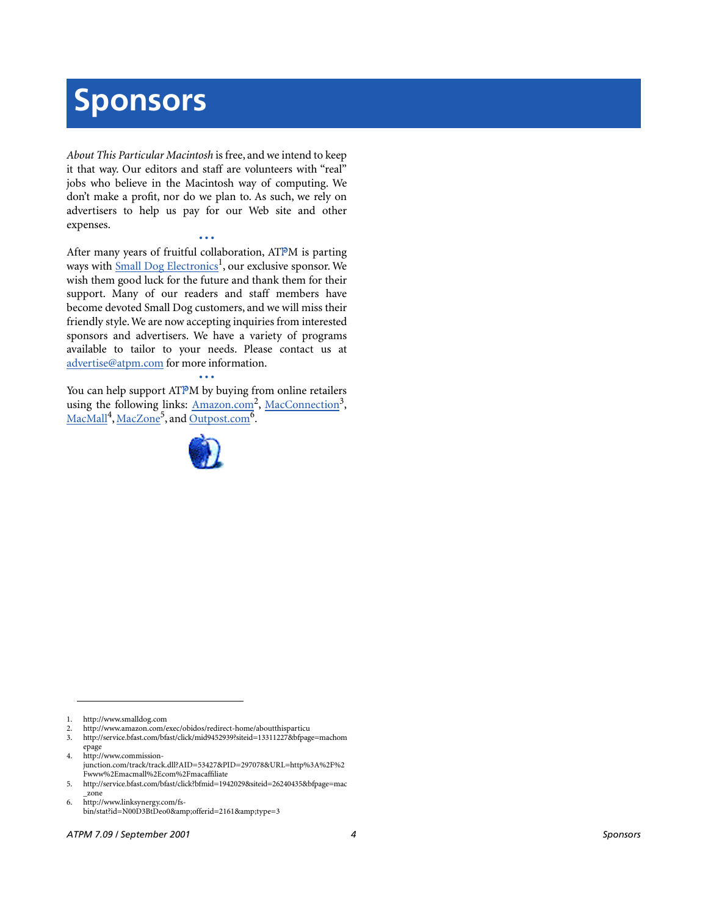# Sponsors

*About This Particular Macintosh* is free, and we intend to keep it that way. Our editors and staff are volunteers with "real" jobs who believe in the Macintosh way of computing. We don't make a profit, nor do we plan to. As such, we rely on advertisers to help us pay for our Web site and other expenses.

• • •

After many years of fruitful collaboration, ATPM is parting ways with Small Dog Electronics[1], our exclusive sponsor. We wish them good luck for the future and thank them for their support. Many of our readers and staff members have become devoted Small Dog customers, and we will miss their friendly style. We are now accepting inquiries from interested sponsors and advertisers. We have a variety of programs available to tailor to your needs. Please contact us at advertise@atpm.com for more information.

• • •

You can help support ATPM by buying from online retailers using the following links: Amazon.com[2], MacConnection[3], MacMall[4], MacZone[5], and Outpost.com[6].

---

1. http://www.smalldog.com
2. http://www.amazon.com/exec/obidos/redirect-home/aboutthisparticu
3. http://service.bfast.com/bfast/click/mid9452939?siteid=13311227&bfpage=machomepage
4. http://www.commission-junction.com/track/track.dll?AID=53427&PID=297078&URL=http%3A%2F%2Fwww%2Emacmall%2Ecom%2Fmacaffiliate
5. http://service.bfast.com/bfast/click?bfmid=1942029&siteid=26240435&bfpage=mac_zone
6. http://www.linksynergy.com/fs-bin/stat?id=N00D3BtDeo0&amp;offerid=2161&amp;type=3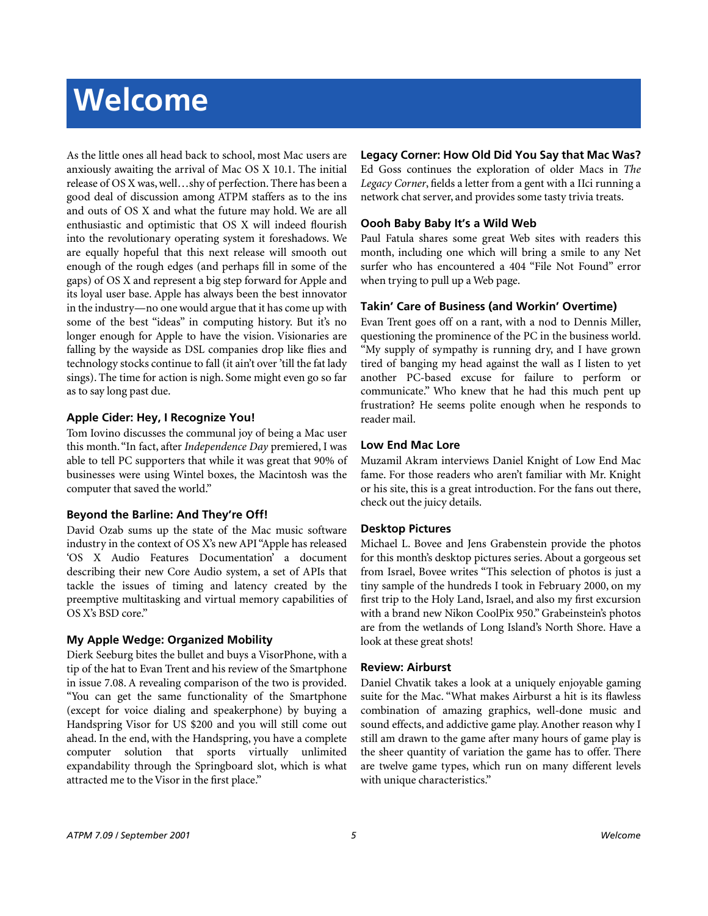# Welcome

As the little ones all head back to school, most Mac users are anxiously awaiting the arrival of Mac OS X 10.1. The initial release of OS X was, well…shy of perfection. There has been a good deal of discussion among ATPM staffers as to the ins and outs of OS X and what the future may hold. We are all enthusiastic and optimistic that OS X will indeed flourish into the revolutionary operating system it foreshadows. We are equally hopeful that this next release will smooth out enough of the rough edges (and perhaps fill in some of the gaps) of OS X and represent a big step forward for Apple and its loyal user base. Apple has always been the best innovator in the industry—no one would argue that it has come up with some of the best "ideas" in computing history. But it's no longer enough for Apple to have the vision. Visionaries are falling by the wayside as DSL companies drop like flies and technology stocks continue to fall (it ain't over 'till the fat lady sings). The time for action is nigh. Some might even go so far as to say long past due.

### Apple Cider: Hey, I Recognize You!

Tom Iovino discusses the communal joy of being a Mac user this month. "In fact, after *Independence Day* premiered, I was able to tell PC supporters that while it was great that 90% of businesses were using Wintel boxes, the Macintosh was the computer that saved the world."

### Beyond the Barline: And They're Off!

David Ozab sums up the state of the Mac music software industry in the context of OS X's new API "Apple has released 'OS X Audio Features Documentation' a document describing their new Core Audio system, a set of APIs that tackle the issues of timing and latency created by the preemptive multitasking and virtual memory capabilities of OS X's BSD core."

### My Apple Wedge: Organized Mobility

Dierk Seeburg bites the bullet and buys a VisorPhone, with a tip of the hat to Evan Trent and his review of the Smartphone in issue 7.08. A revealing comparison of the two is provided. "You can get the same functionality of the Smartphone (except for voice dialing and speakerphone) by buying a Handspring Visor for US $200 and you will still come out ahead. In the end, with the Handspring, you have a complete computer solution that sports virtually unlimited expandability through the Springboard slot, which is what attracted me to the Visor in the first place."

### Legacy Corner: How Old Did You Say that Mac Was?

Ed Goss continues the exploration of older Macs in *The Legacy Corner*, fields a letter from a gent with a IIci running a network chat server, and provides some tasty trivia treats.

### Oooh Baby Baby It's a Wild Web

Paul Fatula shares some great Web sites with readers this month, including one which will bring a smile to any Net surfer who has encountered a 404 "File Not Found" error when trying to pull up a Web page.

### Takin' Care of Business (and Workin' Overtime)

Evan Trent goes off on a rant, with a nod to Dennis Miller, questioning the prominence of the PC in the business world. "My supply of sympathy is running dry, and I have grown tired of banging my head against the wall as I listen to yet another PC-based excuse for failure to perform or communicate." Who knew that he had this much pent up frustration? He seems polite enough when he responds to reader mail.

### Low End Mac Lore

Muzamil Akram interviews Daniel Knight of Low End Mac fame. For those readers who aren't familiar with Mr. Knight or his site, this is a great introduction. For the fans out there, check out the juicy details.

### Desktop Pictures

Michael L. Bovee and Jens Grabenstein provide the photos for this month's desktop pictures series. About a gorgeous set from Israel, Bovee writes "This selection of photos is just a tiny sample of the hundreds I took in February 2000, on my first trip to the Holy Land, Israel, and also my first excursion with a brand new Nikon CoolPix 950." Grabeinstein's photos are from the wetlands of Long Island's North Shore. Have a look at these great shots!

### Review: Airburst

Daniel Chvatik takes a look at a uniquely enjoyable gaming suite for the Mac. "What makes Airburst a hit is its flawless combination of amazing graphics, well-done music and sound effects, and addictive game play. Another reason why I still am drawn to the game after many hours of game play is the sheer quantity of variation the game has to offer. There are twelve game types, which run on many different levels with unique characteristics."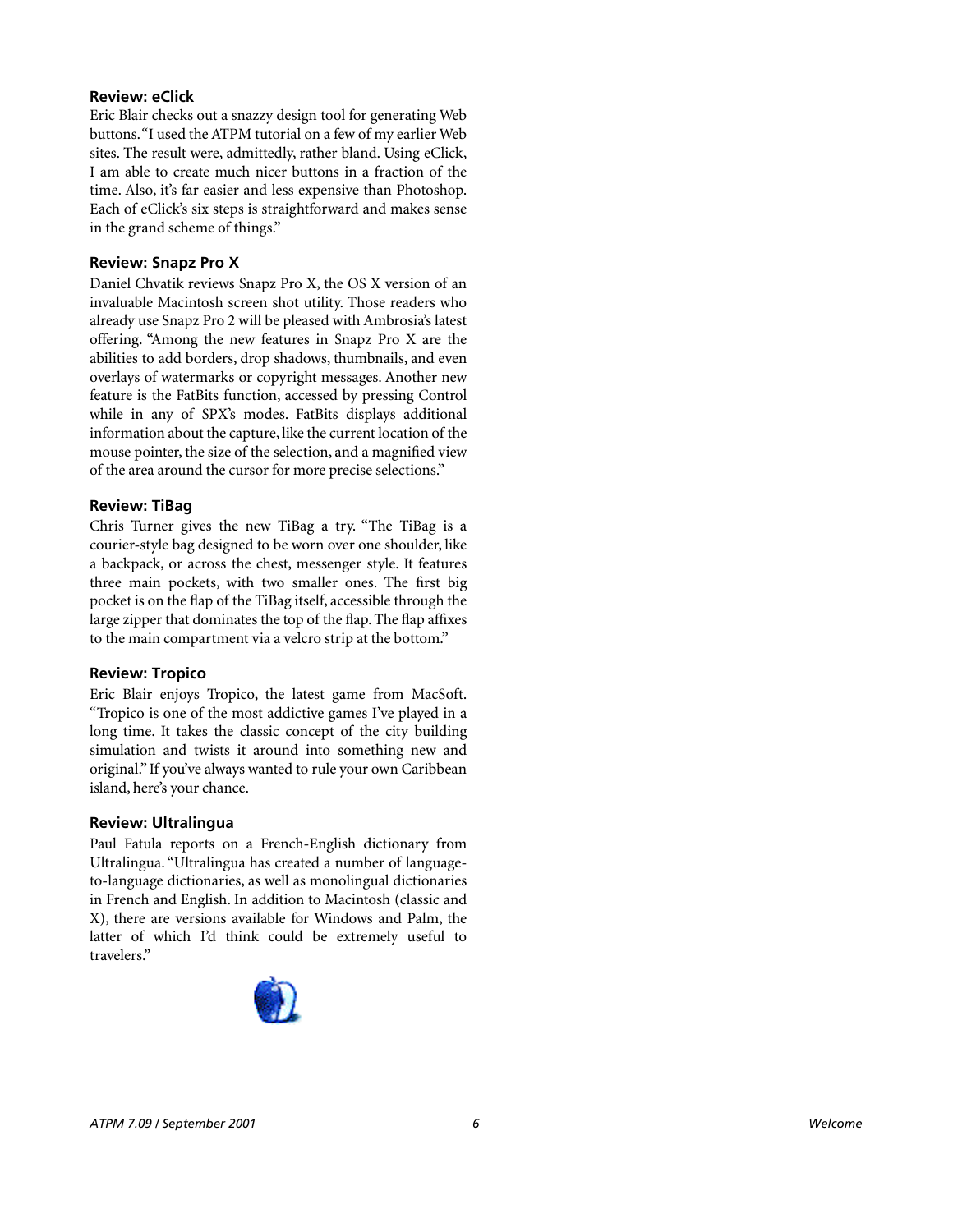### Review: eClick

Eric Blair checks out a snazzy design tool for generating Web buttons. "I used the ATPM tutorial on a few of my earlier Web sites. The result were, admittedly, rather bland. Using eClick, I am able to create much nicer buttons in a fraction of the time. Also, it's far easier and less expensive than Photoshop. Each of eClick's six steps is straightforward and makes sense in the grand scheme of things."

### Review: Snapz Pro X

Daniel Chvatik reviews Snapz Pro X, the OS X version of an invaluable Macintosh screen shot utility. Those readers who already use Snapz Pro 2 will be pleased with Ambrosia's latest offering. "Among the new features in Snapz Pro X are the abilities to add borders, drop shadows, thumbnails, and even overlays of watermarks or copyright messages. Another new feature is the FatBits function, accessed by pressing Control while in any of SPX's modes. FatBits displays additional information about the capture, like the current location of the mouse pointer, the size of the selection, and a magnified view of the area around the cursor for more precise selections."

### Review: TiBag

Chris Turner gives the new TiBag a try. "The TiBag is a courier-style bag designed to be worn over one shoulder, like a backpack, or across the chest, messenger style. It features three main pockets, with two smaller ones. The first big pocket is on the flap of the TiBag itself, accessible through the large zipper that dominates the top of the flap. The flap affixes to the main compartment via a velcro strip at the bottom."

### Review: Tropico

Eric Blair enjoys Tropico, the latest game from MacSoft. "Tropico is one of the most addictive games I've played in a long time. It takes the classic concept of the city building simulation and twists it around into something new and original." If you've always wanted to rule your own Caribbean island, here's your chance.

### Review: Ultralingua

Paul Fatula reports on a French-English dictionary from Ultralingua. "Ultralingua has created a number of language-to-language dictionaries, as well as monolingual dictionaries in French and English. In addition to Macintosh (classic and X), there are versions available for Windows and Palm, the latter of which I'd think could be extremely useful to travelers."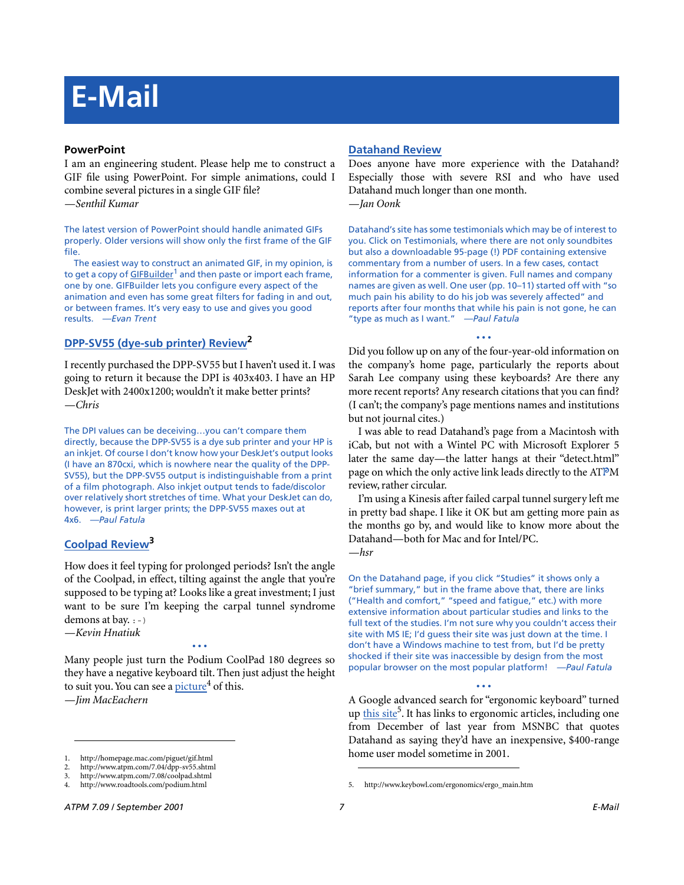# E-Mail

### PowerPoint

I am an engineering student. Please help me to construct a GIF file using PowerPoint. For simple animations, could I combine several pictures in a single GIF file?

*—Senthil Kumar*

The latest version of PowerPoint should handle animated GIFs properly. Older versions will show only the first frame of the GIF file.

The easiest way to construct an animated GIF, in my opinion, is to get a copy of GIFBuilder[1] and then paste or import each frame, one by one. GIFBuilder lets you configure every aspect of the animation and even has some great filters for fading in and out, or between frames. It's very easy to use and gives you good results. *—Evan Trent*

### DPP-SV55 (dye-sub printer) Review[2]

I recently purchased the DPP-SV55 but I haven't used it. I was going to return it because the DPI is 403x403. I have an HP DeskJet with 2400x1200; wouldn't it make better prints?

*—Chris*

The DPI values can be deceiving…you can't compare them directly, because the DPP-SV55 is a dye sub printer and your HP is an inkjet. Of course I don't know how your DeskJet's output looks (I have an 870cxi, which is nowhere near the quality of the DPP-SV55), but the DPP-SV55 output is indistinguishable from a print of a film photograph. Also inkjet output tends to fade/discolor over relatively short stretches of time. What your DeskJet can do, however, is print larger prints; the DPP-SV55 maxes out at 4x6. *—Paul Fatula*

### Coolpad Review[3]

How does it feel typing for prolonged periods? Isn't the angle of the Coolpad, in effect, tilting against the angle that you're supposed to be typing at? Looks like a great investment; I just want to be sure I'm keeping the carpal tunnel syndrome demons at bay. :-)

*—Kevin Hnatiuk*

• • •

Many people just turn the Podium CoolPad 180 degrees so they have a negative keyboard tilt. Then just adjust the height to suit you. You can see a picture[4] of this.

*—Jim MacEachern*

1. http://homepage.mac.com/piguet/gif.html
2. http://www.atpm.com/7.04/dpp-sv55.shtml
3. http://www.atpm.com/7.08/coolpad.shtml
4. http://www.roadtools.com/podium.html

### Datahand Review

Does anyone have more experience with the Datahand? Especially those with severe RSI and who have used Datahand much longer than one month.

*—Jan Oonk*

Datahand's site has some testimonials which may be of interest to you. Click on Testimonials, where there are not only soundbites but also a downloadable 95-page (!) PDF containing extensive commentary from a number of users. In a few cases, contact information for a commenter is given. Full names and company names are given as well. One user (pp. 10–11) started off with "so much pain his ability to do his job was severely affected" and reports after four months that while his pain is not gone, he can "type as much as I want." *—Paul Fatula*

• • •

Did you follow up on any of the four-year-old information on the company's home page, particularly the reports about Sarah Lee company using these keyboards? Are there any more recent reports? Any research citations that you can find? (I can't; the company's page mentions names and institutions but not journal cites.)

I was able to read Datahand's page from a Macintosh with iCab, but not with a Wintel PC with Microsoft Explorer 5 later the same day—the latter hangs at their "detect.html" page on which the only active link leads directly to the ATPM review, rather circular.

I'm using a Kinesis after failed carpal tunnel surgery left me in pretty bad shape. I like it OK but am getting more pain as the months go by, and would like to know more about the Datahand—both for Mac and for Intel/PC.

*—hsr*

On the Datahand page, if you click "Studies" it shows only a "brief summary," but in the frame above that, there are links ("Health and comfort," "speed and fatigue," etc.) with more extensive information about particular studies and links to the full text of the studies. I'm not sure why you couldn't access their site with MS IE; I'd guess their site was just down at the time. I don't have a Windows machine to test from, but I'd be pretty shocked if their site was inaccessible by design from the most popular browser on the most popular platform! *—Paul Fatula*

• • •

A Google advanced search for "ergonomic keyboard" turned up this site[5]. It has links to ergonomic articles, including one from December of last year from MSNBC that quotes Datahand as saying they'd have an inexpensive, $400-range home user model sometime in 2001.

5. http://www.keybowl.com/ergonomics/ergo_main.htm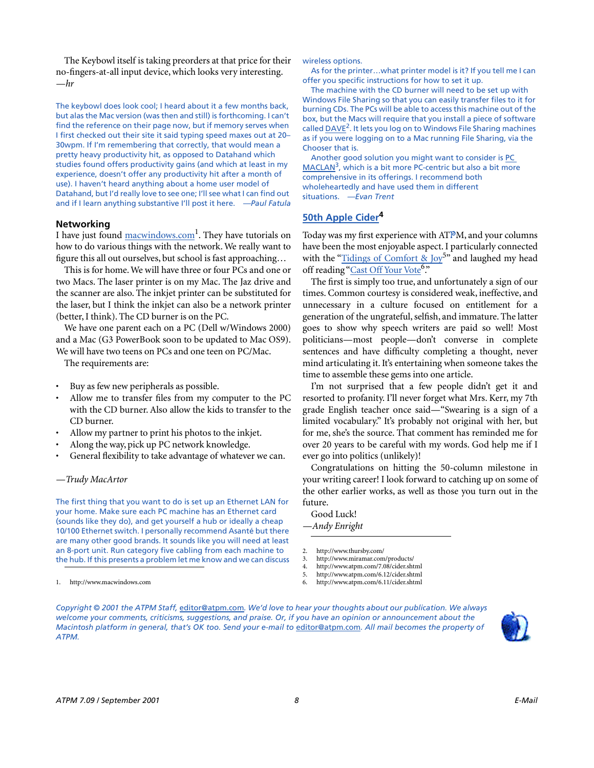The Keybowl itself is taking preorders at that price for their no-fingers-at-all input device, which looks very interesting. *—hr*

The keybowl does look cool; I heard about it a few months back, but alas the Mac version (was then and still) is forthcoming. I can't find the reference on their page now, but if memory serves when I first checked out their site it said typing speed maxes out at 20–30wpm. If I'm remembering that correctly, that would mean a pretty heavy productivity hit, as opposed to Datahand which studies found offers productivity gains (and which at least in my experience, doesn't offer any productivity hit after a month of use). I haven't heard anything about a home user model of Datahand, but I'd really love to see one; I'll see what I can find out and if I learn anything substantive I'll post it here. *—Paul Fatula*

### Networking

I have just found macwindows.com[1]. They have tutorials on how to do various things with the network. We really want to figure this all out ourselves, but school is fast approaching…

This is for home. We will have three or four PCs and one or two Macs. The laser printer is on my Mac. The Jaz drive and the scanner are also. The inkjet printer can be substituted for the laser, but I think the inkjet can also be a network printer (better, I think). The CD burner is on the PC.

We have one parent each on a PC (Dell w/Windows 2000) and a Mac (G3 PowerBook soon to be updated to Mac OS9). We will have two teens on PCs and one teen on PC/Mac.

The requirements are:

- Buy as few new peripherals as possible.
- Allow me to transfer files from my computer to the PC with the CD burner. Also allow the kids to transfer to the CD burner.
- Allow my partner to print his photos to the inkjet.
- Along the way, pick up PC network knowledge.
- General flexibility to take advantage of whatever we can.

*—Trudy MacArtor*

The first thing that you want to do is set up an Ethernet LAN for your home. Make sure each PC machine has an Ethernet card (sounds like they do), and get yourself a hub or ideally a cheap 10/100 Ethernet switch. I personally recommend Asanté but there are many other good brands. It sounds like you will need at least an 8-port unit. Run category five cabling from each machine to the hub. If this presents a problem let me know and we can discuss wireless options.

As for the printer…what printer model is it? If you tell me I can offer you specific instructions for how to set it up.

The machine with the CD burner will need to be set up with Windows File Sharing so that you can easily transfer files to it for burning CDs. The PCs will be able to access this machine out of the box, but the Macs will require that you install a piece of software called DAVE[2]. It lets you log on to Windows File Sharing machines as if you were logging on to a Mac running File Sharing, via the Chooser that is.

Another good solution you might want to consider is PC MACLAN[3], which is a bit more PC-centric but also a bit more comprehensive in its offerings. I recommend both wholeheartedly and have used them in different situations. *—Evan Trent*

1. http://www.macwindows.com

### 50th Apple Cider[4]

Today was my first experience with ATPM, and your columns have been the most enjoyable aspect. I particularly connected with the "Tidings of Comfort & Joy[5]" and laughed my head off reading "Cast Off Your Vote[6]."

The first is simply too true, and unfortunately a sign of our times. Common courtesy is considered weak, ineffective, and unnecessary in a culture focused on entitlement for a generation of the ungrateful, selfish, and immature. The latter goes to show why speech writers are paid so well! Most politicians—most people—don't converse in complete sentences and have difficulty completing a thought, never mind articulating it. It's entertaining when someone takes the time to assemble these gems into one article.

I'm not surprised that a few people didn't get it and resorted to profanity. I'll never forget what Mrs. Kerr, my 7th grade English teacher once said—"Swearing is a sign of a limited vocabulary." It's probably not original with her, but for me, she's the source. That comment has reminded me for over 20 years to be careful with my words. God help me if I ever go into politics (unlikely)!

Congratulations on hitting the 50-column milestone in your writing career! I look forward to catching up on some of the other earlier works, as well as those you turn out in the future.

Good Luck!

*—Andy Enright*

2. http://www.thursby.com/
3. http://www.miramar.com/products/
4. http://www.atpm.com/7.08/cider.shtml
5. http://www.atpm.com/6.12/cider.shtml
6. http://www.atpm.com/6.11/cider.shtml

*Copyright © 2001 the ATPM Staff, editor@atpm.com. We'd love to hear your thoughts about our publication. We always welcome your comments, criticisms, suggestions, and praise. Or, if you have an opinion or announcement about the Macintosh platform in general, that's OK too. Send your e-mail to editor@atpm.com. All mail becomes the property of ATPM.*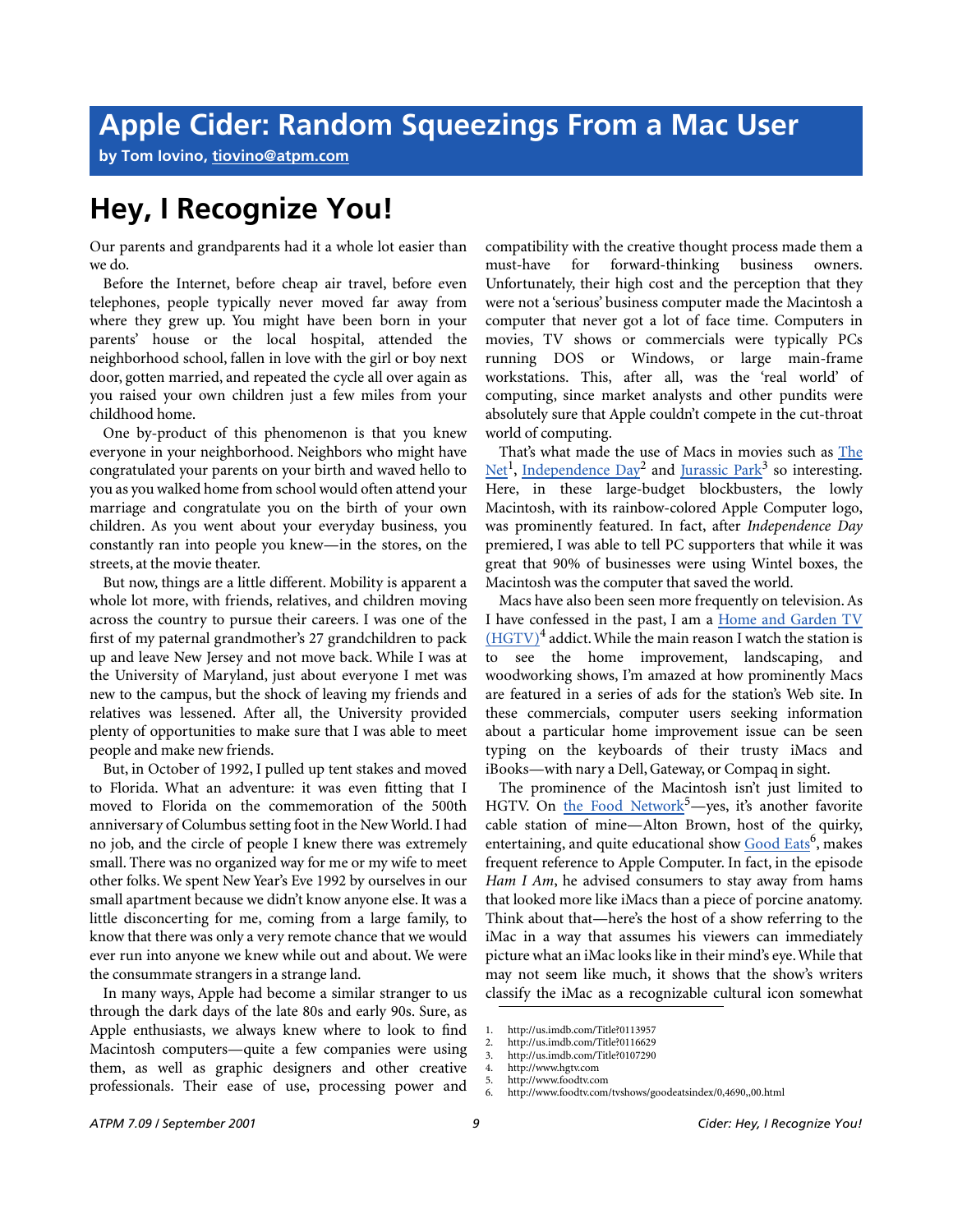# Apple Cider: Random Squeezings From a Mac User

**by Tom Iovino, tiovino@atpm.com**

## Hey, I Recognize You!

Our parents and grandparents had it a whole lot easier than we do.

Before the Internet, before cheap air travel, before even telephones, people typically never moved far away from where they grew up. You might have been born in your parents' house or the local hospital, attended the neighborhood school, fallen in love with the girl or boy next door, gotten married, and repeated the cycle all over again as you raised your own children just a few miles from your childhood home.

One by-product of this phenomenon is that you knew everyone in your neighborhood. Neighbors who might have congratulated your parents on your birth and waved hello to you as you walked home from school would often attend your marriage and congratulate you on the birth of your own children. As you went about your everyday business, you constantly ran into people you knew—in the stores, on the streets, at the movie theater.

But now, things are a little different. Mobility is apparent a whole lot more, with friends, relatives, and children moving across the country to pursue their careers. I was one of the first of my paternal grandmother's 27 grandchildren to pack up and leave New Jersey and not move back. While I was at the University of Maryland, just about everyone I met was new to the campus, but the shock of leaving my friends and relatives was lessened. After all, the University provided plenty of opportunities to make sure that I was able to meet people and make new friends.

But, in October of 1992, I pulled up tent stakes and moved to Florida. What an adventure: it was even fitting that I moved to Florida on the commemoration of the 500th anniversary of Columbus setting foot in the New World. I had no job, and the circle of people I knew there was extremely small. There was no organized way for me or my wife to meet other folks. We spent New Year's Eve 1992 by ourselves in our small apartment because we didn't know anyone else. It was a little disconcerting for me, coming from a large family, to know that there was only a very remote chance that we would ever run into anyone we knew while out and about. We were the consummate strangers in a strange land.

In many ways, Apple had become a similar stranger to us through the dark days of the late 80s and early 90s. Sure, as Apple enthusiasts, we always knew where to look to find Macintosh computers—quite a few companies were using them, as well as graphic designers and other creative professionals. Their ease of use, processing power and compatibility with the creative thought process made them a must-have for forward-thinking business owners. Unfortunately, their high cost and the perception that they were not a 'serious' business computer made the Macintosh a computer that never got a lot of face time. Computers in movies, TV shows or commercials were typically PCs running DOS or Windows, or large main-frame workstations. This, after all, was the 'real world' of computing, since market analysts and other pundits were absolutely sure that Apple couldn't compete in the cut-throat world of computing.

That's what made the use of Macs in movies such as The Net[1], Independence Day[2] and Jurassic Park[3] so interesting. Here, in these large-budget blockbusters, the lowly Macintosh, with its rainbow-colored Apple Computer logo, was prominently featured. In fact, after *Independence Day* premiered, I was able to tell PC supporters that while it was great that 90% of businesses were using Wintel boxes, the Macintosh was the computer that saved the world.

Macs have also been seen more frequently on television. As I have confessed in the past, I am a Home and Garden TV (HGTV)[4] addict. While the main reason I watch the station is to see the home improvement, landscaping, and woodworking shows, I'm amazed at how prominently Macs are featured in a series of ads for the station's Web site. In these commercials, computer users seeking information about a particular home improvement issue can be seen typing on the keyboards of their trusty iMacs and iBooks—with nary a Dell, Gateway, or Compaq in sight.

The prominence of the Macintosh isn't just limited to HGTV. On the Food Network[5]—yes, it's another favorite cable station of mine—Alton Brown, host of the quirky, entertaining, and quite educational show Good Eats[6], makes frequent reference to Apple Computer. In fact, in the episode *Ham I Am*, he advised consumers to stay away from hams that looked more like iMacs than a piece of porcine anatomy. Think about that—here's the host of a show referring to the iMac in a way that assumes his viewers can immediately picture what an iMac looks like in their mind's eye. While that may not seem like much, it shows that the show's writers classify the iMac as a recognizable cultural icon somewhat

1. http://us.imdb.com/Title?0113957
2. http://us.imdb.com/Title?0116629
3. http://us.imdb.com/Title?0107290
4. http://www.hgtv.com
5. http://www.foodtv.com
6. http://www.foodtv.com/tvshows/goodeatsindex/0,4690,,00.html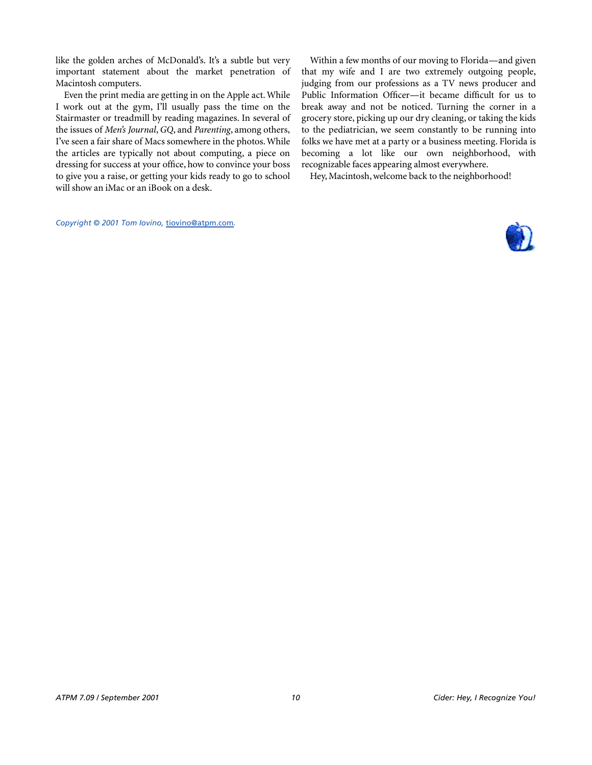like the golden arches of McDonald's. It's a subtle but very important statement about the market penetration of Macintosh computers.

Even the print media are getting in on the Apple act. While I work out at the gym, I'll usually pass the time on the Stairmaster or treadmill by reading magazines. In several of the issues of *Men's Journal*, *GQ*, and *Parenting*, among others, I've seen a fair share of Macs somewhere in the photos. While the articles are typically not about computing, a piece on dressing for success at your office, how to convince your boss to give you a raise, or getting your kids ready to go to school will show an iMac or an iBook on a desk.

Within a few months of our moving to Florida—and given that my wife and I are two extremely outgoing people, judging from our professions as a TV news producer and Public Information Officer—it became difficult for us to break away and not be noticed. Turning the corner in a grocery store, picking up our dry cleaning, or taking the kids to the pediatrician, we seem constantly to be running into folks we have met at a party or a business meeting. Florida is becoming a lot like our own neighborhood, with recognizable faces appearing almost everywhere.

Hey, Macintosh, welcome back to the neighborhood!

*Copyright © 2001 Tom Iovino,* tiovino@atpm.com*.*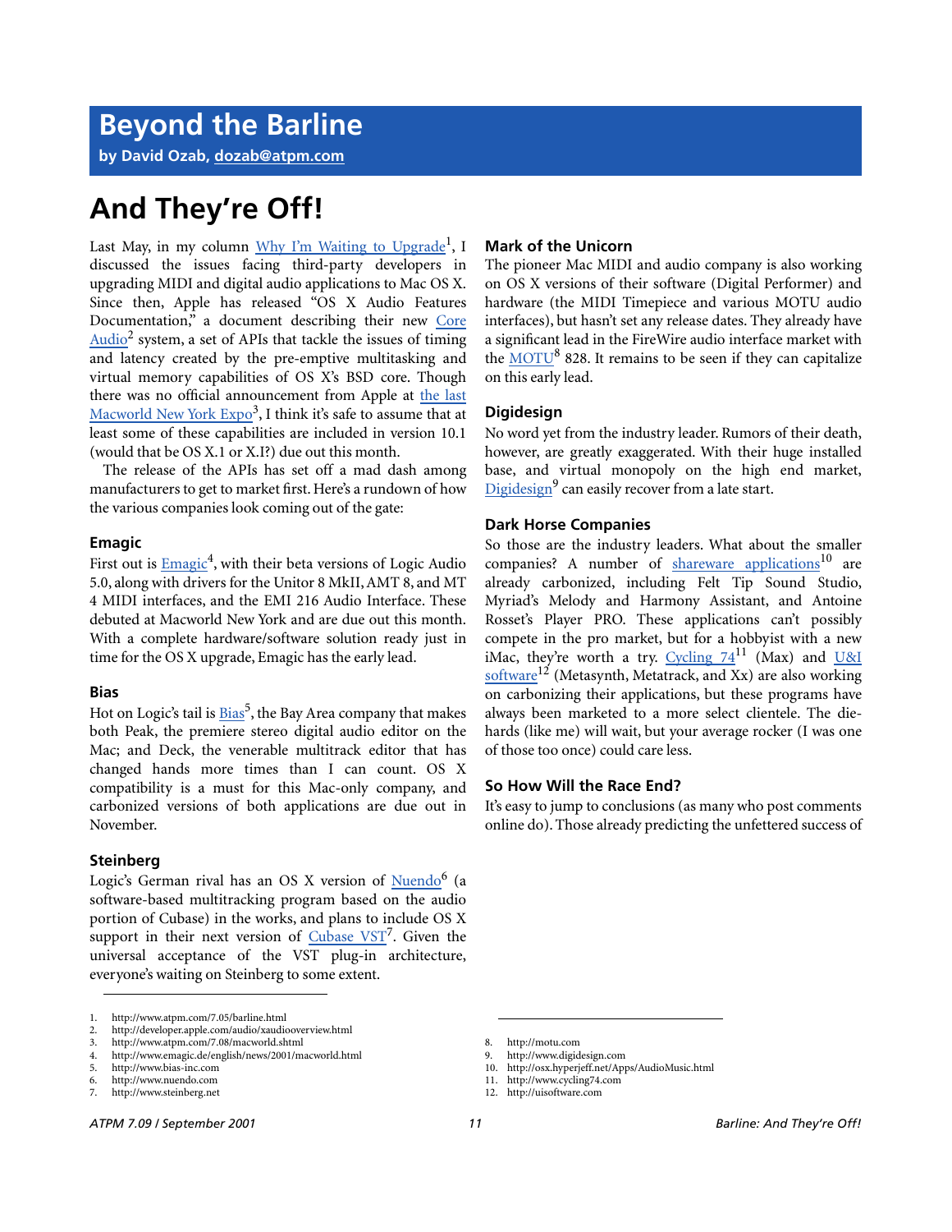# Beyond the Barline

**by David Ozab, dozab@atpm.com**

## And They're Off!

Last May, in my column Why I'm Waiting to Upgrade[1], I discussed the issues facing third-party developers in upgrading MIDI and digital audio applications to Mac OS X. Since then, Apple has released "OS X Audio Features Documentation," a document describing their new Core Audio[2] system, a set of APIs that tackle the issues of timing and latency created by the pre-emptive multitasking and virtual memory capabilities of OS X's BSD core. Though there was no official announcement from Apple at the last Macworld New York Expo[3], I think it's safe to assume that at least some of these capabilities are included in version 10.1 (would that be OS X.1 or X.I?) due out this month.

The release of the APIs has set off a mad dash among manufacturers to get to market first. Here's a rundown of how the various companies look coming out of the gate:

### Emagic

First out is Emagic[4], with their beta versions of Logic Audio 5.0, along with drivers for the Unitor 8 MkII, AMT 8, and MT 4 MIDI interfaces, and the EMI 216 Audio Interface. These debuted at Macworld New York and are due out this month. With a complete hardware/software solution ready just in time for the OS X upgrade, Emagic has the early lead.

### Bias

Hot on Logic's tail is Bias[5], the Bay Area company that makes both Peak, the premiere stereo digital audio editor on the Mac; and Deck, the venerable multitrack editor that has changed hands more times than I can count. OS X compatibility is a must for this Mac-only company, and carbonized versions of both applications are due out in November.

### Steinberg

Logic's German rival has an OS X version of Nuendo[6] (a software-based multitracking program based on the audio portion of Cubase) in the works, and plans to include OS X support in their next version of Cubase VST[7]. Given the universal acceptance of the VST plug-in architecture, everyone's waiting on Steinberg to some extent.

### Mark of the Unicorn

The pioneer Mac MIDI and audio company is also working on OS X versions of their software (Digital Performer) and hardware (the MIDI Timepiece and various MOTU audio interfaces), but hasn't set any release dates. They already have a significant lead in the FireWire audio interface market with the MOTU[8] 828. It remains to be seen if they can capitalize on this early lead.

### Digidesign

No word yet from the industry leader. Rumors of their death, however, are greatly exaggerated. With their huge installed base, and virtual monopoly on the high end market, Digidesign[9] can easily recover from a late start.

### Dark Horse Companies

So those are the industry leaders. What about the smaller companies? A number of shareware applications[10] are already carbonized, including Felt Tip Sound Studio, Myriad's Melody and Harmony Assistant, and Antoine Rosset's Player PRO. These applications can't possibly compete in the pro market, but for a hobbyist with a new iMac, they're worth a try. Cycling 74[11] (Max) and U&I software[12] (Metasynth, Metatrack, and Xx) are also working on carbonizing their applications, but these programs have always been marketed to a more select clientele. The die-hards (like me) will wait, but your average rocker (I was one of those too once) could care less.

### So How Will the Race End?

It's easy to jump to conclusions (as many who post comments online do). Those already predicting the unfettered success of

1. http://www.atpm.com/7.05/barline.html
2. http://developer.apple.com/audio/xaudiooverview.html
3. http://www.atpm.com/7.08/macworld.shtml
4. http://www.emagic.de/english/news/2001/macworld.html
5. http://www.bias-inc.com
6. http://www.nuendo.com
7. http://www.steinberg.net
8. http://motu.com
9. http://www.digidesign.com
10. http://osx.hyperjeff.net/Apps/AudioMusic.html
11. http://www.cycling74.com
12. http://uisoftware.com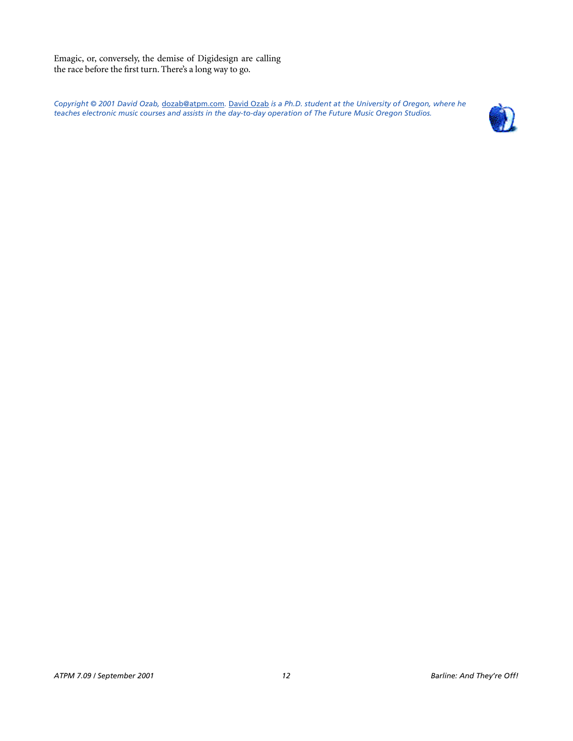Emagic, or, conversely, the demise of Digidesign are calling the race before the first turn. There's a long way to go.

*Copyright © 2001 David Ozab,* dozab@atpm.com*.* David Ozab *is a Ph.D. student at the University of Oregon, where he teaches electronic music courses and assists in the day-to-day operation of The Future Music Oregon Studios.*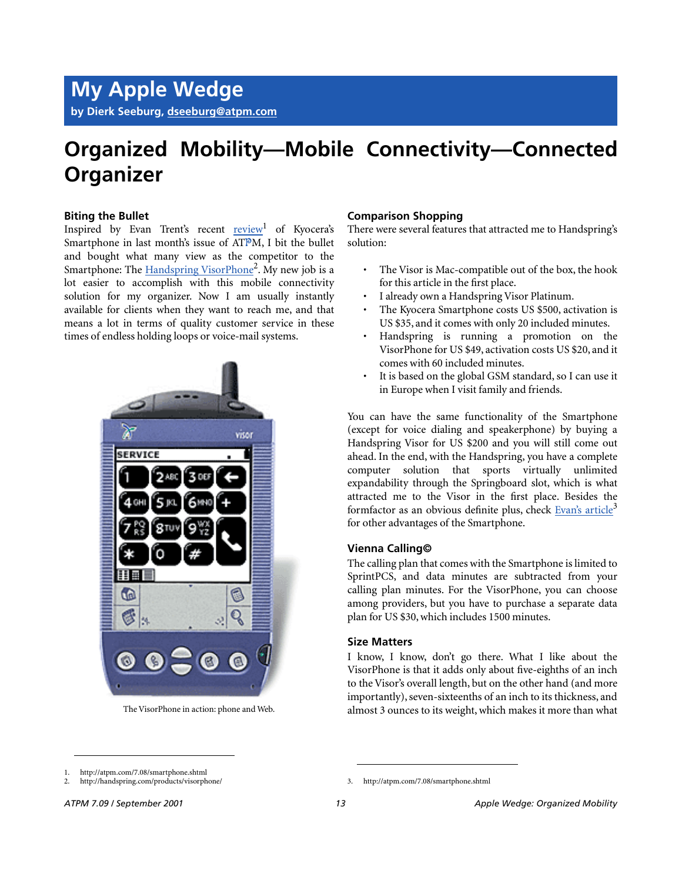# My Apple Wedge

**by Dierk Seeburg, dseeburg@atpm.com**

## Organized Mobility—Mobile Connectivity—Connected Organizer

### Biting the Bullet

Inspired by Evan Trent's recent review[1] of Kyocera's Smartphone in last month's issue of ATPM, I bit the bullet and bought what many view as the competitor to the Smartphone: The Handspring VisorPhone[2]. My new job is a lot easier to accomplish with this mobile connectivity solution for my organizer. Now I am usually instantly available for clients when they want to reach me, and that means a lot in terms of quality customer service in these times of endless holding loops or voice-mail systems.

The VisorPhone in action: phone and Web.

### Comparison Shopping

There were several features that attracted me to Handspring's solution:

- The Visor is Mac-compatible out of the box, the hook for this article in the first place.
- I already own a Handspring Visor Platinum.
- The Kyocera Smartphone costs US $500, activation is US $35, and it comes with only 20 included minutes.
- Handspring is running a promotion on the VisorPhone for US $49, activation costs US $20, and it comes with 60 included minutes.
- It is based on the global GSM standard, so I can use it in Europe when I visit family and friends.

You can have the same functionality of the Smartphone (except for voice dialing and speakerphone) by buying a Handspring Visor for US $200 and you will still come out ahead. In the end, with the Handspring, you have a complete computer solution that sports virtually unlimited expandability through the Springboard slot, which is what attracted me to the Visor in the first place. Besides the formfactor as an obvious definite plus, check Evan's article[3] for other advantages of the Smartphone.

### Vienna Calling©

The calling plan that comes with the Smartphone is limited to SprintPCS, and data minutes are subtracted from your calling plan minutes. For the VisorPhone, you can choose among providers, but you have to purchase a separate data plan for US $30, which includes 1500 minutes.

### Size Matters

I know, I know, don't go there. What I like about the VisorPhone is that it adds only about five-eighths of an inch to the Visor's overall length, but on the other hand (and more importantly), seven-sixteenths of an inch to its thickness, and almost 3 ounces to its weight, which makes it more than what

1. http://atpm.com/7.08/smartphone.shtml
2. http://handspring.com/products/visorphone/
3. http://atpm.com/7.08/smartphone.shtml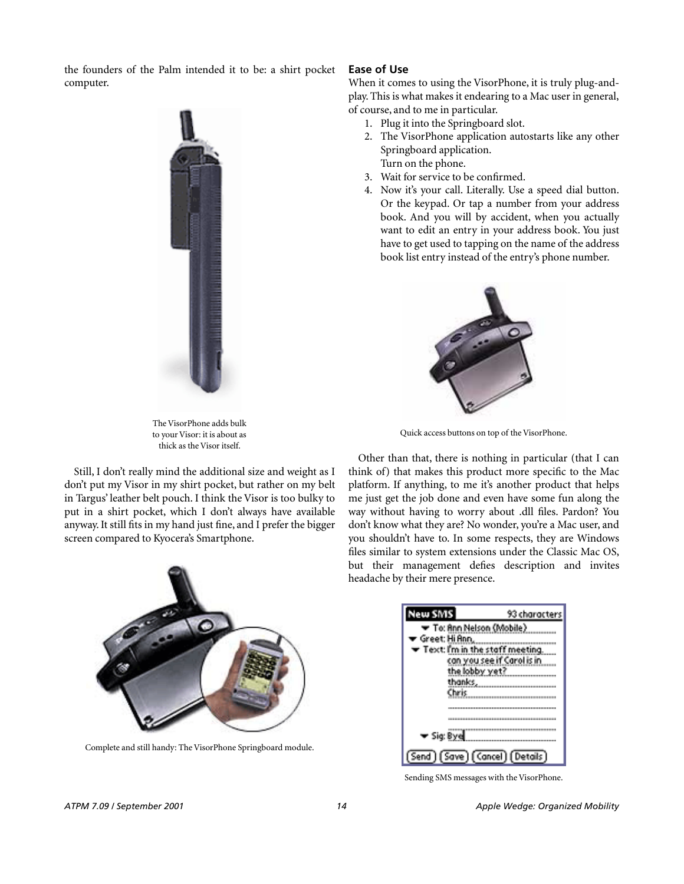the founders of the Palm intended it to be: a shirt pocket computer.

The VisorPhone adds bulk to your Visor: it is about as thick as the Visor itself.

Still, I don't really mind the additional size and weight as I don't put my Visor in my shirt pocket, but rather on my belt in Targus' leather belt pouch. I think the Visor is too bulky to put in a shirt pocket, which I don't always have available anyway. It still fits in my hand just fine, and I prefer the bigger screen compared to Kyocera's Smartphone.

Complete and still handy: The VisorPhone Springboard module.

### Ease of Use

When it comes to using the VisorPhone, it is truly plug-and-play. This is what makes it endearing to a Mac user in general, of course, and to me in particular.

1. Plug it into the Springboard slot.
2. The VisorPhone application autostarts like any other Springboard application.
   Turn on the phone.
3. Wait for service to be confirmed.
4. Now it's your call. Literally. Use a speed dial button. Or the keypad. Or tap a number from your address book. And you will by accident, when you actually want to edit an entry in your address book. You just have to get used to tapping on the name of the address book list entry instead of the entry's phone number.

Quick access buttons on top of the VisorPhone.

Other than that, there is nothing in particular (that I can think of) that makes this product more specific to the Mac platform. If anything, to me it's another product that helps me just get the job done and even have some fun along the way without having to worry about .dll files. Pardon? You don't know what they are? No wonder, you're a Mac user, and you shouldn't have to. In some respects, they are Windows files similar to system extensions under the Classic Mac OS, but their management defies description and invites headache by their mere presence.

Sending SMS messages with the VisorPhone.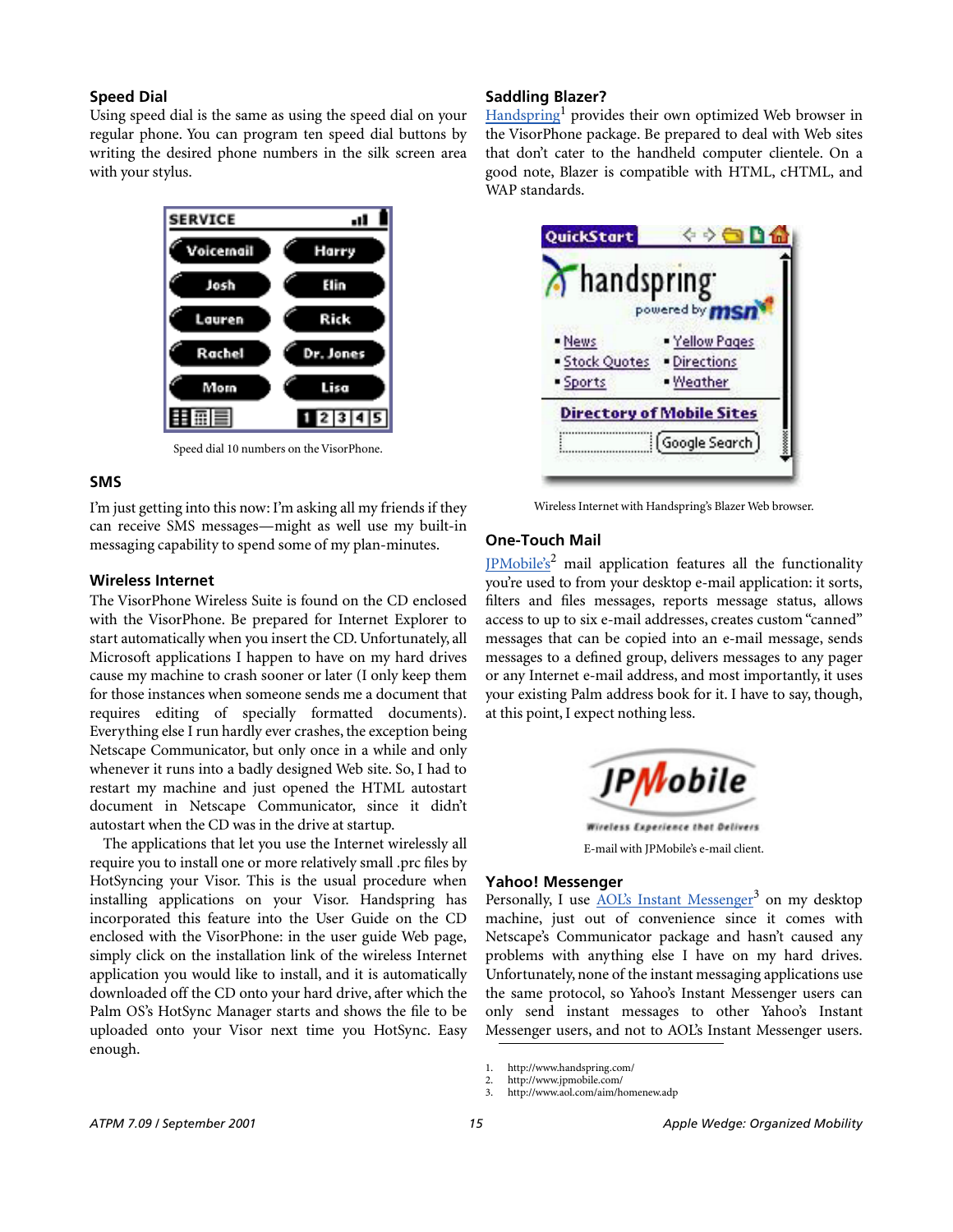### Speed Dial

Using speed dial is the same as using the speed dial on your regular phone. You can program ten speed dial buttons by writing the desired phone numbers in the silk screen area with your stylus.

Speed dial 10 numbers on the VisorPhone.

### SMS

I'm just getting into this now: I'm asking all my friends if they can receive SMS messages—might as well use my built-in messaging capability to spend some of my plan-minutes.

### Wireless Internet

The VisorPhone Wireless Suite is found on the CD enclosed with the VisorPhone. Be prepared for Internet Explorer to start automatically when you insert the CD. Unfortunately, all Microsoft applications I happen to have on my hard drives cause my machine to crash sooner or later (I only keep them for those instances when someone sends me a document that requires editing of specially formatted documents). Everything else I run hardly ever crashes, the exception being Netscape Communicator, but only once in a while and only whenever it runs into a badly designed Web site. So, I had to restart my machine and just opened the HTML autostart document in Netscape Communicator, since it didn't autostart when the CD was in the drive at startup.

The applications that let you use the Internet wirelessly all require you to install one or more relatively small .prc files by HotSyncing your Visor. This is the usual procedure when installing applications on your Visor. Handspring has incorporated this feature into the User Guide on the CD enclosed with the VisorPhone: in the user guide Web page, simply click on the installation link of the wireless Internet application you would like to install, and it is automatically downloaded off the CD onto your hard drive, after which the Palm OS's HotSync Manager starts and shows the file to be uploaded onto your Visor next time you HotSync. Easy enough.

### Saddling Blazer?

Handspring[1] provides their own optimized Web browser in the VisorPhone package. Be prepared to deal with Web sites that don't cater to the handheld computer clientele. On a good note, Blazer is compatible with HTML, cHTML, and WAP standards.

Wireless Internet with Handspring's Blazer Web browser.

### One-Touch Mail

JPMobile's[2] mail application features all the functionality you're used to from your desktop e-mail application: it sorts, filters and files messages, reports message status, allows access to up to six e-mail addresses, creates custom "canned" messages that can be copied into an e-mail message, sends messages to a defined group, delivers messages to any pager or any Internet e-mail address, and most importantly, it uses your existing Palm address book for it. I have to say, though, at this point, I expect nothing less.

E-mail with JPMobile's e-mail client.

### Yahoo! Messenger

Personally, I use AOL's Instant Messenger[3] on my desktop machine, just out of convenience since it comes with Netscape's Communicator package and hasn't caused any problems with anything else I have on my hard drives. Unfortunately, none of the instant messaging applications use the same protocol, so Yahoo's Instant Messenger users can only send instant messages to other Yahoo's Instant Messenger users, and not to AOL's Instant Messenger users.

1. http://www.handspring.com/
2. http://www.jpmobile.com/
3. http://www.aol.com/aim/homenew.adp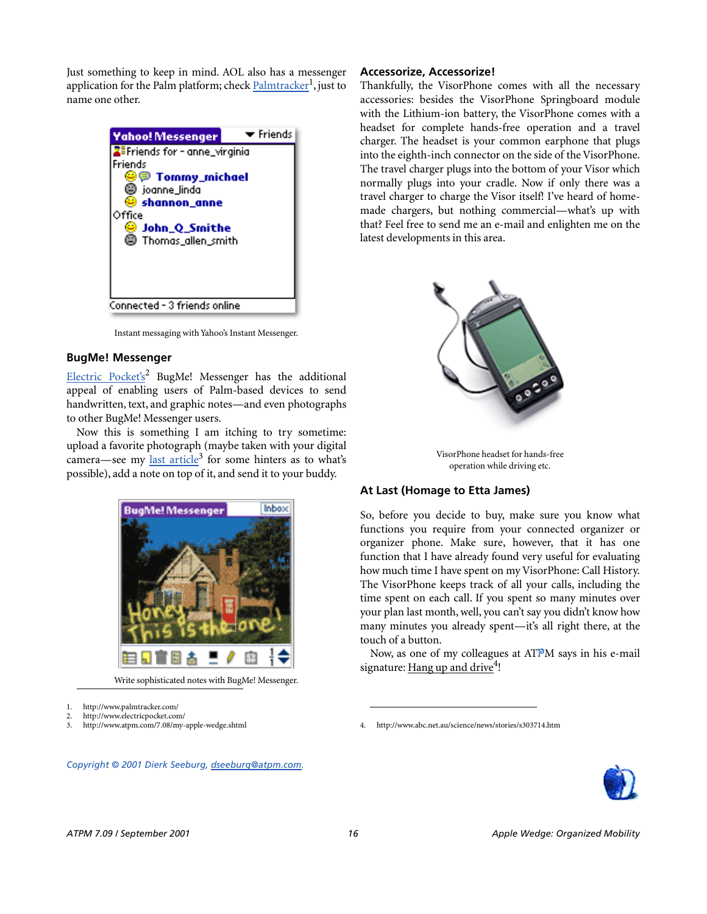Just something to keep in mind. AOL also has a messenger application for the Palm platform; check Palmtracker[1], just to name one other.

Instant messaging with Yahoo's Instant Messenger.

### BugMe! Messenger

Electric Pocket's[2] BugMe! Messenger has the additional appeal of enabling users of Palm-based devices to send handwritten, text, and graphic notes—and even photographs to other BugMe! Messenger users.

Now this is something I am itching to try sometime: upload a favorite photograph (maybe taken with your digital camera—see my last article[3] for some hinters as to what's possible), add a note on top of it, and send it to your buddy.

Write sophisticated notes with BugMe! Messenger.

1. http://www.palmtracker.com/
2. http://www.electricpocket.com/
3. http://www.atpm.com/7.08/my-apple-wedge.shtml

### Accessorize, Accessorize!

Thankfully, the VisorPhone comes with all the necessary accessories: besides the VisorPhone Springboard module with the Lithium-ion battery, the VisorPhone comes with a headset for complete hands-free operation and a travel charger. The headset is your common earphone that plugs into the eighth-inch connector on the side of the VisorPhone. The travel charger plugs into the bottom of your Visor which normally plugs into your cradle. Now if only there was a travel charger to charge the Visor itself! I've heard of home-made chargers, but nothing commercial—what's up with that? Feel free to send me an e-mail and enlighten me on the latest developments in this area.

VisorPhone headset for hands-free operation while driving etc.

### At Last (Homage to Etta James)

So, before you decide to buy, make sure you know what functions you require from your connected organizer or organizer phone. Make sure, however, that it has one function that I have already found very useful for evaluating how much time I have spent on my VisorPhone: Call History. The VisorPhone keeps track of all your calls, including the time spent on each call. If you spent so many minutes over your plan last month, well, you can't say you didn't know how many minutes you already spent—it's all right there, at the touch of a button.

Now, as one of my colleagues at ATPM says in his e-mail signature: Hang up and drive[4]!

4. http://www.abc.net.au/science/news/stories/s303714.htm

*Copyright © 2001 Dierk Seeburg, dseeburg@atpm.com.*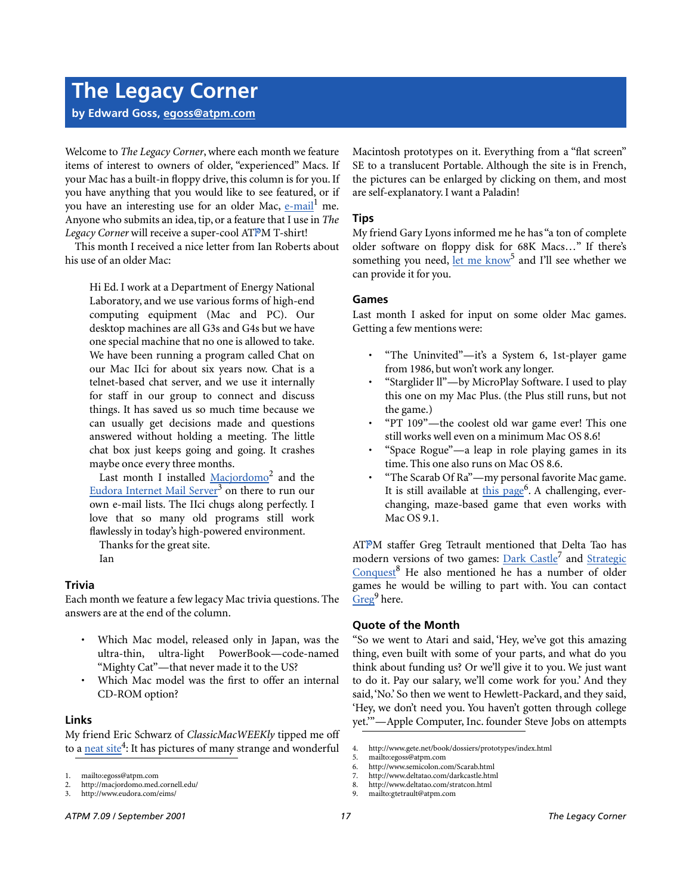# The Legacy Corner

**by Edward Goss, egoss@atpm.com**

Welcome to *The Legacy Corner*, where each month we feature items of interest to owners of older, "experienced" Macs. If your Mac has a built-in floppy drive, this column is for you. If you have anything that you would like to see featured, or if you have an interesting use for an older Mac, e-mail[1] me. Anyone who submits an idea, tip, or a feature that I use in *The Legacy Corner* will receive a super-cool ATPM T-shirt!

This month I received a nice letter from Ian Roberts about his use of an older Mac:

> Hi Ed. I work at a Department of Energy National Laboratory, and we use various forms of high-end computing equipment (Mac and PC). Our desktop machines are all G3s and G4s but we have one special machine that no one is allowed to take. We have been running a program called Chat on our Mac IIci for about six years now. Chat is a telnet-based chat server, and we use it internally for staff in our group to connect and discuss things. It has saved us so much time because we can usually get decisions made and questions answered without holding a meeting. The little chat box just keeps going and going. It crashes maybe once every three months.
>
> Last month I installed Macjordomo[2] and the Eudora Internet Mail Server[3] on there to run our own e-mail lists. The IIci chugs along perfectly. I love that so many old programs still work flawlessly in today's high-powered environment.
>
> Thanks for the great site.
>
> Ian

### Trivia

Each month we feature a few legacy Mac trivia questions. The answers are at the end of the column.

- Which Mac model, released only in Japan, was the ultra-thin, ultra-light PowerBook—code-named "Mighty Cat"—that never made it to the US?
- Which Mac model was the first to offer an internal CD-ROM option?

### Links

My friend Eric Schwarz of *ClassicMacWEEKly* tipped me off to a neat site[4]: It has pictures of many strange and wonderful Macintosh prototypes on it. Everything from a "flat screen" SE to a translucent Portable. Although the site is in French, the pictures can be enlarged by clicking on them, and most are self-explanatory. I want a Paladin!

### Tips

My friend Gary Lyons informed me he has "a ton of complete older software on floppy disk for 68K Macs…" If there's something you need, let me know[5] and I'll see whether we can provide it for you.

### Games

Last month I asked for input on some older Mac games. Getting a few mentions were:

- "The Uninvited"—it's a System 6, 1st-player game from 1986, but won't work any longer.
- "Starglider ll"—by MicroPlay Software. I used to play this one on my Mac Plus. (the Plus still runs, but not the game.)
- "PT 109"—the coolest old war game ever! This one still works well even on a minimum Mac OS 8.6!
- "Space Rogue"—a leap in role playing games in its time. This one also runs on Mac OS 8.6.
- "The Scarab Of Ra"—my personal favorite Mac game. It is still available at this page[6]. A challenging, ever-changing, maze-based game that even works with Mac OS 9.1.

ATPM staffer Greg Tetrault mentioned that Delta Tao has modern versions of two games: Dark Castle[7] and Strategic Conquest[8] He also mentioned he has a number of older games he would be willing to part with. You can contact Greg[9] here.

### Quote of the Month

"So we went to Atari and said, 'Hey, we've got this amazing thing, even built with some of your parts, and what do you think about funding us? Or we'll give it to you. We just want to do it. Pay our salary, we'll come work for you.' And they said, 'No.' So then we went to Hewlett-Packard, and they said, 'Hey, we don't need you. You haven't gotten through college yet.'"—Apple Computer, Inc. founder Steve Jobs on attempts

1. mailto:egoss@atpm.com
2. http://macjordomo.med.cornell.edu/
3. http://www.eudora.com/eims/
4. http://www.gete.net/book/dossiers/prototypes/index.html
5. mailto:egoss@atpm.com
6. http://www.semicolon.com/Scarab.html
7. http://www.deltatao.com/darkcastle.html
8. http://www.deltatao.com/stratcon.html
9. mailto:gtetrault@atpm.com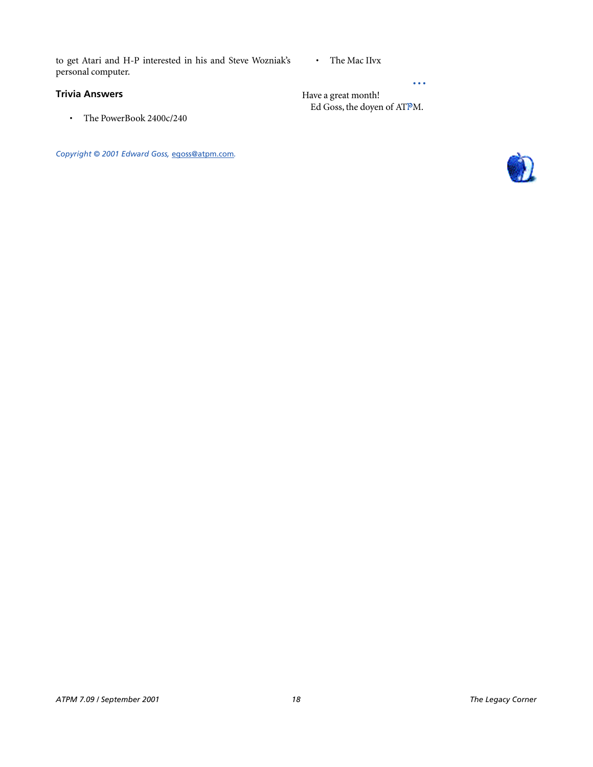to get Atari and H-P interested in his and Steve Wozniak's personal computer.

### Trivia Answers

- The PowerBook 2400c/240
- The Mac IIvx

• • •

Have a great month!
Ed Goss, the doyen of ATPM.

*Copyright © 2001 Edward Goss, egoss@atpm.com.*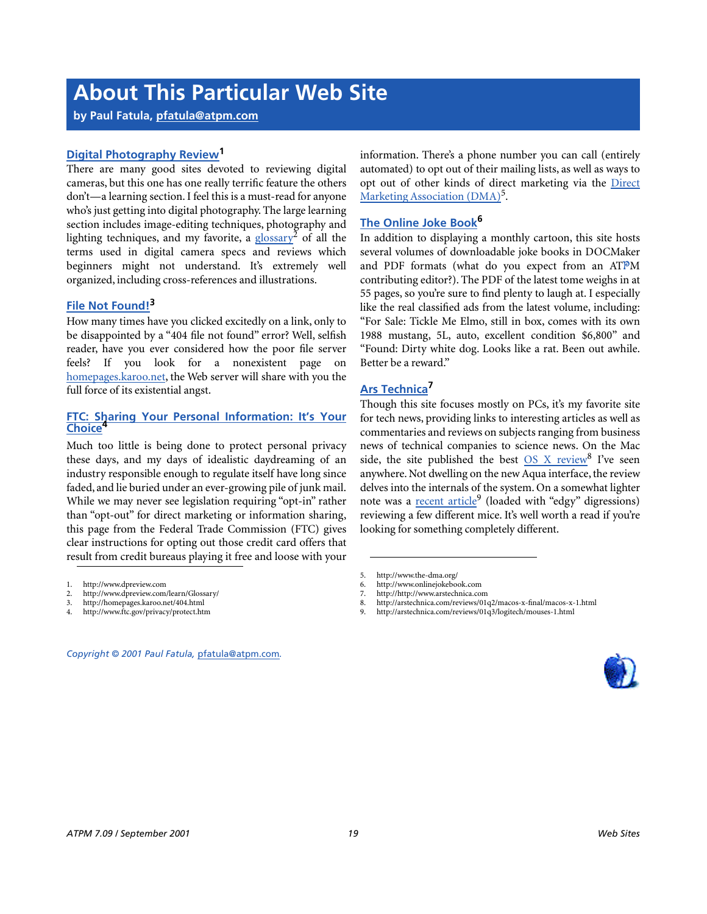# About This Particular Web Site

**by Paul Fatula, pfatula@atpm.com**

## Digital Photography Review[1]

There are many good sites devoted to reviewing digital cameras, but this one has one really terrific feature the others don't—a learning section. I feel this is a must-read for anyone who's just getting into digital photography. The large learning section includes image-editing techniques, photography and lighting techniques, and my favorite, a glossary[2] of all the terms used in digital camera specs and reviews which beginners might not understand. It's extremely well organized, including cross-references and illustrations.

## File Not Found![3]

How many times have you clicked excitedly on a link, only to be disappointed by a "404 file not found" error? Well, selfish reader, have you ever considered how the poor file server feels? If you look for a nonexistent page on homepages.karoo.net, the Web server will share with you the full force of its existential angst.

## FTC: Sharing Your Personal Information: It's Your Choice[4]

Much too little is being done to protect personal privacy these days, and my days of idealistic daydreaming of an industry responsible enough to regulate itself have long since faded, and lie buried under an ever-growing pile of junk mail. While we may never see legislation requiring "opt-in" rather than "opt-out" for direct marketing or information sharing, this page from the Federal Trade Commission (FTC) gives clear instructions for opting out those credit card offers that result from credit bureaus playing it free and loose with your information. There's a phone number you can call (entirely automated) to opt out of their mailing lists, as well as ways to opt out of other kinds of direct marketing via the Direct Marketing Association (DMA)[5].

## The Online Joke Book[6]

In addition to displaying a monthly cartoon, this site hosts several volumes of downloadable joke books in DOCMaker and PDF formats (what do you expect from an ATPM contributing editor?). The PDF of the latest tome weighs in at 55 pages, so you're sure to find plenty to laugh at. I especially like the real classified ads from the latest volume, including: "For Sale: Tickle Me Elmo, still in box, comes with its own 1988 mustang, 5L, auto, excellent condition $6,800" and "Found: Dirty white dog. Looks like a rat. Been out awhile. Better be a reward."

## Ars Technica[7]

Though this site focuses mostly on PCs, it's my favorite site for tech news, providing links to interesting articles as well as commentaries and reviews on subjects ranging from business news of technical companies to science news. On the Mac side, the site published the best OS X review[8] I've seen anywhere. Not dwelling on the new Aqua interface, the review delves into the internals of the system. On a somewhat lighter note was a recent article[9] (loaded with "edgy" digressions) reviewing a few different mice. It's well worth a read if you're looking for something completely different.

---

1. http://www.dpreview.com
2. http://www.dpreview.com/learn/Glossary/
3. http://homepages.karoo.net/404.html
4. http://www.ftc.gov/privacy/protect.htm
5. http://www.the-dma.org/
6. http://www.onlinejokebook.com
7. http://http://www.arstechnica.com
8. http://arstechnica.com/reviews/01q2/macos-x-final/macos-x-1.html
9. http://arstechnica.com/reviews/01q3/logitech/mouses-1.html

*Copyright © 2001 Paul Fatula, pfatula@atpm.com.*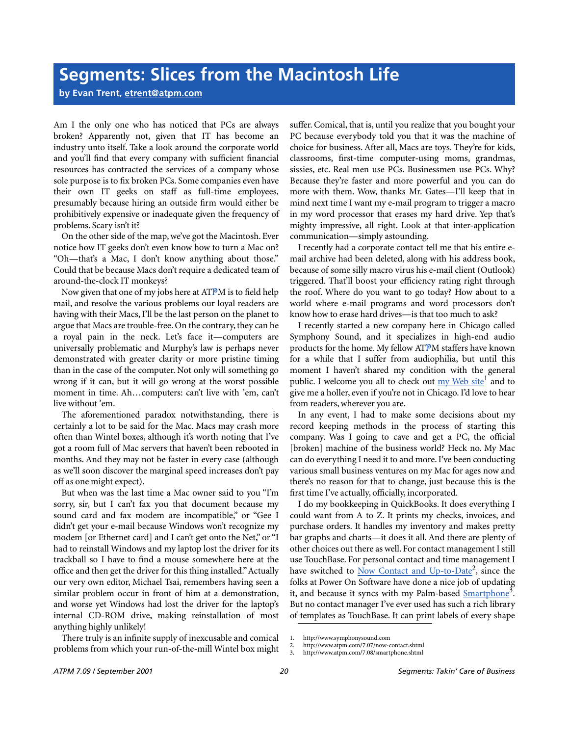# Segments: Slices from the Macintosh Life

**by Evan Trent, etrent@atpm.com**

Am I the only one who has noticed that PCs are always broken? Apparently not, given that IT has become an industry unto itself. Take a look around the corporate world and you'll find that every company with sufficient financial resources has contracted the services of a company whose sole purpose is to fix broken PCs. Some companies even have their own IT geeks on staff as full-time employees, presumably because hiring an outside firm would either be prohibitively expensive or inadequate given the frequency of problems. Scary isn't it?

On the other side of the map, we've got the Macintosh. Ever notice how IT geeks don't even know how to turn a Mac on? "Oh—that's a Mac, I don't know anything about those." Could that be because Macs don't require a dedicated team of around-the-clock IT monkeys?

Now given that one of my jobs here at ATPM is to field help mail, and resolve the various problems our loyal readers are having with their Macs, I'll be the last person on the planet to argue that Macs are trouble-free. On the contrary, they can be a royal pain in the neck. Let's face it—computers are universally problematic and Murphy's law is perhaps never demonstrated with greater clarity or more pristine timing than in the case of the computer. Not only will something go wrong if it can, but it will go wrong at the worst possible moment in time. Ah…computers: can't live with 'em, can't live without 'em.

The aforementioned paradox notwithstanding, there is certainly a lot to be said for the Mac. Macs may crash more often than Wintel boxes, although it's worth noting that I've got a room full of Mac servers that haven't been rebooted in months. And they may not be faster in every case (although as we'll soon discover the marginal speed increases don't pay off as one might expect).

But when was the last time a Mac owner said to you "I'm sorry, sir, but I can't fax you that document because my sound card and fax modem are incompatible," or "Gee I didn't get your e-mail because Windows won't recognize my modem [or Ethernet card] and I can't get onto the Net," or "I had to reinstall Windows and my laptop lost the driver for its trackball so I have to find a mouse somewhere here at the office and then get the driver for this thing installed." Actually our very own editor, Michael Tsai, remembers having seen a similar problem occur in front of him at a demonstration, and worse yet Windows had lost the driver for the laptop's internal CD-ROM drive, making reinstallation of most anything highly unlikely!

There truly is an infinite supply of inexcusable and comical problems from which your run-of-the-mill Wintel box might suffer. Comical, that is, until you realize that you bought your PC because everybody told you that it was the machine of choice for business. After all, Macs are toys. They're for kids, classrooms, first-time computer-using moms, grandmas, sissies, etc. Real men use PCs. Businessmen use PCs. Why? Because they're faster and more powerful and you can do more with them. Wow, thanks Mr. Gates—I'll keep that in mind next time I want my e-mail program to trigger a macro in my word processor that erases my hard drive. Yep that's mighty impressive, all right. Look at that inter-application communication—simply astounding.

I recently had a corporate contact tell me that his entire e-mail archive had been deleted, along with his address book, because of some silly macro virus his e-mail client (Outlook) triggered. That'll boost your efficiency rating right through the roof. Where do you want to go today? How about to a world where e-mail programs and word processors don't know how to erase hard drives—is that too much to ask?

I recently started a new company here in Chicago called Symphony Sound, and it specializes in high-end audio products for the home. My fellow ATPM staffers have known for a while that I suffer from audiophilia, but until this moment I haven't shared my condition with the general public. I welcome you all to check out my Web site[1] and to give me a holler, even if you're not in Chicago. I'd love to hear from readers, wherever you are.

In any event, I had to make some decisions about my record keeping methods in the process of starting this company. Was I going to cave and get a PC, the official [broken] machine of the business world? Heck no. My Mac can do everything I need it to and more. I've been conducting various small business ventures on my Mac for ages now and there's no reason for that to change, just because this is the first time I've actually, officially, incorporated.

I do my bookkeeping in QuickBooks. It does everything I could want from A to Z. It prints my checks, invoices, and purchase orders. It handles my inventory and makes pretty bar graphs and charts—it does it all. And there are plenty of other choices out there as well. For contact management I still use TouchBase. For personal contact and time management I have switched to Now Contact and Up-to-Date[2], since the folks at Power On Software have done a nice job of updating it, and because it syncs with my Palm-based Smartphone[3]. But no contact manager I've ever used has such a rich library of templates as TouchBase. It can print labels of every shape

1. http://www.symphonysound.com
2. http://www.atpm.com/7.07/now-contact.shtml
3. http://www.atpm.com/7.08/smartphone.shtml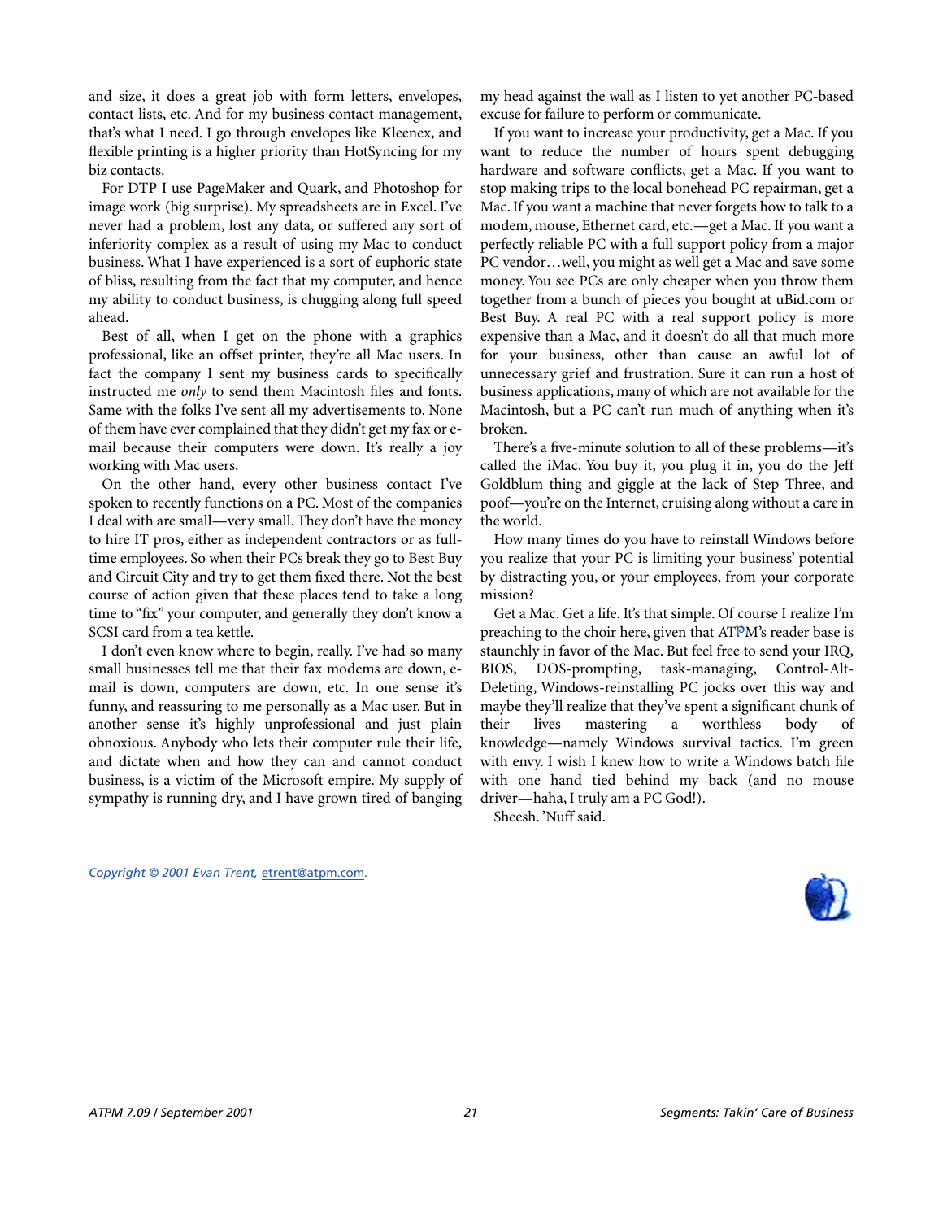and size, it does a great job with form letters, envelopes, contact lists, etc. And for my business contact management, that's what I need. I go through envelopes like Kleenex, and flexible printing is a higher priority than HotSyncing for my biz contacts.

For DTP I use PageMaker and Quark, and Photoshop for image work (big surprise). My spreadsheets are in Excel. I've never had a problem, lost any data, or suffered any sort of inferiority complex as a result of using my Mac to conduct business. What I have experienced is a sort of euphoric state of bliss, resulting from the fact that my computer, and hence my ability to conduct business, is chugging along full speed ahead.

Best of all, when I get on the phone with a graphics professional, like an offset printer, they're all Mac users. In fact the company I sent my business cards to specifically instructed me *only* to send them Macintosh files and fonts. Same with the folks I've sent all my advertisements to. None of them have ever complained that they didn't get my fax or e-mail because their computers were down. It's really a joy working with Mac users.

On the other hand, every other business contact I've spoken to recently functions on a PC. Most of the companies I deal with are small—very small. They don't have the money to hire IT pros, either as independent contractors or as full-time employees. So when their PCs break they go to Best Buy and Circuit City and try to get them fixed there. Not the best course of action given that these places tend to take a long time to "fix" your computer, and generally they don't know a SCSI card from a tea kettle.

I don't even know where to begin, really. I've had so many small businesses tell me that their fax modems are down, e-mail is down, computers are down, etc. In one sense it's funny, and reassuring to me personally as a Mac user. But in another sense it's highly unprofessional and just plain obnoxious. Anybody who lets their computer rule their life, and dictate when and how they can and cannot conduct business, is a victim of the Microsoft empire. My supply of sympathy is running dry, and I have grown tired of banging my head against the wall as I listen to yet another PC-based excuse for failure to perform or communicate.

If you want to increase your productivity, get a Mac. If you want to reduce the number of hours spent debugging hardware and software conflicts, get a Mac. If you want to stop making trips to the local bonehead PC repairman, get a Mac. If you want a machine that never forgets how to talk to a modem, mouse, Ethernet card, etc.—get a Mac. If you want a perfectly reliable PC with a full support policy from a major PC vendor…well, you might as well get a Mac and save some money. You see PCs are only cheaper when you throw them together from a bunch of pieces you bought at uBid.com or Best Buy. A real PC with a real support policy is more expensive than a Mac, and it doesn't do all that much more for your business, other than cause an awful lot of unnecessary grief and frustration. Sure it can run a host of business applications, many of which are not available for the Macintosh, but a PC can't run much of anything when it's broken.

There's a five-minute solution to all of these problems—it's called the iMac. You buy it, you plug it in, you do the Jeff Goldblum thing and giggle at the lack of Step Three, and poof—you're on the Internet, cruising along without a care in the world.

How many times do you have to reinstall Windows before you realize that your PC is limiting your business' potential by distracting you, or your employees, from your corporate mission?

Get a Mac. Get a life. It's that simple. Of course I realize I'm preaching to the choir here, given that ATPM's reader base is staunchly in favor of the Mac. But feel free to send your IRQ, BIOS, DOS-prompting, task-managing, Control-Alt-Deleting, Windows-reinstalling PC jocks over this way and maybe they'll realize that they've spent a significant chunk of their lives mastering a worthless body of knowledge—namely Windows survival tactics. I'm green with envy. I wish I knew how to write a Windows batch file with one hand tied behind my back (and no mouse driver—haha, I truly am a PC God!).

Sheesh. 'Nuff said.

*Copyright © 2001 Evan Trent,* etrent@atpm.com.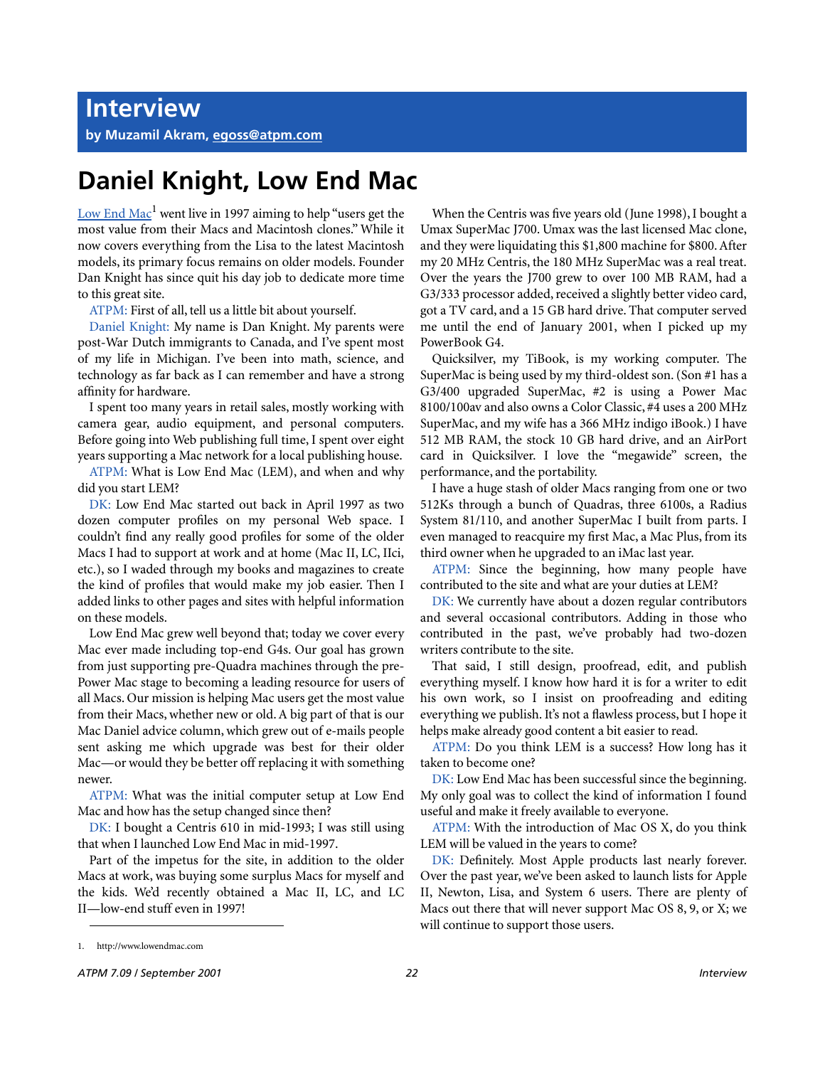# Interview

**by Muzamil Akram, egoss@atpm.com**

# Daniel Knight, Low End Mac

Low End Mac[1] went live in 1997 aiming to help "users get the most value from their Macs and Macintosh clones." While it now covers everything from the Lisa to the latest Macintosh models, its primary focus remains on older models. Founder Dan Knight has since quit his day job to dedicate more time to this great site.

ATPM: First of all, tell us a little bit about yourself.

Daniel Knight: My name is Dan Knight. My parents were post-War Dutch immigrants to Canada, and I've spent most of my life in Michigan. I've been into math, science, and technology as far back as I can remember and have a strong affinity for hardware.

I spent too many years in retail sales, mostly working with camera gear, audio equipment, and personal computers. Before going into Web publishing full time, I spent over eight years supporting a Mac network for a local publishing house.

ATPM: What is Low End Mac (LEM), and when and why did you start LEM?

DK: Low End Mac started out back in April 1997 as two dozen computer profiles on my personal Web space. I couldn't find any really good profiles for some of the older Macs I had to support at work and at home (Mac II, LC, IIci, etc.), so I waded through my books and magazines to create the kind of profiles that would make my job easier. Then I added links to other pages and sites with helpful information on these models.

Low End Mac grew well beyond that; today we cover every Mac ever made including top-end G4s. Our goal has grown from just supporting pre-Quadra machines through the pre-Power Mac stage to becoming a leading resource for users of all Macs. Our mission is helping Mac users get the most value from their Macs, whether new or old. A big part of that is our Mac Daniel advice column, which grew out of e-mails people sent asking me which upgrade was best for their older Mac—or would they be better off replacing it with something newer.

ATPM: What was the initial computer setup at Low End Mac and how has the setup changed since then?

DK: I bought a Centris 610 in mid-1993; I was still using that when I launched Low End Mac in mid-1997.

Part of the impetus for the site, in addition to the older Macs at work, was buying some surplus Macs for myself and the kids. We'd recently obtained a Mac II, LC, and LC II—low-end stuff even in 1997!

When the Centris was five years old (June 1998), I bought a Umax SuperMac J700. Umax was the last licensed Mac clone, and they were liquidating this $1,800 machine for $800. After my 20 MHz Centris, the 180 MHz SuperMac was a real treat. Over the years the J700 grew to over 100 MB RAM, had a G3/333 processor added, received a slightly better video card, got a TV card, and a 15 GB hard drive. That computer served me until the end of January 2001, when I picked up my PowerBook G4.

Quicksilver, my TiBook, is my working computer. The SuperMac is being used by my third-oldest son. (Son #1 has a G3/400 upgraded SuperMac, #2 is using a Power Mac 8100/100av and also owns a Color Classic, #4 uses a 200 MHz SuperMac, and my wife has a 366 MHz indigo iBook.) I have 512 MB RAM, the stock 10 GB hard drive, and an AirPort card in Quicksilver. I love the "megawide" screen, the performance, and the portability.

I have a huge stash of older Macs ranging from one or two 512Ks through a bunch of Quadras, three 6100s, a Radius System 81/110, and another SuperMac I built from parts. I even managed to reacquire my first Mac, a Mac Plus, from its third owner when he upgraded to an iMac last year.

ATPM: Since the beginning, how many people have contributed to the site and what are your duties at LEM?

DK: We currently have about a dozen regular contributors and several occasional contributors. Adding in those who contributed in the past, we've probably had two-dozen writers contribute to the site.

That said, I still design, proofread, edit, and publish everything myself. I know how hard it is for a writer to edit his own work, so I insist on proofreading and editing everything we publish. It's not a flawless process, but I hope it helps make already good content a bit easier to read.

ATPM: Do you think LEM is a success? How long has it taken to become one?

DK: Low End Mac has been successful since the beginning. My only goal was to collect the kind of information I found useful and make it freely available to everyone.

ATPM: With the introduction of Mac OS X, do you think LEM will be valued in the years to come?

DK: Definitely. Most Apple products last nearly forever. Over the past year, we've been asked to launch lists for Apple II, Newton, Lisa, and System 6 users. There are plenty of Macs out there that will never support Mac OS 8, 9, or X; we will continue to support those users.

---

1. http://www.lowendmac.com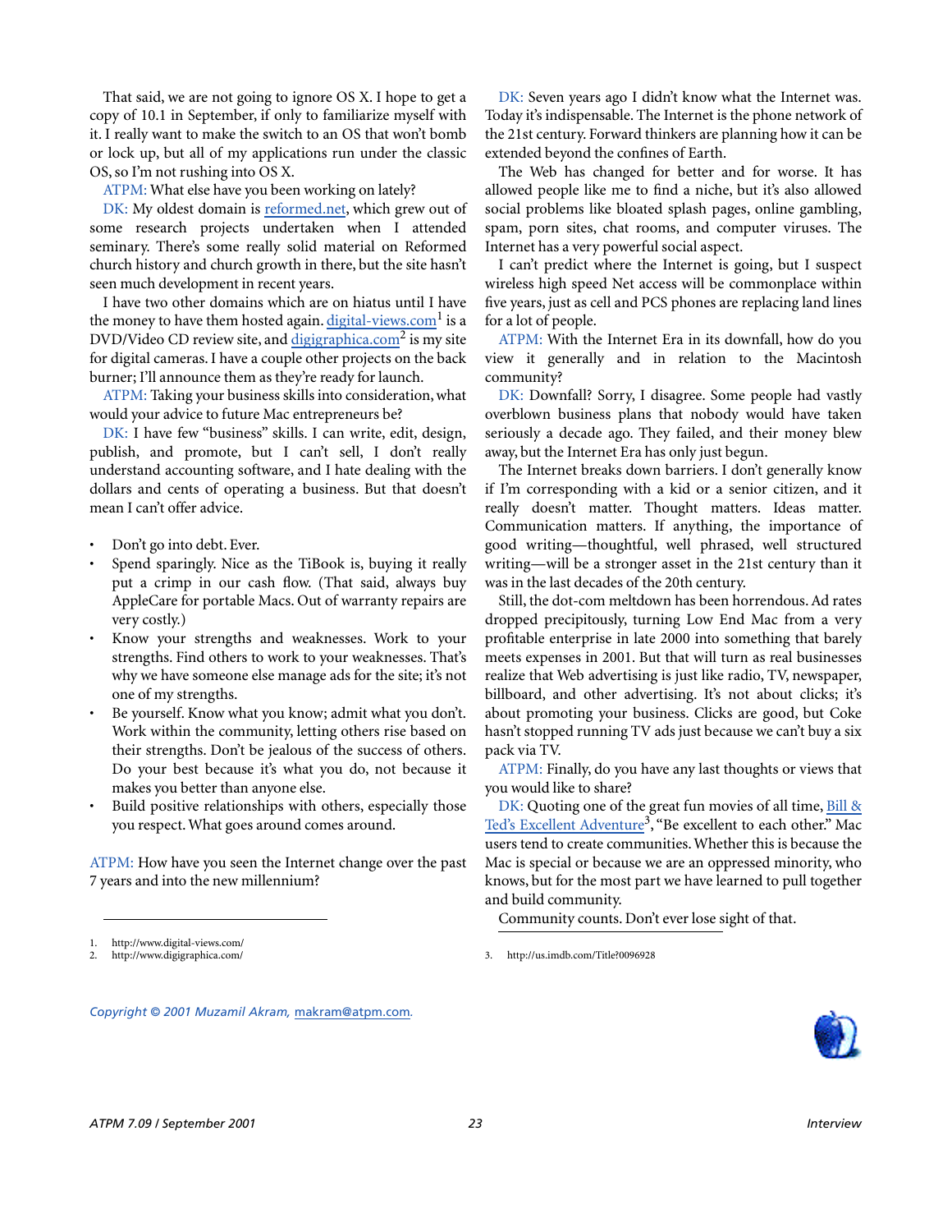That said, we are not going to ignore OS X. I hope to get a copy of 10.1 in September, if only to familiarize myself with it. I really want to make the switch to an OS that won't bomb or lock up, but all of my applications run under the classic OS, so I'm not rushing into OS X.

ATPM: What else have you been working on lately?

DK: My oldest domain is reformed.net, which grew out of some research projects undertaken when I attended seminary. There's some really solid material on Reformed church history and church growth in there, but the site hasn't seen much development in recent years.

I have two other domains which are on hiatus until I have the money to have them hosted again. digital-views.com[1] is a DVD/Video CD review site, and digigraphica.com[2] is my site for digital cameras. I have a couple other projects on the back burner; I'll announce them as they're ready for launch.

ATPM: Taking your business skills into consideration, what would your advice to future Mac entrepreneurs be?

DK: I have few "business" skills. I can write, edit, design, publish, and promote, but I can't sell, I don't really understand accounting software, and I hate dealing with the dollars and cents of operating a business. But that doesn't mean I can't offer advice.

- Don't go into debt. Ever.
- Spend sparingly. Nice as the TiBook is, buying it really put a crimp in our cash flow. (That said, always buy AppleCare for portable Macs. Out of warranty repairs are very costly.)
- Know your strengths and weaknesses. Work to your strengths. Find others to work to your weaknesses. That's why we have someone else manage ads for the site; it's not one of my strengths.
- Be yourself. Know what you know; admit what you don't. Work within the community, letting others rise based on their strengths. Don't be jealous of the success of others. Do your best because it's what you do, not because it makes you better than anyone else.
- Build positive relationships with others, especially those you respect. What goes around comes around.

ATPM: How have you seen the Internet change over the past 7 years and into the new millennium?

DK: Seven years ago I didn't know what the Internet was. Today it's indispensable. The Internet is the phone network of the 21st century. Forward thinkers are planning how it can be extended beyond the confines of Earth.

The Web has changed for better and for worse. It has allowed people like me to find a niche, but it's also allowed social problems like bloated splash pages, online gambling, spam, porn sites, chat rooms, and computer viruses. The Internet has a very powerful social aspect.

I can't predict where the Internet is going, but I suspect wireless high speed Net access will be commonplace within five years, just as cell and PCS phones are replacing land lines for a lot of people.

ATPM: With the Internet Era in its downfall, how do you view it generally and in relation to the Macintosh community?

DK: Downfall? Sorry, I disagree. Some people had vastly overblown business plans that nobody would have taken seriously a decade ago. They failed, and their money blew away, but the Internet Era has only just begun.

The Internet breaks down barriers. I don't generally know if I'm corresponding with a kid or a senior citizen, and it really doesn't matter. Thought matters. Ideas matter. Communication matters. If anything, the importance of good writing—thoughtful, well phrased, well structured writing—will be a stronger asset in the 21st century than it was in the last decades of the 20th century.

Still, the dot-com meltdown has been horrendous. Ad rates dropped precipitously, turning Low End Mac from a very profitable enterprise in late 2000 into something that barely meets expenses in 2001. But that will turn as real businesses realize that Web advertising is just like radio, TV, newspaper, billboard, and other advertising. It's not about clicks; it's about promoting your business. Clicks are good, but Coke hasn't stopped running TV ads just because we can't buy a six pack via TV.

ATPM: Finally, do you have any last thoughts or views that you would like to share?

DK: Quoting one of the great fun movies of all time, Bill & Ted's Excellent Adventure[3], "Be excellent to each other." Mac users tend to create communities. Whether this is because the Mac is special or because we are an oppressed minority, who knows, but for the most part we have learned to pull together and build community.

Community counts. Don't ever lose sight of that.

---

1. http://www.digital-views.com/
2. http://www.digigraphica.com/
3. http://us.imdb.com/Title?0096928

*Copyright © 2001 Muzamil Akram, makram@atpm.com.*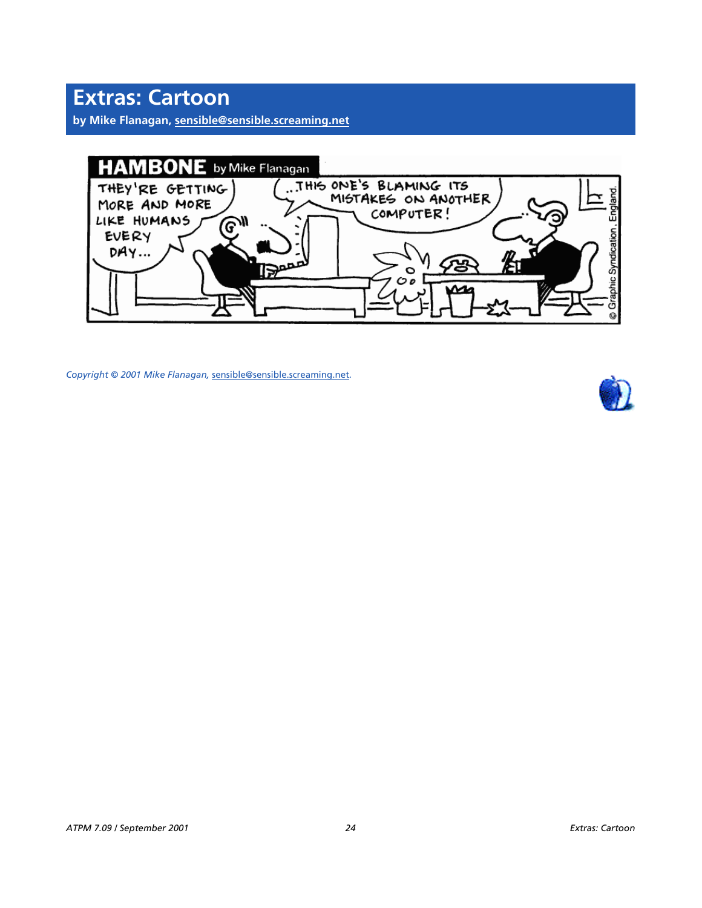# Extras: Cartoon

**by Mike Flanagan, sensible@sensible.screaming.net**

HAMBONE by Mike Flanagan

THEY'RE GETTING MORE AND MORE LIKE HUMANS EVERY DAY...

...THIS ONE'S BLAMING ITS MISTAKES ON ANOTHER COMPUTER!

© Graphic Syndication, England.

*Copyright © 2001 Mike Flanagan, sensible@sensible.screaming.net.*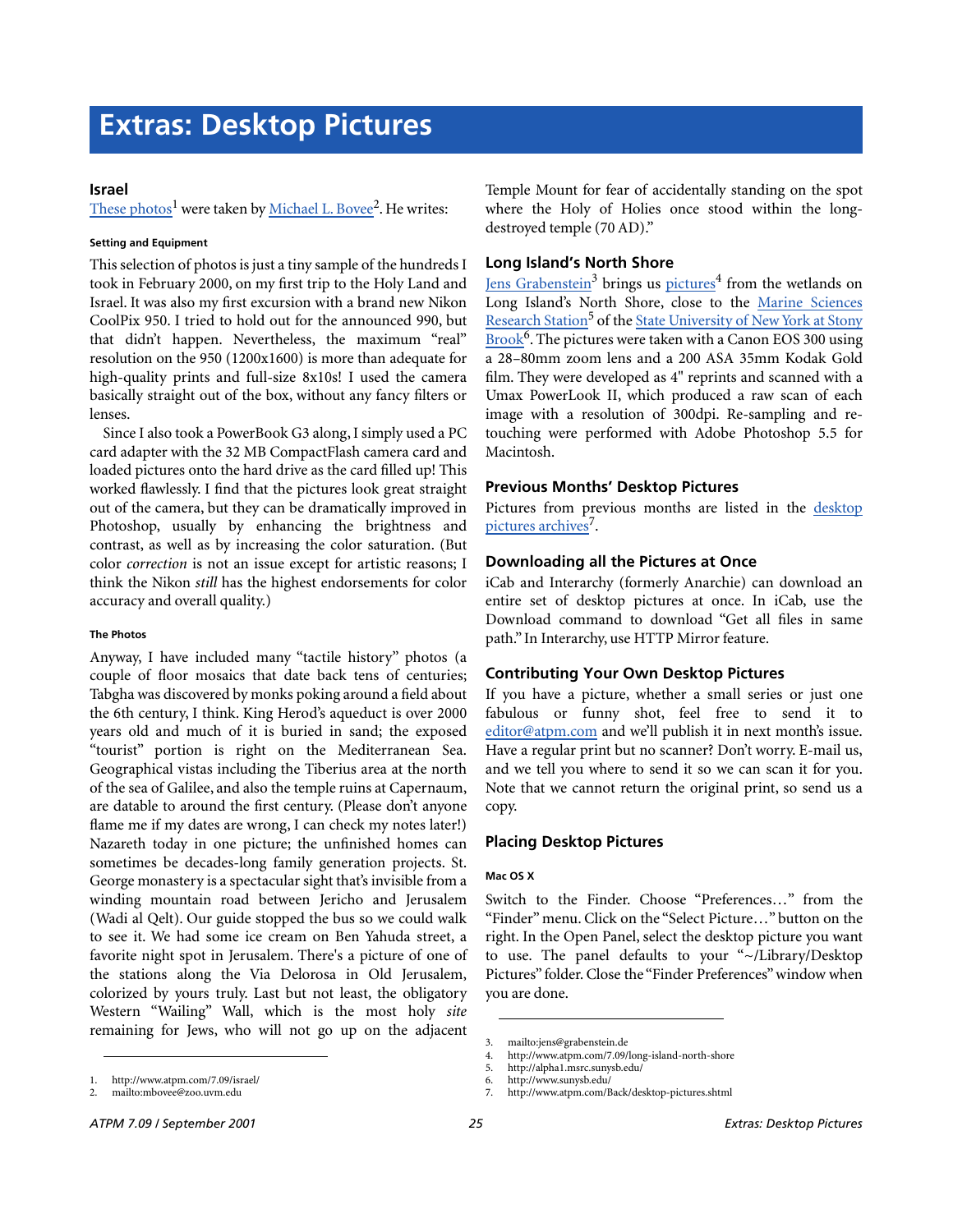# Extras: Desktop Pictures

## Israel

These photos[1] were taken by Michael L. Bovee[2]. He writes:

#### Setting and Equipment

This selection of photos is just a tiny sample of the hundreds I took in February 2000, on my first trip to the Holy Land and Israel. It was also my first excursion with a brand new Nikon CoolPix 950. I tried to hold out for the announced 990, but that didn't happen. Nevertheless, the maximum "real" resolution on the 950 (1200x1600) is more than adequate for high-quality prints and full-size 8x10s! I used the camera basically straight out of the box, without any fancy filters or lenses.

Since I also took a PowerBook G3 along, I simply used a PC card adapter with the 32 MB CompactFlash camera card and loaded pictures onto the hard drive as the card filled up! This worked flawlessly. I find that the pictures look great straight out of the camera, but they can be dramatically improved in Photoshop, usually by enhancing the brightness and contrast, as well as by increasing the color saturation. (But color *correction* is not an issue except for artistic reasons; I think the Nikon *still* has the highest endorsements for color accuracy and overall quality.)

#### The Photos

Anyway, I have included many "tactile history" photos (a couple of floor mosaics that date back tens of centuries; Tabgha was discovered by monks poking around a field about the 6th century, I think. King Herod's aqueduct is over 2000 years old and much of it is buried in sand; the exposed "tourist" portion is right on the Mediterranean Sea. Geographical vistas including the Tiberius area at the north of the sea of Galilee, and also the temple ruins at Capernaum, are datable to around the first century. (Please don't anyone flame me if my dates are wrong, I can check my notes later!) Nazareth today in one picture; the unfinished homes can sometimes be decades-long family generation projects. St. George monastery is a spectacular sight that's invisible from a winding mountain road between Jericho and Jerusalem (Wadi al Qelt). Our guide stopped the bus so we could walk to see it. We had some ice cream on Ben Yahuda street, a favorite night spot in Jerusalem. There's a picture of one of the stations along the Via Delorosa in Old Jerusalem, colorized by yours truly. Last but not least, the obligatory Western "Wailing" Wall, which is the most holy *site* remaining for Jews, who will not go up on the adjacent Temple Mount for fear of accidentally standing on the spot where the Holy of Holies once stood within the long-destroyed temple (70 AD)."

1. http://www.atpm.com/7.09/israel/
2. mailto:mbovee@zoo.uvm.edu

## Long Island's North Shore

Jens Grabenstein[3] brings us pictures[4] from the wetlands on Long Island's North Shore, close to the Marine Sciences Research Station[5] of the State University of New York at Stony Brook[6]. The pictures were taken with a Canon EOS 300 using a 28–80mm zoom lens and a 200 ASA 35mm Kodak Gold film. They were developed as 4" reprints and scanned with a Umax PowerLook II, which produced a raw scan of each image with a resolution of 300dpi. Re-sampling and re-touching were performed with Adobe Photoshop 5.5 for Macintosh.

## Previous Months' Desktop Pictures

Pictures from previous months are listed in the desktop pictures archives[7].

## Downloading all the Pictures at Once

iCab and Interarchy (formerly Anarchie) can download an entire set of desktop pictures at once. In iCab, use the Download command to download "Get all files in same path." In Interarchy, use HTTP Mirror feature.

## Contributing Your Own Desktop Pictures

If you have a picture, whether a small series or just one fabulous or funny shot, feel free to send it to editor@atpm.com and we'll publish it in next month's issue. Have a regular print but no scanner? Don't worry. E-mail us, and we tell you where to send it so we can scan it for you. Note that we cannot return the original print, so send us a copy.

## Placing Desktop Pictures

#### Mac OS X

Switch to the Finder. Choose "Preferences…" from the "Finder" menu. Click on the "Select Picture…" button on the right. In the Open Panel, select the desktop picture you want to use. The panel defaults to your "~/Library/Desktop Pictures" folder. Close the "Finder Preferences" window when you are done.

3. mailto:jens@grabenstein.de
4. http://www.atpm.com/7.09/long-island-north-shore
5. http://alpha1.msrc.sunysb.edu/
6. http://www.sunysb.edu/
7. http://www.atpm.com/Back/desktop-pictures.shtml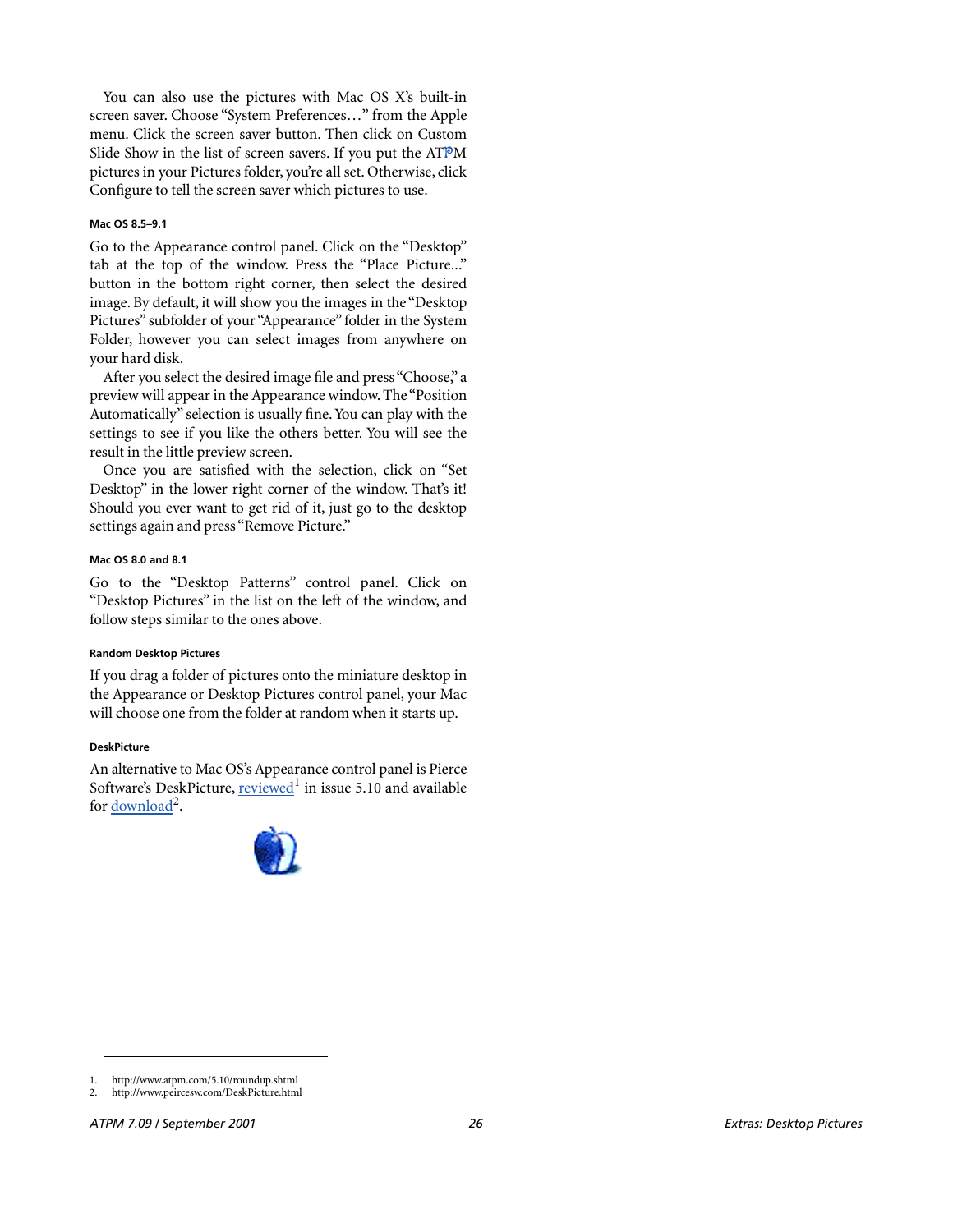You can also use the pictures with Mac OS X's built-in screen saver. Choose "System Preferences…" from the Apple menu. Click the screen saver button. Then click on Custom Slide Show in the list of screen savers. If you put the ATPM pictures in your Pictures folder, you're all set. Otherwise, click Configure to tell the screen saver which pictures to use.

#### Mac OS 8.5–9.1

Go to the Appearance control panel. Click on the "Desktop" tab at the top of the window. Press the "Place Picture..." button in the bottom right corner, then select the desired image. By default, it will show you the images in the "Desktop Pictures" subfolder of your "Appearance" folder in the System Folder, however you can select images from anywhere on your hard disk.

After you select the desired image file and press "Choose," a preview will appear in the Appearance window. The "Position Automatically" selection is usually fine. You can play with the settings to see if you like the others better. You will see the result in the little preview screen.

Once you are satisfied with the selection, click on "Set Desktop" in the lower right corner of the window. That's it! Should you ever want to get rid of it, just go to the desktop settings again and press "Remove Picture."

#### Mac OS 8.0 and 8.1

Go to the "Desktop Patterns" control panel. Click on "Desktop Pictures" in the list on the left of the window, and follow steps similar to the ones above.

#### Random Desktop Pictures

If you drag a folder of pictures onto the miniature desktop in the Appearance or Desktop Pictures control panel, your Mac will choose one from the folder at random when it starts up.

#### DeskPicture

An alternative to Mac OS's Appearance control panel is Pierce Software's DeskPicture, reviewed[1] in issue 5.10 and available for download[2].

1. http://www.atpm.com/5.10/roundup.shtml
2. http://www.peircesw.com/DeskPicture.html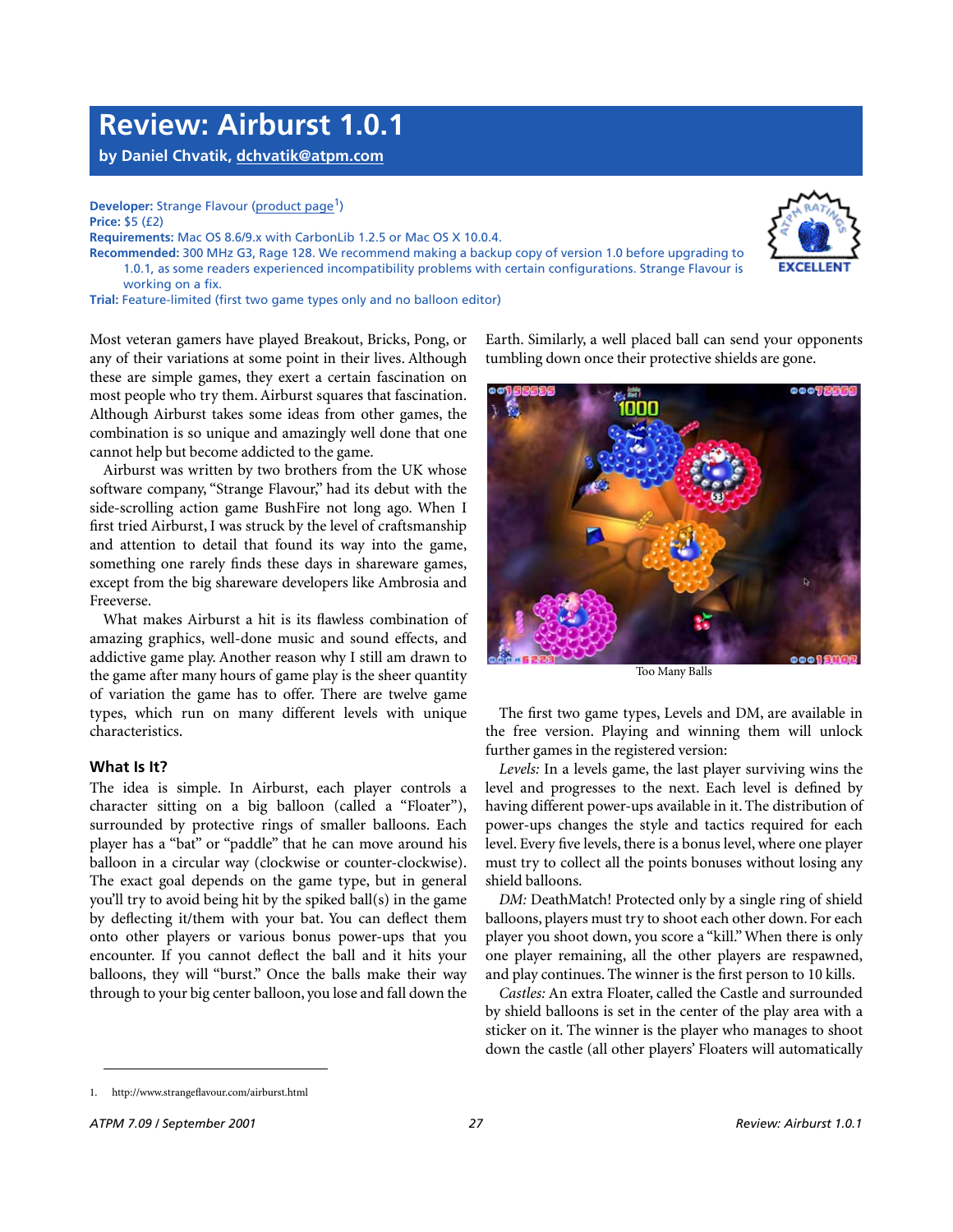# Review: Airburst 1.0.1

**by Daniel Chvatik, dchvatik@atpm.com**

**Developer:** Strange Flavour (product page[1])
**Price:** $5 (£2)
**Requirements:** Mac OS 8.6/9.x with CarbonLib 1.2.5 or Mac OS X 10.0.4.
**Recommended:** 300 MHz G3, Rage 128. We recommend making a backup copy of version 1.0 before upgrading to 1.0.1, as some readers experienced incompatibility problems with certain configurations. Strange Flavour is working on a fix.
**Trial:** Feature-limited (first two game types only and no balloon editor)

EXCELLENT

Most veteran gamers have played Breakout, Bricks, Pong, or any of their variations at some point in their lives. Although these are simple games, they exert a certain fascination on most people who try them. Airburst squares that fascination. Although Airburst takes some ideas from other games, the combination is so unique and amazingly well done that one cannot help but become addicted to the game.

Airburst was written by two brothers from the UK whose software company, "Strange Flavour," had its debut with the side-scrolling action game BushFire not long ago. When I first tried Airburst, I was struck by the level of craftsmanship and attention to detail that found its way into the game, something one rarely finds these days in shareware games, except from the big shareware developers like Ambrosia and Freeverse.

What makes Airburst a hit is its flawless combination of amazing graphics, well-done music and sound effects, and addictive game play. Another reason why I still am drawn to the game after many hours of game play is the sheer quantity of variation the game has to offer. There are twelve game types, which run on many different levels with unique characteristics.

### What Is It?

The idea is simple. In Airburst, each player controls a character sitting on a big balloon (called a "Floater"), surrounded by protective rings of smaller balloons. Each player has a "bat" or "paddle" that he can move around his balloon in a circular way (clockwise or counter-clockwise). The exact goal depends on the game type, but in general you'll try to avoid being hit by the spiked ball(s) in the game by deflecting it/them with your bat. You can deflect them onto other players or various bonus power-ups that you encounter. If you cannot deflect the ball and it hits your balloons, they will "burst." Once the balls make their way through to your big center balloon, you lose and fall down the Earth. Similarly, a well placed ball can send your opponents tumbling down once their protective shields are gone.

Too Many Balls

The first two game types, Levels and DM, are available in the free version. Playing and winning them will unlock further games in the registered version:

*Levels:* In a levels game, the last player surviving wins the level and progresses to the next. Each level is defined by having different power-ups available in it. The distribution of power-ups changes the style and tactics required for each level. Every five levels, there is a bonus level, where one player must try to collect all the points bonuses without losing any shield balloons.

*DM:* DeathMatch! Protected only by a single ring of shield balloons, players must try to shoot each other down. For each player you shoot down, you score a "kill." When there is only one player remaining, all the other players are respawned, and play continues. The winner is the first person to 10 kills.

*Castles:* An extra Floater, called the Castle and surrounded by shield balloons is set in the center of the play area with a sticker on it. The winner is the player who manages to shoot down the castle (all other players' Floaters will automatically

1. http://www.strangeflavour.com/airburst.html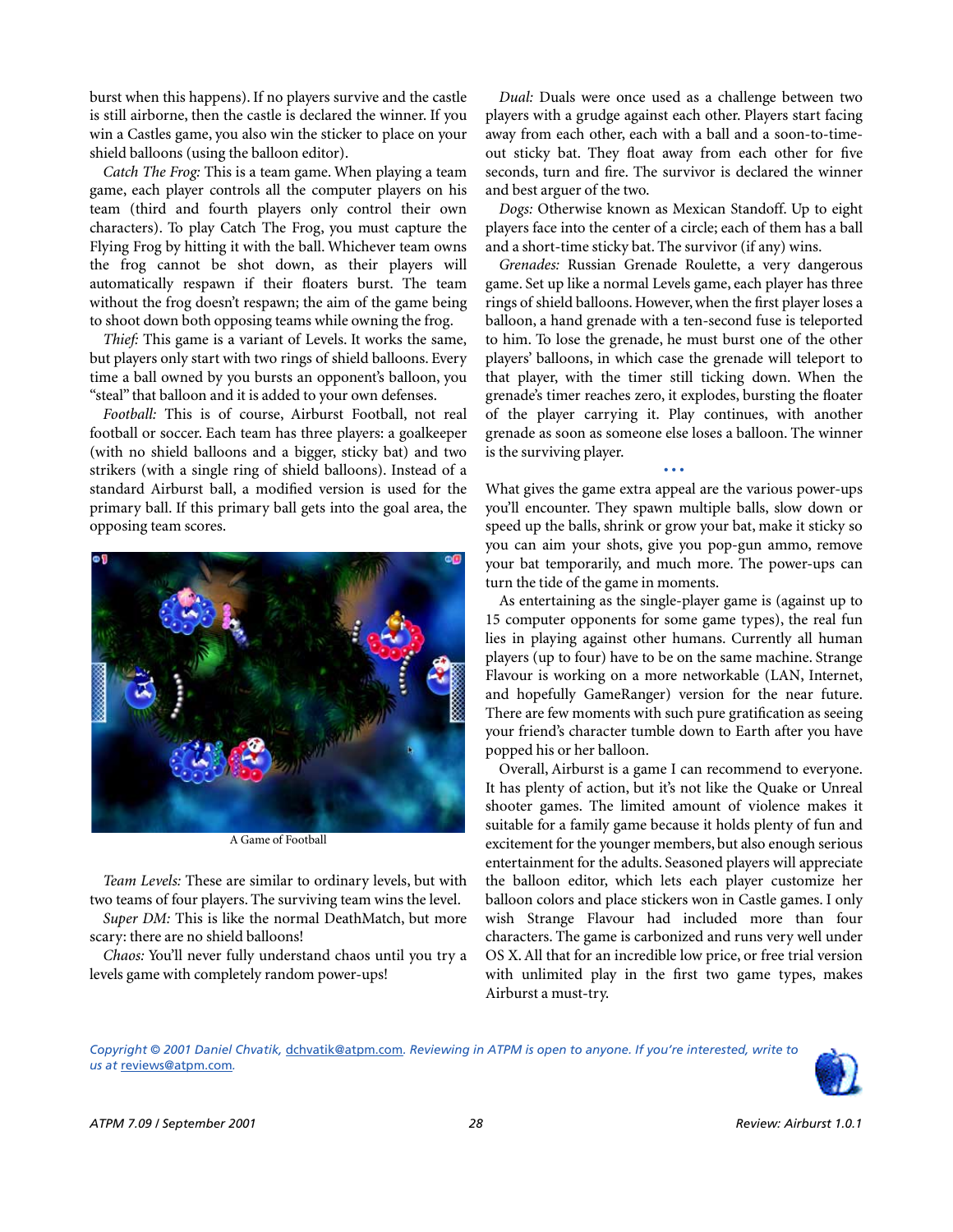burst when this happens). If no players survive and the castle is still airborne, then the castle is declared the winner. If you win a Castles game, you also win the sticker to place on your shield balloons (using the balloon editor).

*Catch The Frog:* This is a team game. When playing a team game, each player controls all the computer players on his team (third and fourth players only control their own characters). To play Catch The Frog, you must capture the Flying Frog by hitting it with the ball. Whichever team owns the frog cannot be shot down, as their players will automatically respawn if their floaters burst. The team without the frog doesn't respawn; the aim of the game being to shoot down both opposing teams while owning the frog.

*Thief:* This game is a variant of Levels. It works the same, but players only start with two rings of shield balloons. Every time a ball owned by you bursts an opponent's balloon, you "steal" that balloon and it is added to your own defenses.

*Football:* This is of course, Airburst Football, not real football or soccer. Each team has three players: a goalkeeper (with no shield balloons and a bigger, sticky bat) and two strikers (with a single ring of shield balloons). Instead of a standard Airburst ball, a modified version is used for the primary ball. If this primary ball gets into the goal area, the opposing team scores.

A Game of Football

*Team Levels:* These are similar to ordinary levels, but with two teams of four players. The surviving team wins the level.

*Super DM:* This is like the normal DeathMatch, but more scary: there are no shield balloons!

*Chaos:* You'll never fully understand chaos until you try a levels game with completely random power-ups!

*Dual:* Duals were once used as a challenge between two players with a grudge against each other. Players start facing away from each other, each with a ball and a soon-to-time-out sticky bat. They float away from each other for five seconds, turn and fire. The survivor is declared the winner and best arguer of the two.

*Dogs:* Otherwise known as Mexican Standoff. Up to eight players face into the center of a circle; each of them has a ball and a short-time sticky bat. The survivor (if any) wins.

*Grenades:* Russian Grenade Roulette, a very dangerous game. Set up like a normal Levels game, each player has three rings of shield balloons. However, when the first player loses a balloon, a hand grenade with a ten-second fuse is teleported to him. To lose the grenade, he must burst one of the other players' balloons, in which case the grenade will teleport to that player, with the timer still ticking down. When the grenade's timer reaches zero, it explodes, bursting the floater of the player carrying it. Play continues, with another grenade as soon as someone else loses a balloon. The winner is the surviving player.

• • •

What gives the game extra appeal are the various power-ups you'll encounter. They spawn multiple balls, slow down or speed up the balls, shrink or grow your bat, make it sticky so you can aim your shots, give you pop-gun ammo, remove your bat temporarily, and much more. The power-ups can turn the tide of the game in moments.

As entertaining as the single-player game is (against up to 15 computer opponents for some game types), the real fun lies in playing against other humans. Currently all human players (up to four) have to be on the same machine. Strange Flavour is working on a more networkable (LAN, Internet, and hopefully GameRanger) version for the near future. There are few moments with such pure gratification as seeing your friend's character tumble down to Earth after you have popped his or her balloon.

Overall, Airburst is a game I can recommend to everyone. It has plenty of action, but it's not like the Quake or Unreal shooter games. The limited amount of violence makes it suitable for a family game because it holds plenty of fun and excitement for the younger members, but also enough serious entertainment for the adults. Seasoned players will appreciate the balloon editor, which lets each player customize her balloon colors and place stickers won in Castle games. I only wish Strange Flavour had included more than four characters. The game is carbonized and runs very well under OS X. All that for an incredible low price, or free trial version with unlimited play in the first two game types, makes Airburst a must-try.

*Copyright © 2001 Daniel Chvatik, dchvatik@atpm.com. Reviewing in ATPM is open to anyone. If you're interested, write to us at reviews@atpm.com.*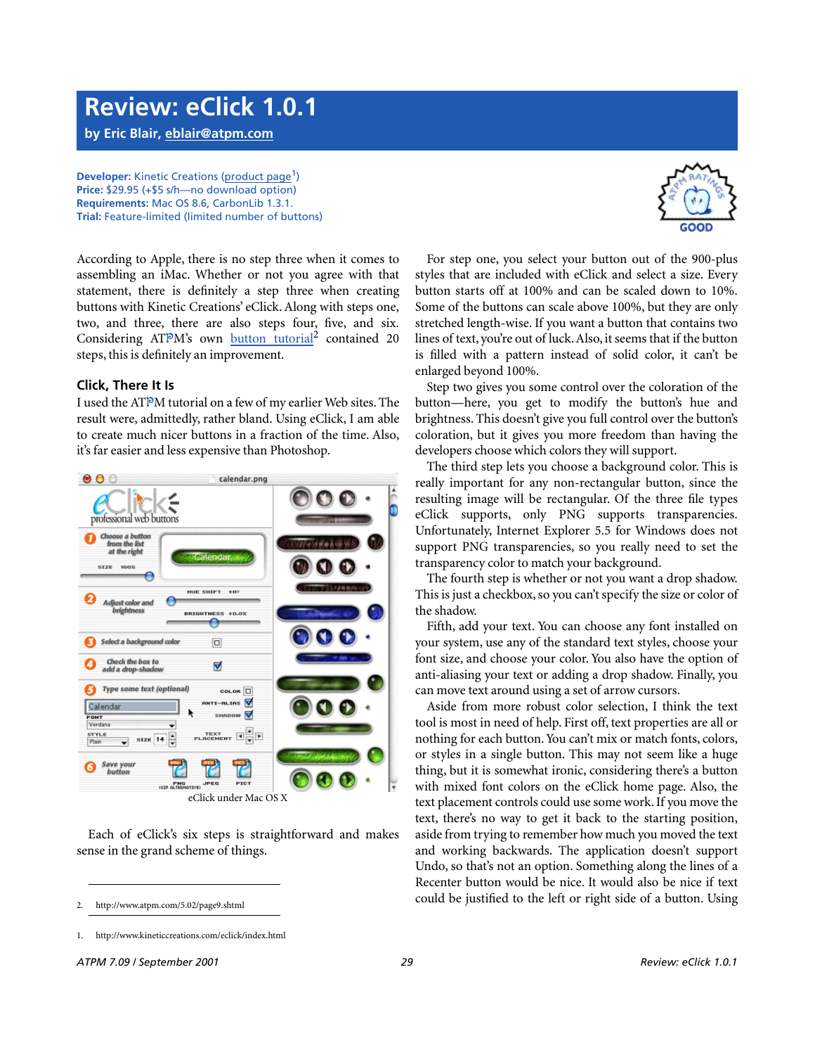# Review: eClick 1.0.1

**by Eric Blair, eblair@atpm.com**

**Developer:** Kinetic Creations (product page[1])
**Price:** $29.95 (+$5 s/h—no download option)
**Requirements:** Mac OS 8.6, CarbonLib 1.3.1.
**Trial:** Feature-limited (limited number of buttons)

GOOD

According to Apple, there is no step three when it comes to assembling an iMac. Whether or not you agree with that statement, there is definitely a step three when creating buttons with Kinetic Creations' eClick. Along with steps one, two, and three, there are also steps four, five, and six. Considering ATPM's own button tutorial[2] contained 20 steps, this is definitely an improvement.

### Click, There It Is

I used the ATPM tutorial on a few of my earlier Web sites. The result were, admittedly, rather bland. Using eClick, I am able to create much nicer buttons in a fraction of the time. Also, it's far easier and less expensive than Photoshop.

eClick under Mac OS X

Each of eClick's six steps is straightforward and makes sense in the grand scheme of things.

For step one, you select your button out of the 900-plus styles that are included with eClick and select a size. Every button starts off at 100% and can be scaled down to 10%. Some of the buttons can scale above 100%, but they are only stretched length-wise. If you want a button that contains two lines of text, you're out of luck. Also, it seems that if the button is filled with a pattern instead of solid color, it can't be enlarged beyond 100%.

Step two gives you some control over the coloration of the button—here, you get to modify the button's hue and brightness. This doesn't give you full control over the button's coloration, but it gives you more freedom than having the developers choose which colors they will support.

The third step lets you choose a background color. This is really important for any non-rectangular button, since the resulting image will be rectangular. Of the three file types eClick supports, only PNG supports transparencies. Unfortunately, Internet Explorer 5.5 for Windows does not support PNG transparencies, so you really need to set the transparency color to match your background.

The fourth step is whether or not you want a drop shadow. This is just a checkbox, so you can't specify the size or color of the shadow.

Fifth, add your text. You can choose any font installed on your system, use any of the standard text styles, choose your font size, and choose your color. You also have the option of anti-aliasing your text or adding a drop shadow. Finally, you can move text around using a set of arrow cursors.

Aside from more robust color selection, I think the text tool is most in need of help. First off, text properties are all or nothing for each button. You can't mix or match fonts, colors, or styles in a single button. This may not seem like a huge thing, but it is somewhat ironic, considering there's a button with mixed font colors on the eClick home page. Also, the text placement controls could use some work. If you move the text, there's no way to get it back to the starting position, aside from trying to remember how much you moved the text and working backwards. The application doesn't support Undo, so that's not an option. Something along the lines of a Recenter button would be nice. It would also be nice if text could be justified to the left or right side of a button. Using

2. http://www.atpm.com/5.02/page9.shtml

1. http://www.kineticcreations.com/eclick/index.html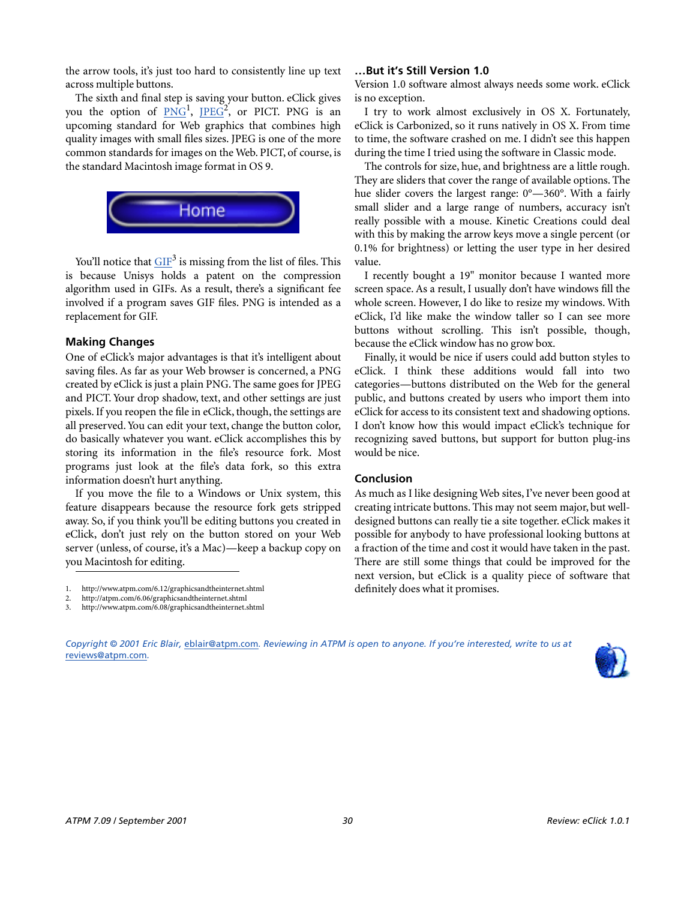the arrow tools, it's just too hard to consistently line up text across multiple buttons.

The sixth and final step is saving your button. eClick gives you the option of PNG[1], JPEG[2], or PICT. PNG is an upcoming standard for Web graphics that combines high quality images with small files sizes. JPEG is one of the more common standards for images on the Web. PICT, of course, is the standard Macintosh image format in OS 9.

You'll notice that GIF[3] is missing from the list of files. This is because Unisys holds a patent on the compression algorithm used in GIFs. As a result, there's a significant fee involved if a program saves GIF files. PNG is intended as a replacement for GIF.

### Making Changes

One of eClick's major advantages is that it's intelligent about saving files. As far as your Web browser is concerned, a PNG created by eClick is just a plain PNG. The same goes for JPEG and PICT. Your drop shadow, text, and other settings are just pixels. If you reopen the file in eClick, though, the settings are all preserved. You can edit your text, change the button color, do basically whatever you want. eClick accomplishes this by storing its information in the file's resource fork. Most programs just look at the file's data fork, so this extra information doesn't hurt anything.

If you move the file to a Windows or Unix system, this feature disappears because the resource fork gets stripped away. So, if you think you'll be editing buttons you created in eClick, don't just rely on the button stored on your Web server (unless, of course, it's a Mac)—keep a backup copy on you Macintosh for editing.

1. http://www.atpm.com/6.12/graphicsandtheinternet.shtml
2. http://atpm.com/6.06/graphicsandtheinternet.shtml
3. http://www.atpm.com/6.08/graphicsandtheinternet.shtml

### …But it's Still Version 1.0

Version 1.0 software almost always needs some work. eClick is no exception.

I try to work almost exclusively in OS X. Fortunately, eClick is Carbonized, so it runs natively in OS X. From time to time, the software crashed on me. I didn't see this happen during the time I tried using the software in Classic mode.

The controls for size, hue, and brightness are a little rough. They are sliders that cover the range of available options. The hue slider covers the largest range: 0°—360°. With a fairly small slider and a large range of numbers, accuracy isn't really possible with a mouse. Kinetic Creations could deal with this by making the arrow keys move a single percent (or 0.1% for brightness) or letting the user type in her desired value.

I recently bought a 19" monitor because I wanted more screen space. As a result, I usually don't have windows fill the whole screen. However, I do like to resize my windows. With eClick, I'd like make the window taller so I can see more buttons without scrolling. This isn't possible, though, because the eClick window has no grow box.

Finally, it would be nice if users could add button styles to eClick. I think these additions would fall into two categories—buttons distributed on the Web for the general public, and buttons created by users who import them into eClick for access to its consistent text and shadowing options. I don't know how this would impact eClick's technique for recognizing saved buttons, but support for button plug-ins would be nice.

### Conclusion

As much as I like designing Web sites, I've never been good at creating intricate buttons. This may not seem major, but well-designed buttons can really tie a site together. eClick makes it possible for anybody to have professional looking buttons at a fraction of the time and cost it would have taken in the past. There are still some things that could be improved for the next version, but eClick is a quality piece of software that definitely does what it promises.

*Copyright © 2001 Eric Blair, eblair@atpm.com. Reviewing in ATPM is open to anyone. If you're interested, write to us at reviews@atpm.com.*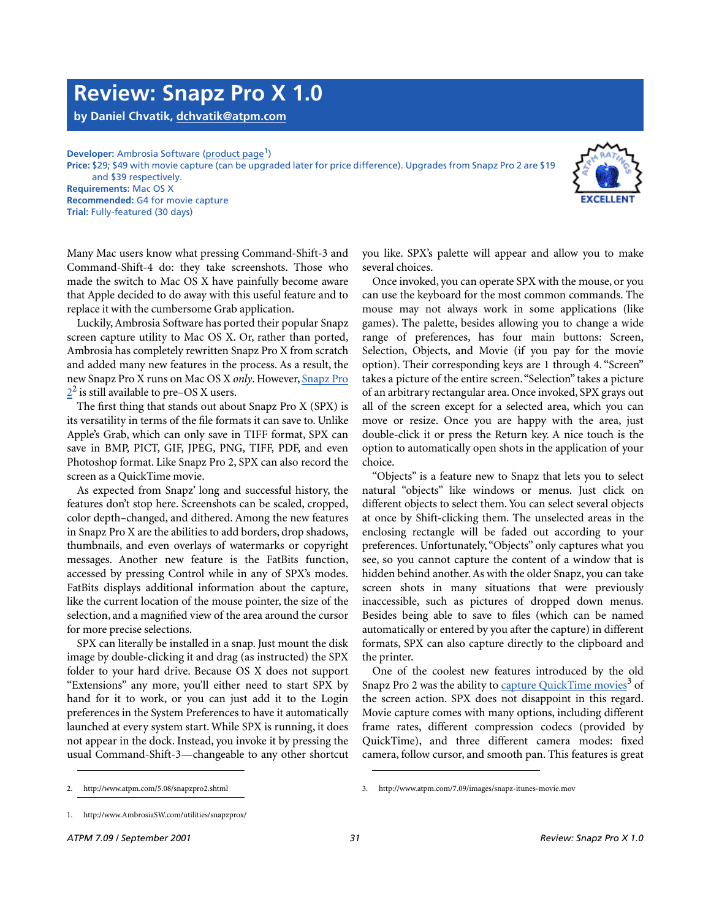# Review: Snapz Pro X 1.0

**by Daniel Chvatik, dchvatik@atpm.com**

**Developer:** Ambrosia Software (product page[1])
**Price:** $29; $49 with movie capture (can be upgraded later for price difference). Upgrades from Snapz Pro 2 are $19 and $39 respectively.
**Requirements:** Mac OS X
**Recommended:** G4 for movie capture
**Trial:** Fully-featured (30 days)

Many Mac users know what pressing Command-Shift-3 and Command-Shift-4 do: they take screenshots. Those who made the switch to Mac OS X have painfully become aware that Apple decided to do away with this useful feature and to replace it with the cumbersome Grab application.

Luckily, Ambrosia Software has ported their popular Snapz screen capture utility to Mac OS X. Or, rather than ported, Ambrosia has completely rewritten Snapz Pro X from scratch and added many new features in the process. As a result, the new Snapz Pro X runs on Mac OS X *only*. However, Snapz Pro 2[2] is still available to pre–OS X users.

The first thing that stands out about Snapz Pro X (SPX) is its versatility in terms of the file formats it can save to. Unlike Apple's Grab, which can only save in TIFF format, SPX can save in BMP, PICT, GIF, JPEG, PNG, TIFF, PDF, and even Photoshop format. Like Snapz Pro 2, SPX can also record the screen as a QuickTime movie.

As expected from Snapz' long and successful history, the features don't stop here. Screenshots can be scaled, cropped, color depth–changed, and dithered. Among the new features in Snapz Pro X are the abilities to add borders, drop shadows, thumbnails, and even overlays of watermarks or copyright messages. Another new feature is the FatBits function, accessed by pressing Control while in any of SPX's modes. FatBits displays additional information about the capture, like the current location of the mouse pointer, the size of the selection, and a magnified view of the area around the cursor for more precise selections.

SPX can literally be installed in a snap. Just mount the disk image by double-clicking it and drag (as instructed) the SPX folder to your hard drive. Because OS X does not support "Extensions" any more, you'll either need to start SPX by hand for it to work, or you can just add it to the Login preferences in the System Preferences to have it automatically launched at every system start. While SPX is running, it does not appear in the dock. Instead, you invoke it by pressing the usual Command-Shift-3—changeable to any other shortcut you like. SPX's palette will appear and allow you to make several choices.

Once invoked, you can operate SPX with the mouse, or you can use the keyboard for the most common commands. The mouse may not always work in some applications (like games). The palette, besides allowing you to change a wide range of preferences, has four main buttons: Screen, Selection, Objects, and Movie (if you pay for the movie option). Their corresponding keys are 1 through 4. "Screen" takes a picture of the entire screen. "Selection" takes a picture of an arbitrary rectangular area. Once invoked, SPX grays out all of the screen except for a selected area, which you can move or resize. Once you are happy with the area, just double-click it or press the Return key. A nice touch is the option to automatically open shots in the application of your choice.

"Objects" is a feature new to Snapz that lets you to select natural "objects" like windows or menus. Just click on different objects to select them. You can select several objects at once by Shift-clicking them. The unselected areas in the enclosing rectangle will be faded out according to your preferences. Unfortunately, "Objects" only captures what you see, so you cannot capture the content of a window that is hidden behind another. As with the older Snapz, you can take screen shots in many situations that were previously inaccessible, such as pictures of dropped down menus. Besides being able to save to files (which can be named automatically or entered by you after the capture) in different formats, SPX can also capture directly to the clipboard and the printer.

One of the coolest new features introduced by the old Snapz Pro 2 was the ability to capture QuickTime movies[3] of the screen action. SPX does not disappoint in this regard. Movie capture comes with many options, including different frame rates, different compression codecs (provided by QuickTime), and three different camera modes: fixed camera, follow cursor, and smooth pan. This features is great

1. http://www.AmbrosiaSW.com/utilities/snapzprox/
2. http://www.atpm.com/5.08/snapzpro2.shtml
3. http://www.atpm.com/7.09/images/snapz-itunes-movie.mov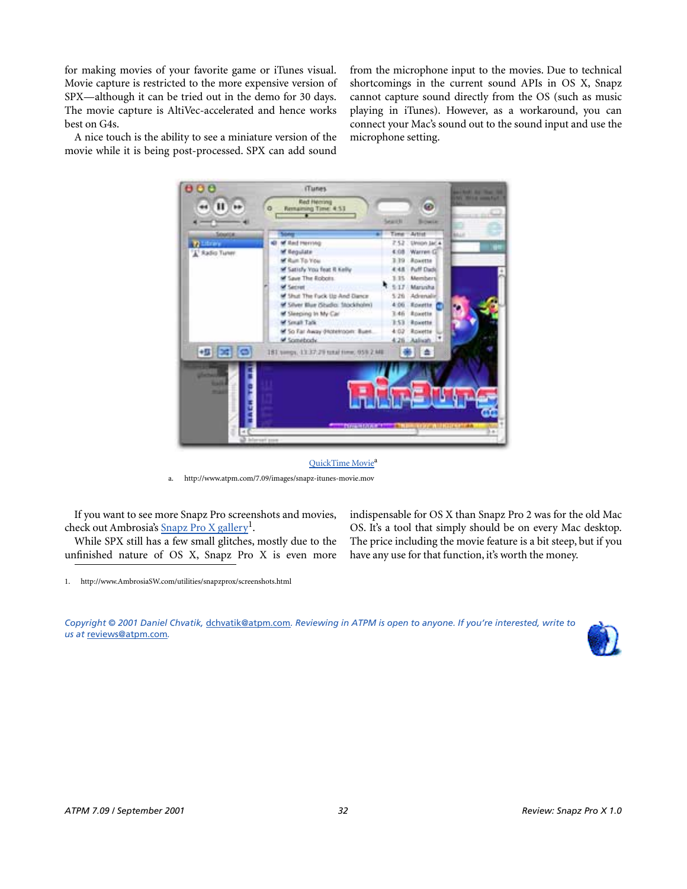for making movies of your favorite game or iTunes visual. Movie capture is restricted to the more expensive version of SPX—although it can be tried out in the demo for 30 days. The movie capture is AltiVec-accelerated and hence works best on G4s.

A nice touch is the ability to see a miniature version of the movie while it is being post-processed. SPX can add sound from the microphone input to the movies. Due to technical shortcomings in the current sound APIs in OS X, Snapz cannot capture sound directly from the OS (such as music playing in iTunes). However, as a workaround, you can connect your Mac's sound out to the sound input and use the microphone setting.

QuickTime Movie[a]

a. http://www.atpm.com/7.09/images/snapz-itunes-movie.mov

If you want to see more Snapz Pro screenshots and movies, check out Ambrosia's Snapz Pro X gallery[1].

While SPX still has a few small glitches, mostly due to the unfinished nature of OS X, Snapz Pro X is even more indispensable for OS X than Snapz Pro 2 was for the old Mac OS. It's a tool that simply should be on every Mac desktop. The price including the movie feature is a bit steep, but if you have any use for that function, it's worth the money.

1. http://www.AmbrosiaSW.com/utilities/snapzprox/screenshots.html

*Copyright © 2001 Daniel Chvatik, dchvatik@atpm.com. Reviewing in ATPM is open to anyone. If you're interested, write to us at reviews@atpm.com.*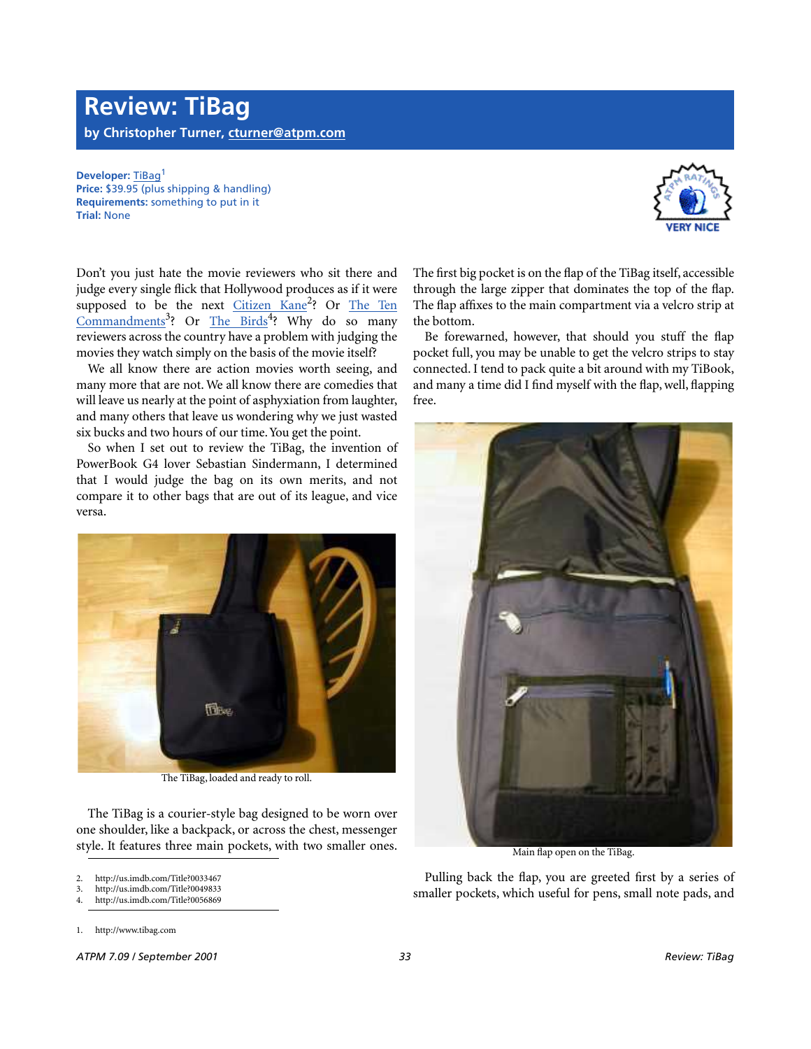# Review: TiBag

**by Christopher Turner, cturner@atpm.com**

**Developer:** TiBag[1]
**Price:** $39.95 (plus shipping & handling)
**Requirements:** something to put in it
**Trial:** None

VERY NICE

Don't you just hate the movie reviewers who sit there and judge every single flick that Hollywood produces as if it were supposed to be the next Citizen Kane[2]? Or The Ten Commandments[3]? Or The Birds[4]? Why do so many reviewers across the country have a problem with judging the movies they watch simply on the basis of the movie itself?

We all know there are action movies worth seeing, and many more that are not. We all know there are comedies that will leave us nearly at the point of asphyxiation from laughter, and many others that leave us wondering why we just wasted six bucks and two hours of our time. You get the point.

So when I set out to review the TiBag, the invention of PowerBook G4 lover Sebastian Sindermann, I determined that I would judge the bag on its own merits, and not compare it to other bags that are out of its league, and vice versa.

The TiBag, loaded and ready to roll.

The TiBag is a courier-style bag designed to be worn over one shoulder, like a backpack, or across the chest, messenger style. It features three main pockets, with two smaller ones.

The first big pocket is on the flap of the TiBag itself, accessible through the large zipper that dominates the top of the flap. The flap affixes to the main compartment via a velcro strip at the bottom.

Be forewarned, however, that should you stuff the flap pocket full, you may be unable to get the velcro strips to stay connected. I tend to pack quite a bit around with my TiBook, and many a time did I find myself with the flap, well, flapping free.

Main flap open on the TiBag.

Pulling back the flap, you are greeted first by a series of smaller pockets, which useful for pens, small note pads, and

2. http://us.imdb.com/Title?0033467
3. http://us.imdb.com/Title?0049833
4. http://us.imdb.com/Title?0056869

1. http://www.tibag.com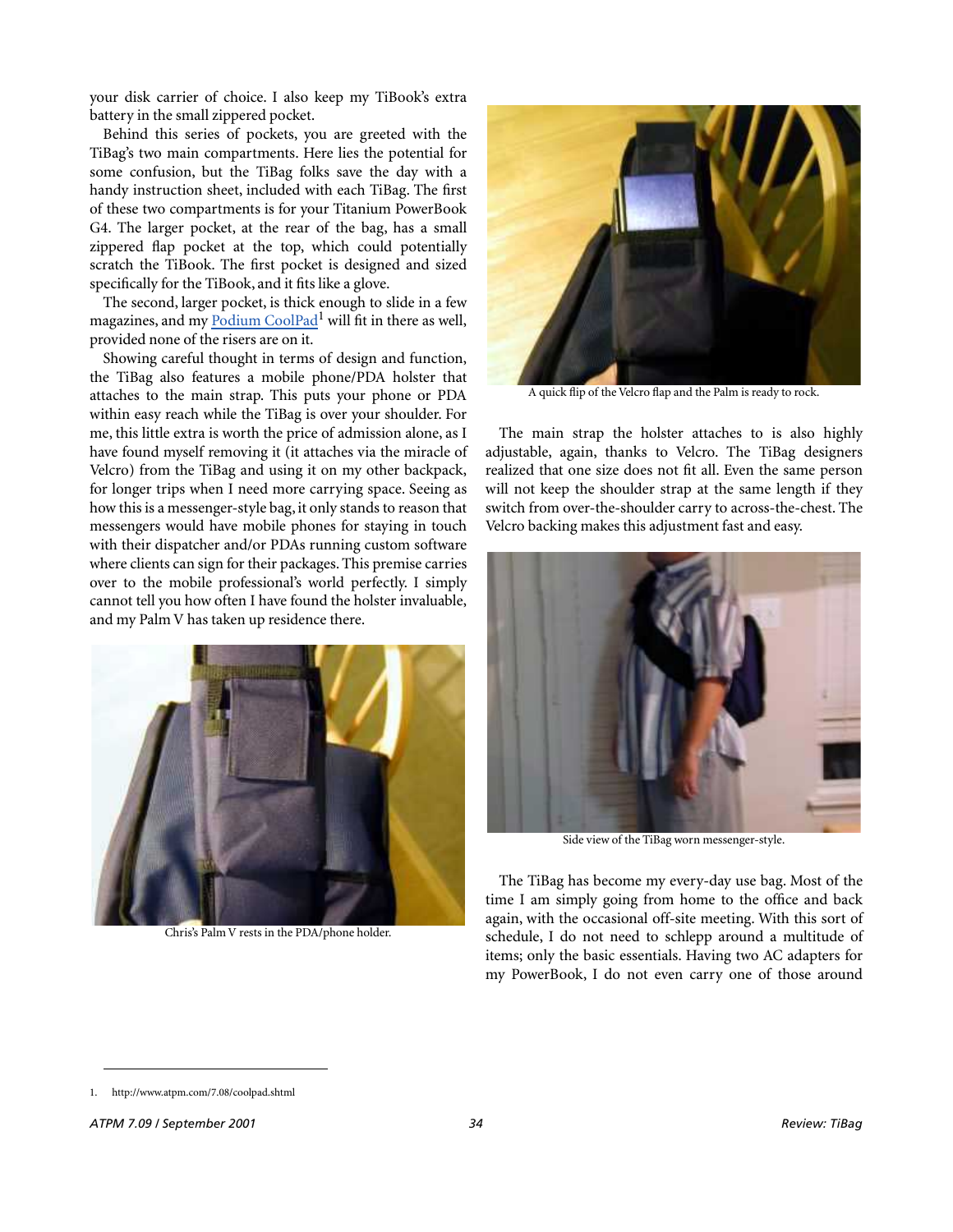your disk carrier of choice. I also keep my TiBook's extra battery in the small zippered pocket.

Behind this series of pockets, you are greeted with the TiBag's two main compartments. Here lies the potential for some confusion, but the TiBag folks save the day with a handy instruction sheet, included with each TiBag. The first of these two compartments is for your Titanium PowerBook G4. The larger pocket, at the rear of the bag, has a small zippered flap pocket at the top, which could potentially scratch the TiBook. The first pocket is designed and sized specifically for the TiBook, and it fits like a glove.

The second, larger pocket, is thick enough to slide in a few magazines, and my Podium CoolPad[1] will fit in there as well, provided none of the risers are on it.

Showing careful thought in terms of design and function, the TiBag also features a mobile phone/PDA holster that attaches to the main strap. This puts your phone or PDA within easy reach while the TiBag is over your shoulder. For me, this little extra is worth the price of admission alone, as I have found myself removing it (it attaches via the miracle of Velcro) from the TiBag and using it on my other backpack, for longer trips when I need more carrying space. Seeing as how this is a messenger-style bag, it only stands to reason that messengers would have mobile phones for staying in touch with their dispatcher and/or PDAs running custom software where clients can sign for their packages. This premise carries over to the mobile professional's world perfectly. I simply cannot tell you how often I have found the holster invaluable, and my Palm V has taken up residence there.

Chris's Palm V rests in the PDA/phone holder.

A quick flip of the Velcro flap and the Palm is ready to rock.

The main strap the holster attaches to is also highly adjustable, again, thanks to Velcro. The TiBag designers realized that one size does not fit all. Even the same person will not keep the shoulder strap at the same length if they switch from over-the-shoulder carry to across-the-chest. The Velcro backing makes this adjustment fast and easy.

Side view of the TiBag worn messenger-style.

The TiBag has become my every-day use bag. Most of the time I am simply going from home to the office and back again, with the occasional off-site meeting. With this sort of schedule, I do not need to schlepp around a multitude of items; only the basic essentials. Having two AC adapters for my PowerBook, I do not even carry one of those around

1. http://www.atpm.com/7.08/coolpad.shtml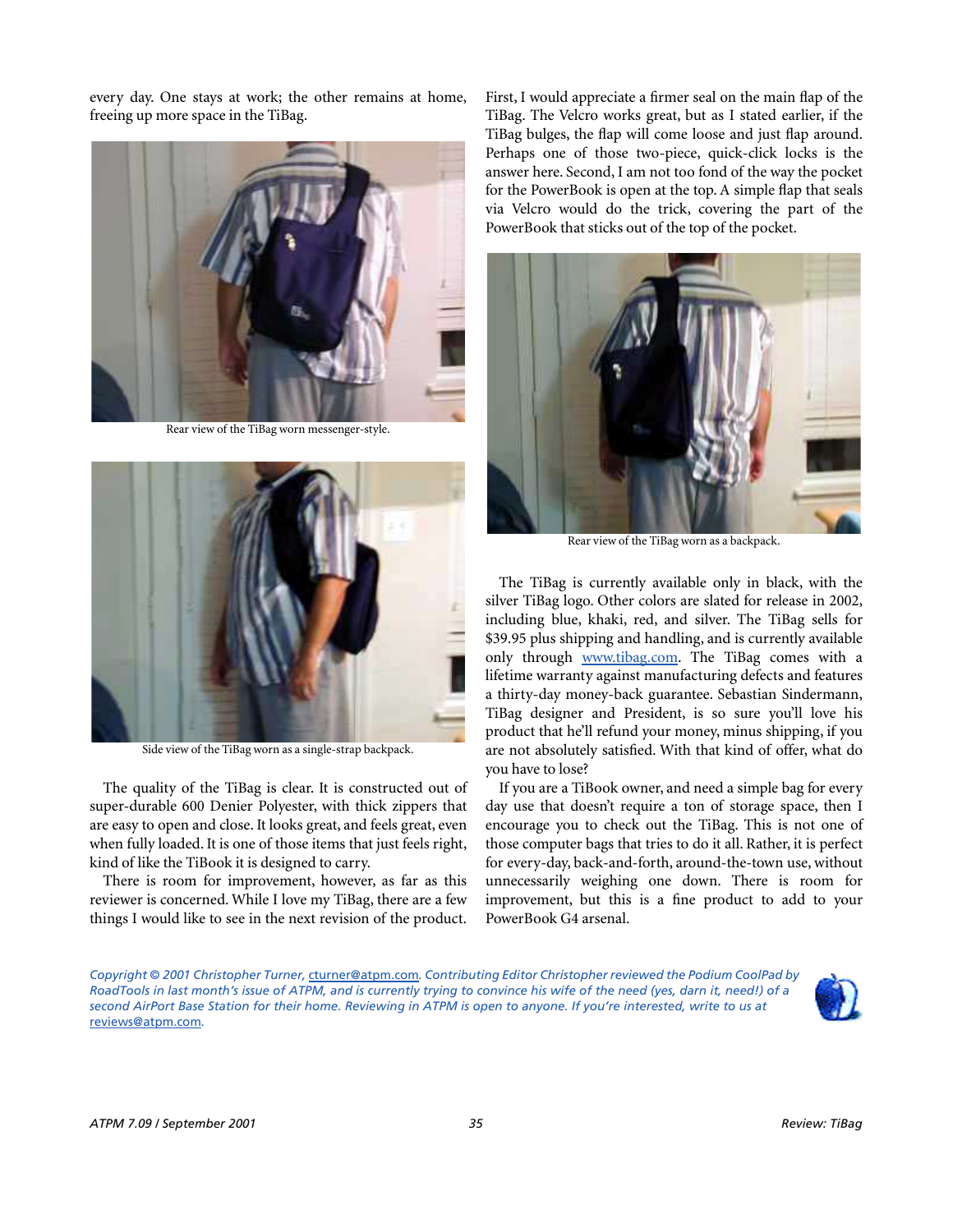every day. One stays at work; the other remains at home, freeing up more space in the TiBag.

Rear view of the TiBag worn messenger-style.

Side view of the TiBag worn as a single-strap backpack.

The quality of the TiBag is clear. It is constructed out of super-durable 600 Denier Polyester, with thick zippers that are easy to open and close. It looks great, and feels great, even when fully loaded. It is one of those items that just feels right, kind of like the TiBook it is designed to carry.

There is room for improvement, however, as far as this reviewer is concerned. While I love my TiBag, there are a few things I would like to see in the next revision of the product. First, I would appreciate a firmer seal on the main flap of the TiBag. The Velcro works great, but as I stated earlier, if the TiBag bulges, the flap will come loose and just flap around. Perhaps one of those two-piece, quick-click locks is the answer here. Second, I am not too fond of the way the pocket for the PowerBook is open at the top. A simple flap that seals via Velcro would do the trick, covering the part of the PowerBook that sticks out of the top of the pocket.

Rear view of the TiBag worn as a backpack.

The TiBag is currently available only in black, with the silver TiBag logo. Other colors are slated for release in 2002, including blue, khaki, red, and silver. The TiBag sells for $39.95 plus shipping and handling, and is currently available only through [www.tibag.com](http://www.tibag.com). The TiBag comes with a lifetime warranty against manufacturing defects and features a thirty-day money-back guarantee. Sebastian Sindermann, TiBag designer and President, is so sure you'll love his product that he'll refund your money, minus shipping, if you are not absolutely satisfied. With that kind of offer, what do you have to lose?

If you are a TiBook owner, and need a simple bag for every day use that doesn't require a ton of storage space, then I encourage you to check out the TiBag. This is not one of those computer bags that tries to do it all. Rather, it is perfect for every-day, back-and-forth, around-the-town use, without unnecessarily weighing one down. There is room for improvement, but this is a fine product to add to your PowerBook G4 arsenal.

*Copyright © 2001 Christopher Turner, [cturner@atpm.com](mailto:cturner@atpm.com). Contributing Editor Christopher reviewed the Podium CoolPad by RoadTools in last month's issue of ATPM, and is currently trying to convince his wife of the need (yes, darn it, need!) of a second AirPort Base Station for their home. Reviewing in ATPM is open to anyone. If you're interested, write to us at [reviews@atpm.com](mailto:reviews@atpm.com).*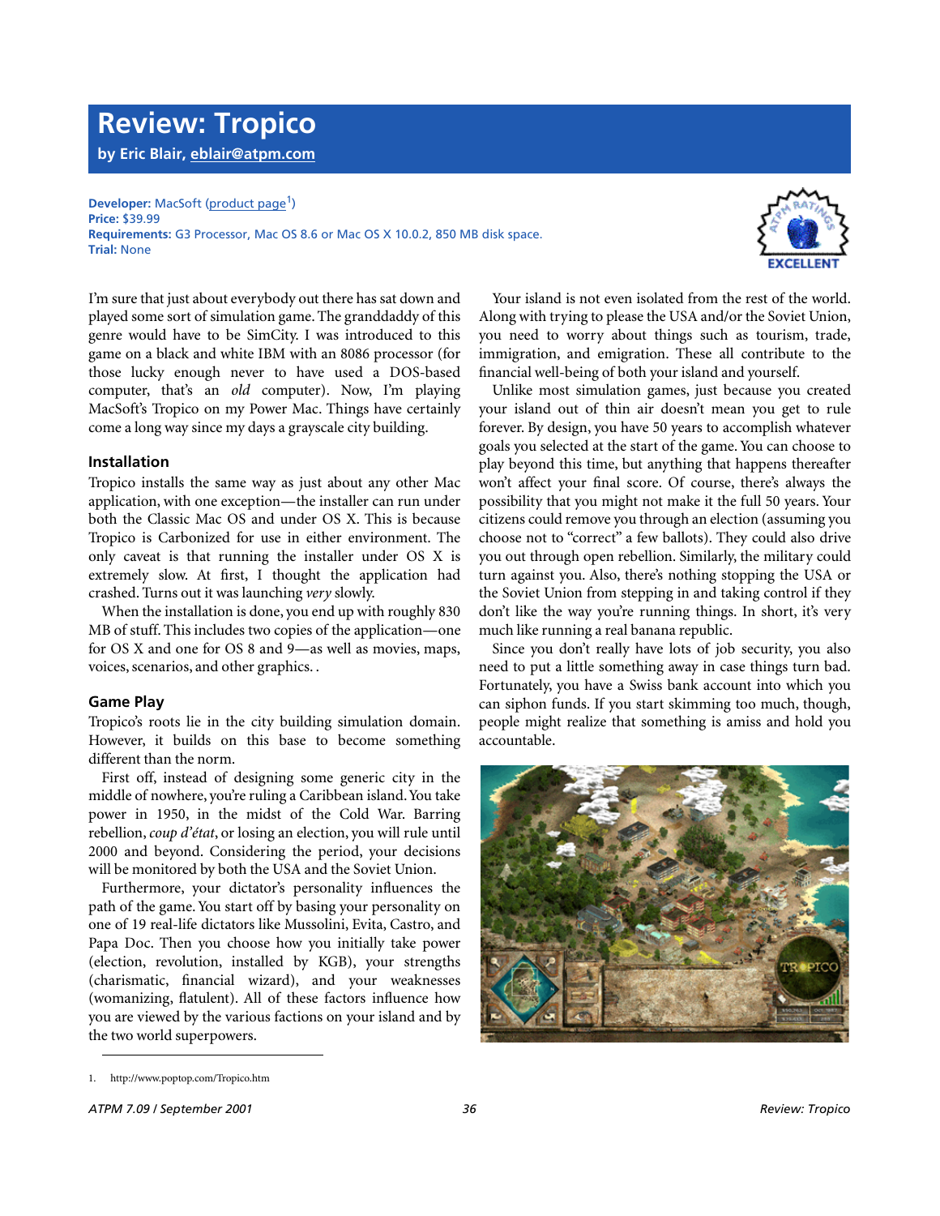# Review: Tropico

**by Eric Blair, eblair@atpm.com**

**Developer:** MacSoft (product page[1])
**Price:** $39.99
**Requirements:** G3 Processor, Mac OS 8.6 or Mac OS X 10.0.2, 850 MB disk space.
**Trial:** None

EXCELLENT

I'm sure that just about everybody out there has sat down and played some sort of simulation game. The granddaddy of this genre would have to be SimCity. I was introduced to this game on a black and white IBM with an 8086 processor (for those lucky enough never to have used a DOS-based computer, that's an *old* computer). Now, I'm playing MacSoft's Tropico on my Power Mac. Things have certainly come a long way since my days a grayscale city building.

### Installation

Tropico installs the same way as just about any other Mac application, with one exception—the installer can run under both the Classic Mac OS and under OS X. This is because Tropico is Carbonized for use in either environment. The only caveat is that running the installer under OS X is extremely slow. At first, I thought the application had crashed. Turns out it was launching *very* slowly.

When the installation is done, you end up with roughly 830 MB of stuff. This includes two copies of the application—one for OS X and one for OS 8 and 9—as well as movies, maps, voices, scenarios, and other graphics. .

### Game Play

Tropico's roots lie in the city building simulation domain. However, it builds on this base to become something different than the norm.

First off, instead of designing some generic city in the middle of nowhere, you're ruling a Caribbean island. You take power in 1950, in the midst of the Cold War. Barring rebellion, *coup d'état*, or losing an election, you will rule until 2000 and beyond. Considering the period, your decisions will be monitored by both the USA and the Soviet Union.

Furthermore, your dictator's personality influences the path of the game. You start off by basing your personality on one of 19 real-life dictators like Mussolini, Evita, Castro, and Papa Doc. Then you choose how you initially take power (election, revolution, installed by KGB), your strengths (charismatic, financial wizard), and your weaknesses (womanizing, flatulent). All of these factors influence how you are viewed by the various factions on your island and by the two world superpowers.

Your island is not even isolated from the rest of the world. Along with trying to please the USA and/or the Soviet Union, you need to worry about things such as tourism, trade, immigration, and emigration. These all contribute to the financial well-being of both your island and yourself.

Unlike most simulation games, just because you created your island out of thin air doesn't mean you get to rule forever. By design, you have 50 years to accomplish whatever goals you selected at the start of the game. You can choose to play beyond this time, but anything that happens thereafter won't affect your final score. Of course, there's always the possibility that you might not make it the full 50 years. Your citizens could remove you through an election (assuming you choose not to "correct" a few ballots). They could also drive you out through open rebellion. Similarly, the military could turn against you. Also, there's nothing stopping the USA or the Soviet Union from stepping in and taking control if they don't like the way you're running things. In short, it's very much like running a real banana republic.

Since you don't really have lots of job security, you also need to put a little something away in case things turn bad. Fortunately, you have a Swiss bank account into which you can siphon funds. If you start skimming too much, though, people might realize that something is amiss and hold you accountable.

1. http://www.poptop.com/Tropico.htm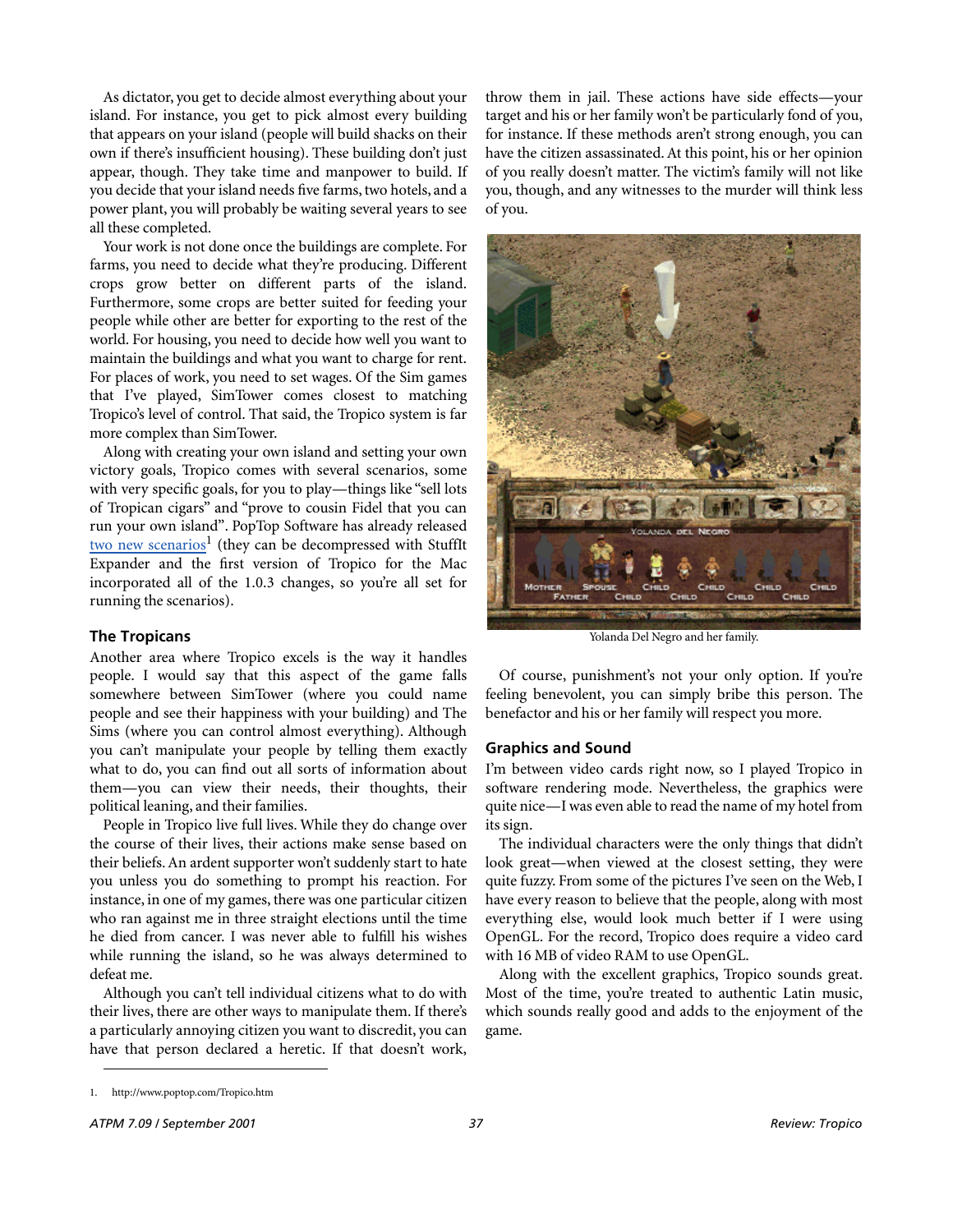As dictator, you get to decide almost everything about your island. For instance, you get to pick almost every building that appears on your island (people will build shacks on their own if there's insufficient housing). These building don't just appear, though. They take time and manpower to build. If you decide that your island needs five farms, two hotels, and a power plant, you will probably be waiting several years to see all these completed.

Your work is not done once the buildings are complete. For farms, you need to decide what they're producing. Different crops grow better on different parts of the island. Furthermore, some crops are better suited for feeding your people while other are better for exporting to the rest of the world. For housing, you need to decide how well you want to maintain the buildings and what you want to charge for rent. For places of work, you need to set wages. Of the Sim games that I've played, SimTower comes closest to matching Tropico's level of control. That said, the Tropico system is far more complex than SimTower.

Along with creating your own island and setting your own victory goals, Tropico comes with several scenarios, some with very specific goals, for you to play—things like "sell lots of Tropican cigars" and "prove to cousin Fidel that you can run your own island". PopTop Software has already released two new scenarios[1] (they can be decompressed with StuffIt Expander and the first version of Tropico for the Mac incorporated all of the 1.0.3 changes, so you're all set for running the scenarios).

### The Tropicans

Another area where Tropico excels is the way it handles people. I would say that this aspect of the game falls somewhere between SimTower (where you could name people and see their happiness with your building) and The Sims (where you can control almost everything). Although you can't manipulate your people by telling them exactly what to do, you can find out all sorts of information about them—you can view their needs, their thoughts, their political leaning, and their families.

People in Tropico live full lives. While they do change over the course of their lives, their actions make sense based on their beliefs. An ardent supporter won't suddenly start to hate you unless you do something to prompt his reaction. For instance, in one of my games, there was one particular citizen who ran against me in three straight elections until the time he died from cancer. I was never able to fulfill his wishes while running the island, so he was always determined to defeat me.

Although you can't tell individual citizens what to do with their lives, there are other ways to manipulate them. If there's a particularly annoying citizen you want to discredit, you can have that person declared a heretic. If that doesn't work, throw them in jail. These actions have side effects—your target and his or her family won't be particularly fond of you, for instance. If these methods aren't strong enough, you can have the citizen assassinated. At this point, his or her opinion of you really doesn't matter. The victim's family will not like you, though, and any witnesses to the murder will think less of you.

Yolanda Del Negro and her family.

Of course, punishment's not your only option. If you're feeling benevolent, you can simply bribe this person. The benefactor and his or her family will respect you more.

### Graphics and Sound

I'm between video cards right now, so I played Tropico in software rendering mode. Nevertheless, the graphics were quite nice—I was even able to read the name of my hotel from its sign.

The individual characters were the only things that didn't look great—when viewed at the closest setting, they were quite fuzzy. From some of the pictures I've seen on the Web, I have every reason to believe that the people, along with most everything else, would look much better if I were using OpenGL. For the record, Tropico does require a video card with 16 MB of video RAM to use OpenGL.

Along with the excellent graphics, Tropico sounds great. Most of the time, you're treated to authentic Latin music, which sounds really good and adds to the enjoyment of the game.

1. http://www.poptop.com/Tropico.htm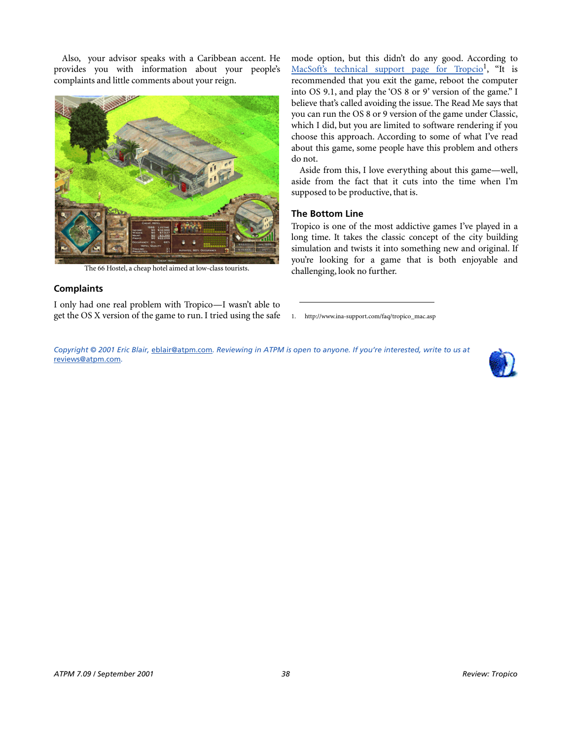Also, your advisor speaks with a Caribbean accent. He provides you with information about your people's complaints and little comments about your reign.

The 66 Hostel, a cheap hotel aimed at low-class tourists.

### Complaints

I only had one real problem with Tropico—I wasn't able to get the OS X version of the game to run. I tried using the safe mode option, but this didn't do any good. According to MacSoft's technical support page for Tropcio[1], "It is recommended that you exit the game, reboot the computer into OS 9.1, and play the 'OS 8 or 9' version of the game." I believe that's called avoiding the issue. The Read Me says that you can run the OS 8 or 9 version of the game under Classic, which I did, but you are limited to software rendering if you choose this approach. According to some of what I've read about this game, some people have this problem and others do not.

Aside from this, I love everything about this game—well, aside from the fact that it cuts into the time when I'm supposed to be productive, that is.

### The Bottom Line

Tropico is one of the most addictive games I've played in a long time. It takes the classic concept of the city building simulation and twists it into something new and original. If you're looking for a game that is both enjoyable and challenging, look no further.

1. http://www.ina-support.com/faq/tropico_mac.asp

*Copyright © 2001 Eric Blair, eblair@atpm.com. Reviewing in ATPM is open to anyone. If you're interested, write to us at reviews@atpm.com.*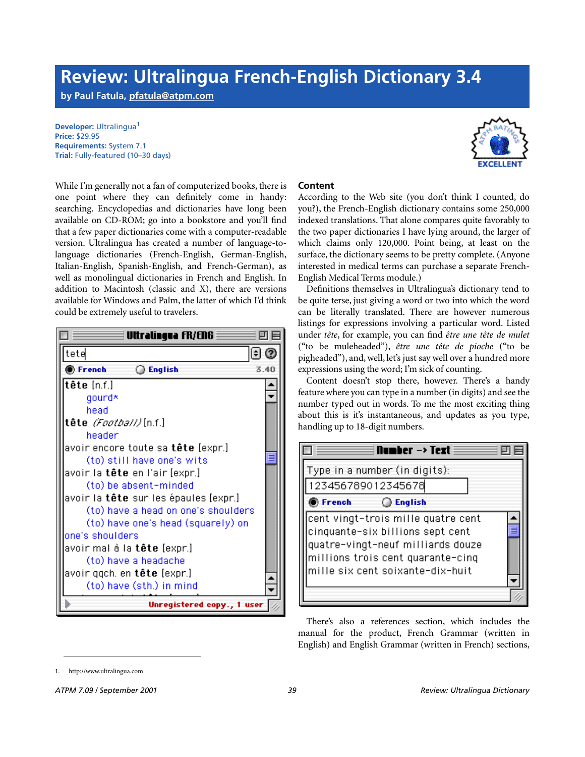# Review: Ultralingua French-English Dictionary 3.4

**by Paul Fatula, pfatula@atpm.com**

**Developer:** Ultralingua[1]
**Price:** $29.95
**Requirements:** System 7.1
**Trial:** Fully-featured (10–30 days)

EXCELLENT

While I'm generally not a fan of computerized books, there is one point where they can definitely come in handy: searching. Encyclopedias and dictionaries have long been available on CD-ROM; go into a bookstore and you'll find that a few paper dictionaries come with a computer-readable version. Ultralingua has created a number of language-to-language dictionaries (French-English, German-English, Italian-English, Spanish-English, and French-German), as well as monolingual dictionaries in French and English. In addition to Macintosh (classic and X), there are versions available for Windows and Palm, the latter of which I'd think could be extremely useful to travelers.

Ultralingua FR/ENG

tete

French English 3.40

tête [n.f.]
gourd*
head
tête *(Football)* [n.f.]
header
avoir encore toute sa tête [expr.]
(to) still have one's wits
avoir la tête en l'air [expr.]
(to) be absent-minded
avoir la tête sur les épaules [expr.]
(to) have a head on one's shoulders
(to) have one's head (squarely) on one's shoulders
avoir mal à la tête [expr.]
(to) have a headache
avoir qqch. en tête [expr.]
(to) have (sth.) in mind

Unregistered copy., 1 user

## Content

According to the Web site (you don't think I counted, do you?), the French-English dictionary contains some 250,000 indexed translations. That alone compares quite favorably to the two paper dictionaries I have lying around, the larger of which claims only 120,000. Point being, at least on the surface, the dictionary seems to be pretty complete. (Anyone interested in medical terms can purchase a separate French-English Medical Terms module.)

Definitions themselves in Ultralingua's dictionary tend to be quite terse, just giving a word or two into which the word can be literally translated. There are however numerous listings for expressions involving a particular word. Listed under *tête*, for example, you can find *être une tête de mulet* ("to be muleheaded"), *être une tête de pioche* ("to be pigheaded"), and, well, let's just say well over a hundred more expressions using the word; I'm sick of counting.

Content doesn't stop there, however. There's a handy feature where you can type in a number (in digits) and see the number typed out in words. To me the most exciting thing about this is it's instantaneous, and updates as you type, handling up to 18-digit numbers.

Number -> Text

Type in a number (in digits):
123456789012345678

French English

cent vingt-trois mille quatre cent cinquante-six billions sept cent quatre-vingt-neuf milliards douze millions trois cent quarante-cinq mille six cent soixante-dix-huit

There's also a references section, which includes the manual for the product, French Grammar (written in English) and English Grammar (written in French) sections,

1. http://www.ultralingua.com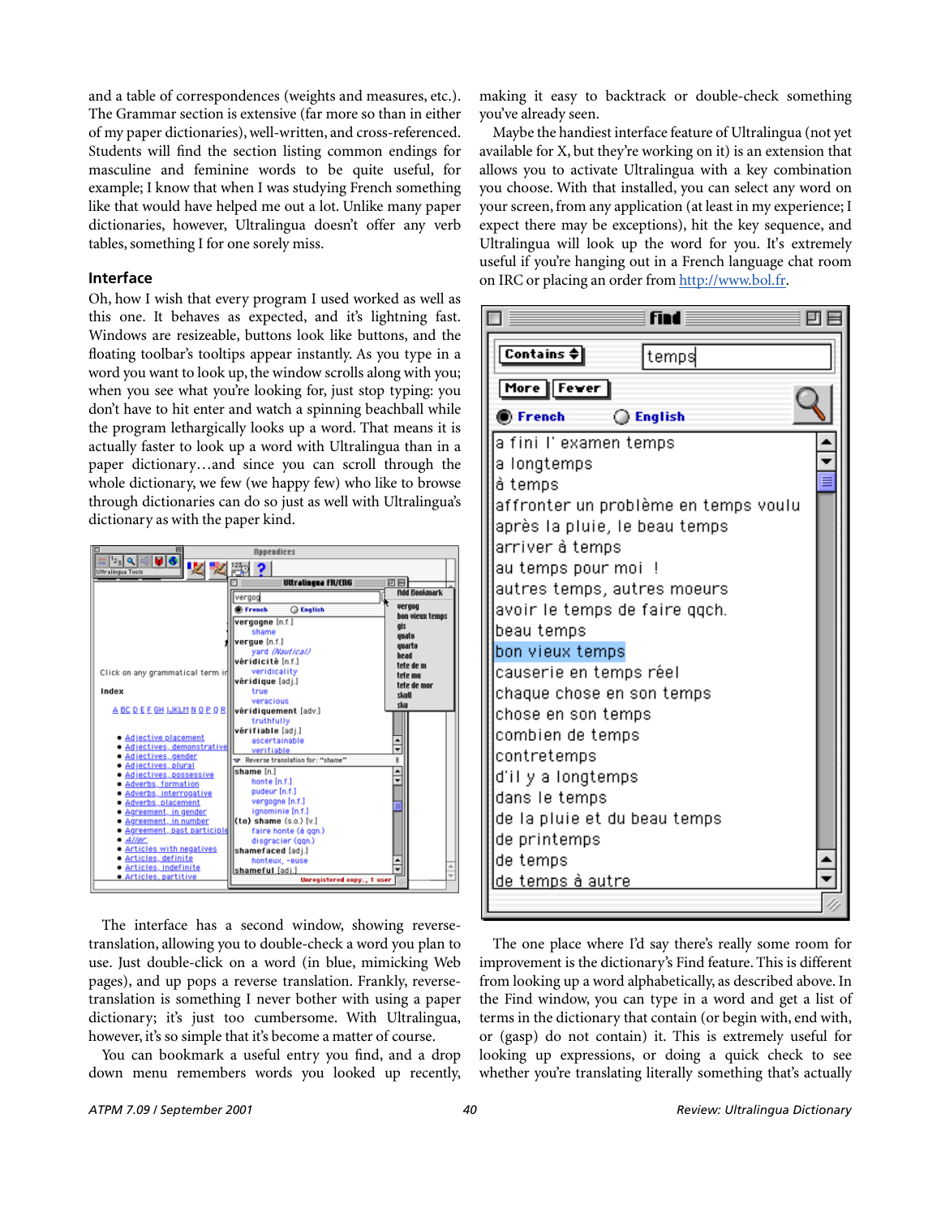and a table of correspondences (weights and measures, etc.). The Grammar section is extensive (far more so than in either of my paper dictionaries), well-written, and cross-referenced. Students will find the section listing common endings for masculine and feminine words to be quite useful, for example; I know that when I was studying French something like that would have helped me out a lot. Unlike many paper dictionaries, however, Ultralingua doesn't offer any verb tables, something I for one sorely miss.

### Interface

Oh, how I wish that every program I used worked as well as this one. It behaves as expected, and it's lightning fast. Windows are resizeable, buttons look like buttons, and the floating toolbar's tooltips appear instantly. As you type in a word you want to look up, the window scrolls along with you; when you see what you're looking for, just stop typing: you don't have to hit enter and watch a spinning beachball while the program lethargically looks up a word. That means it is actually faster to look up a word with Ultralingua than in a paper dictionary…and since you can scroll through the whole dictionary, we few (we happy few) who like to browse through dictionaries can do so just as well with Ultralingua's dictionary as with the paper kind.

The interface has a second window, showing reverse-translation, allowing you to double-check a word you plan to use. Just double-click on a word (in blue, mimicking Web pages), and up pops a reverse translation. Frankly, reverse-translation is something I never bother with using a paper dictionary; it's just too cumbersome. With Ultralingua, however, it's so simple that it's become a matter of course.

You can bookmark a useful entry you find, and a drop down menu remembers words you looked up recently, making it easy to backtrack or double-check something you've already seen.

Maybe the handiest interface feature of Ultralingua (not yet available for X, but they're working on it) is an extension that allows you to activate Ultralingua with a key combination you choose. With that installed, you can select any word on your screen, from any application (at least in my experience; I expect there may be exceptions), hit the key sequence, and Ultralingua will look up the word for you. It's extremely useful if you're hanging out in a French language chat room on IRC or placing an order from http://www.bol.fr.

The one place where I'd say there's really some room for improvement is the dictionary's Find feature. This is different from looking up a word alphabetically, as described above. In the Find window, you can type in a word and get a list of terms in the dictionary that contain (or begin with, end with, or (gasp) do not contain) it. This is extremely useful for looking up expressions, or doing a quick check to see whether you're translating literally something that's actually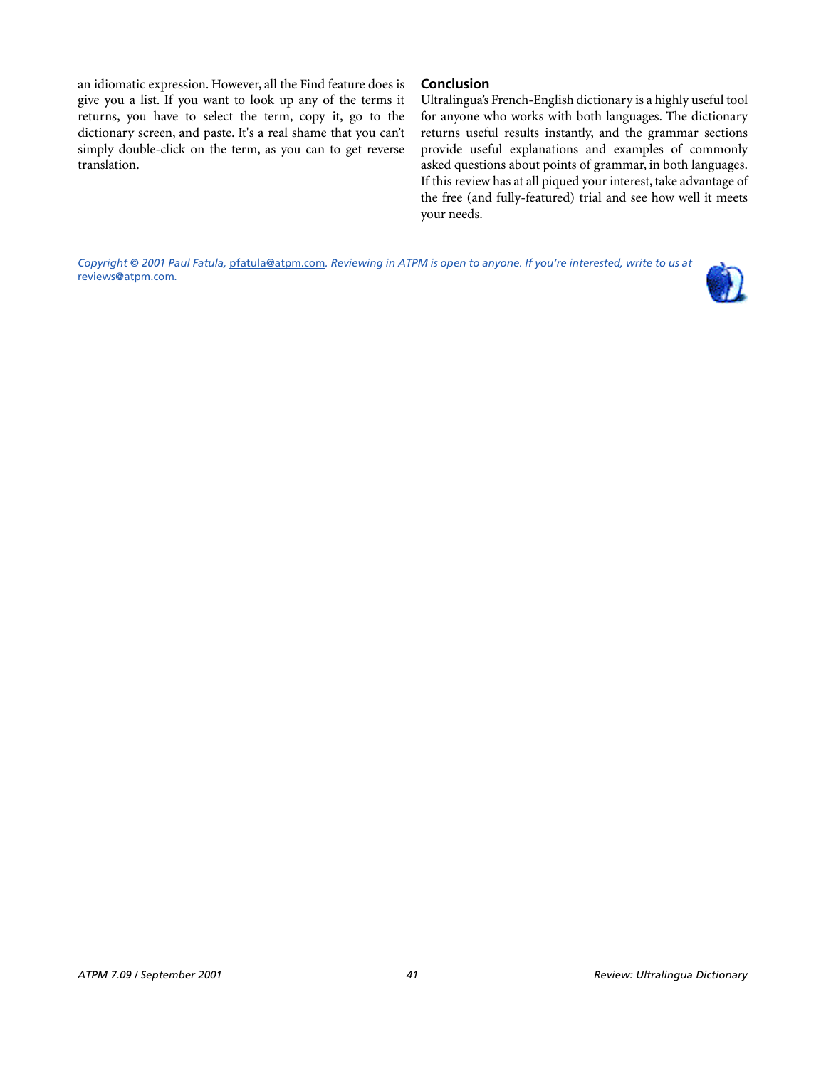an idiomatic expression. However, all the Find feature does is give you a list. If you want to look up any of the terms it returns, you have to select the term, copy it, go to the dictionary screen, and paste. It's a real shame that you can't simply double-click on the term, as you can to get reverse translation.

## Conclusion

Ultralingua's French-English dictionary is a highly useful tool for anyone who works with both languages. The dictionary returns useful results instantly, and the grammar sections provide useful explanations and examples of commonly asked questions about points of grammar, in both languages. If this review has at all piqued your interest, take advantage of the free (and fully-featured) trial and see how well it meets your needs.

*Copyright © 2001 Paul Fatula, pfatula@atpm.com. Reviewing in ATPM is open to anyone. If you're interested, write to us at reviews@atpm.com.*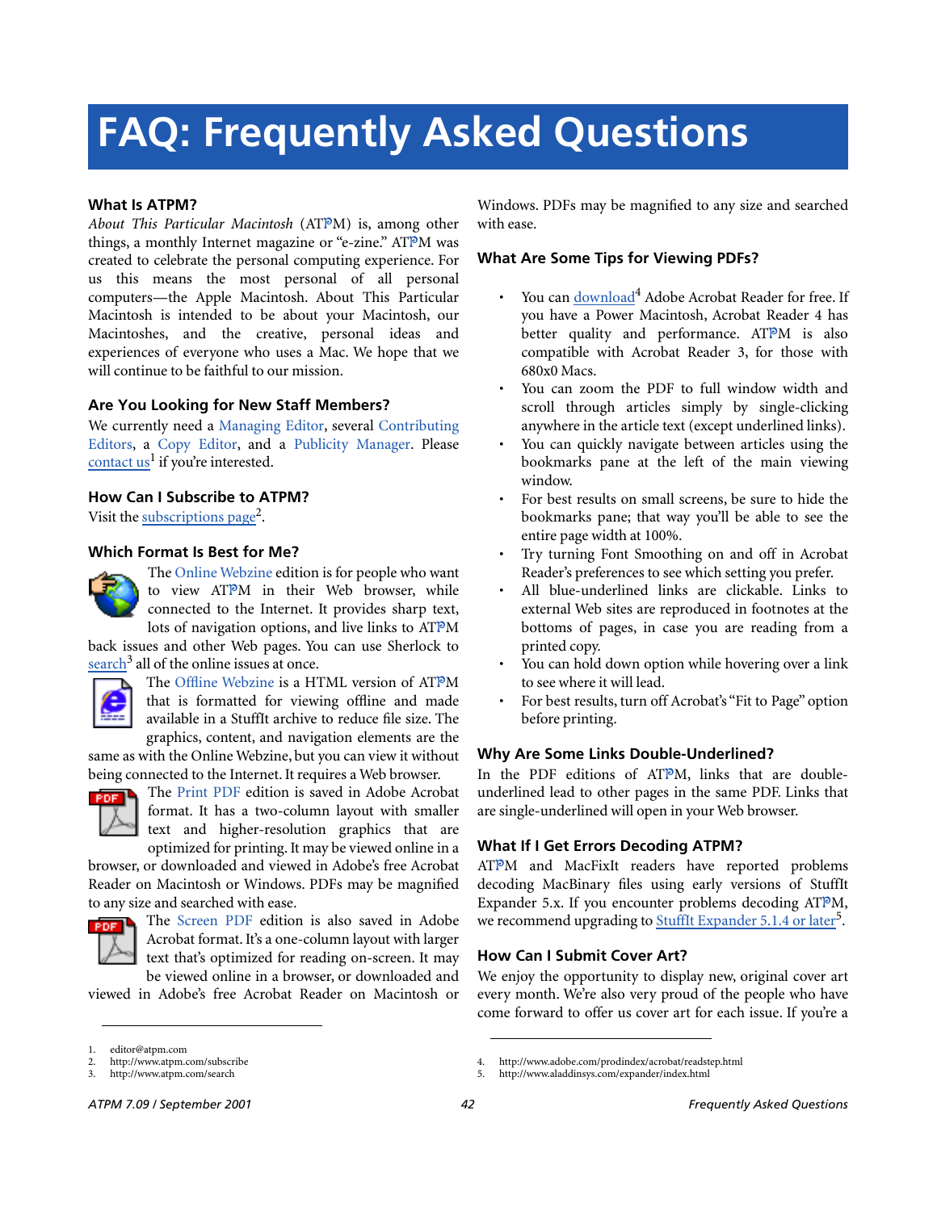# FAQ: Frequently Asked Questions

### What Is ATPM?

*About This Particular Macintosh* (ATPM) is, among other things, a monthly Internet magazine or "e-zine." ATPM was created to celebrate the personal computing experience. For us this means the most personal of all personal computers—the Apple Macintosh. About This Particular Macintosh is intended to be about your Macintosh, our Macintoshes, and the creative, personal ideas and experiences of everyone who uses a Mac. We hope that we will continue to be faithful to our mission.

### Are You Looking for New Staff Members?

We currently need a Managing Editor, several Contributing Editors, a Copy Editor, and a Publicity Manager. Please contact us[1] if you're interested.

### How Can I Subscribe to ATPM?

Visit the subscriptions page[2].

### Which Format Is Best for Me?

The Online Webzine edition is for people who want to view ATPM in their Web browser, while connected to the Internet. It provides sharp text, lots of navigation options, and live links to ATPM back issues and other Web pages. You can use Sherlock to search[3] all of the online issues at once.

The Offline Webzine is a HTML version of ATPM that is formatted for viewing offline and made available in a StuffIt archive to reduce file size. The graphics, content, and navigation elements are the same as with the Online Webzine, but you can view it without being connected to the Internet. It requires a Web browser.

The Print PDF edition is saved in Adobe Acrobat format. It has a two-column layout with smaller text and higher-resolution graphics that are optimized for printing. It may be viewed online in a browser, or downloaded and viewed in Adobe's free Acrobat Reader on Macintosh or Windows. PDFs may be magnified to any size and searched with ease.

The Screen PDF edition is also saved in Adobe Acrobat format. It's a one-column layout with larger text that's optimized for reading on-screen. It may be viewed online in a browser, or downloaded and viewed in Adobe's free Acrobat Reader on Macintosh or Windows. PDFs may be magnified to any size and searched with ease.

### What Are Some Tips for Viewing PDFs?

- You can download[4] Adobe Acrobat Reader for free. If you have a Power Macintosh, Acrobat Reader 4 has better quality and performance. ATPM is also compatible with Acrobat Reader 3, for those with 680x0 Macs.
- You can zoom the PDF to full window width and scroll through articles simply by single-clicking anywhere in the article text (except underlined links).
- You can quickly navigate between articles using the bookmarks pane at the left of the main viewing window.
- For best results on small screens, be sure to hide the bookmarks pane; that way you'll be able to see the entire page width at 100%.
- Try turning Font Smoothing on and off in Acrobat Reader's preferences to see which setting you prefer.
- All blue-underlined links are clickable. Links to external Web sites are reproduced in footnotes at the bottoms of pages, in case you are reading from a printed copy.
- You can hold down option while hovering over a link to see where it will lead.
- For best results, turn off Acrobat's "Fit to Page" option before printing.

### Why Are Some Links Double-Underlined?

In the PDF editions of ATPM, links that are double-underlined lead to other pages in the same PDF. Links that are single-underlined will open in your Web browser.

### What If I Get Errors Decoding ATPM?

ATPM and MacFixIt readers have reported problems decoding MacBinary files using early versions of StuffIt Expander 5.x. If you encounter problems decoding ATPM, we recommend upgrading to StuffIt Expander 5.1.4 or later[5].

### How Can I Submit Cover Art?

We enjoy the opportunity to display new, original cover art every month. We're also very proud of the people who have come forward to offer us cover art for each issue. If you're a

1. editor@atpm.com
2. http://www.atpm.com/subscribe
3. http://www.atpm.com/search
4. http://www.adobe.com/prodindex/acrobat/readstep.html
5. http://www.aladdinsys.com/expander/index.html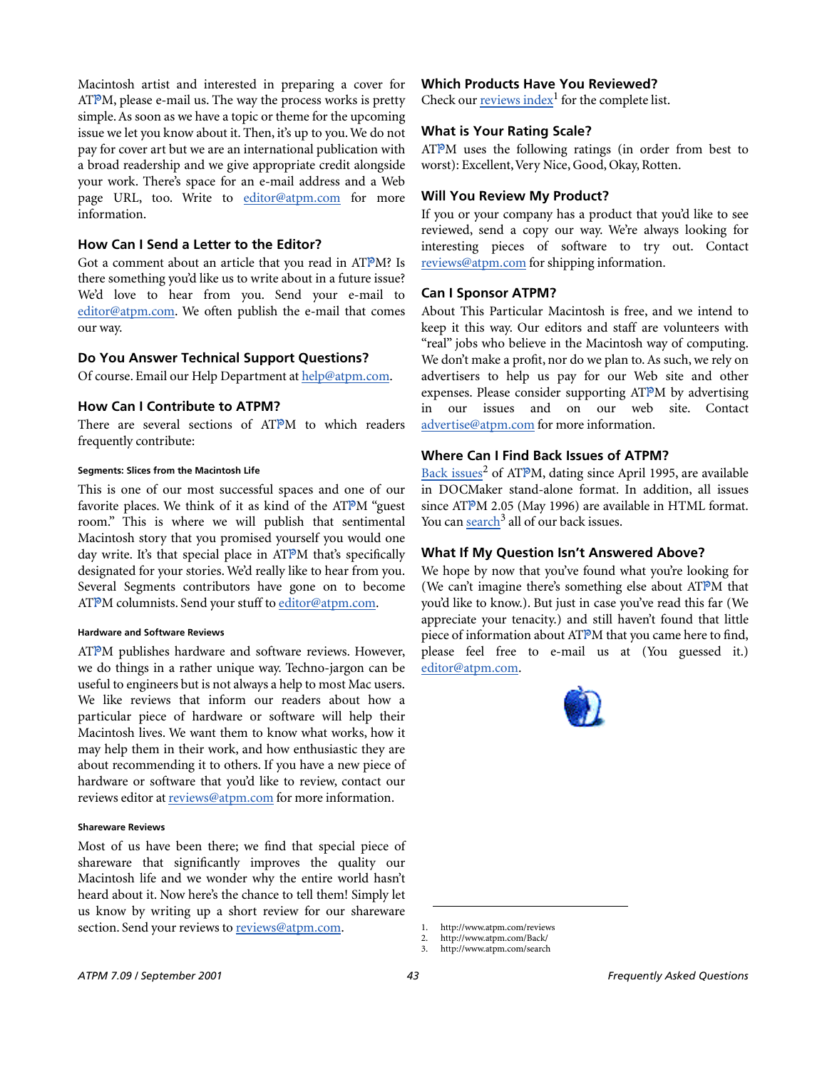Macintosh artist and interested in preparing a cover for ATPM, please e-mail us. The way the process works is pretty simple. As soon as we have a topic or theme for the upcoming issue we let you know about it. Then, it's up to you. We do not pay for cover art but we are an international publication with a broad readership and we give appropriate credit alongside your work. There's space for an e-mail address and a Web page URL, too. Write to editor@atpm.com for more information.

### How Can I Send a Letter to the Editor?

Got a comment about an article that you read in ATPM? Is there something you'd like us to write about in a future issue? We'd love to hear from you. Send your e-mail to editor@atpm.com. We often publish the e-mail that comes our way.

### Do You Answer Technical Support Questions?

Of course. Email our Help Department at help@atpm.com.

### How Can I Contribute to ATPM?

There are several sections of ATPM to which readers frequently contribute:

#### Segments: Slices from the Macintosh Life

This is one of our most successful spaces and one of our favorite places. We think of it as kind of the ATPM "guest room." This is where we will publish that sentimental Macintosh story that you promised yourself you would one day write. It's that special place in ATPM that's specifically designated for your stories. We'd really like to hear from you. Several Segments contributors have gone on to become ATPM columnists. Send your stuff to editor@atpm.com.

#### Hardware and Software Reviews

ATPM publishes hardware and software reviews. However, we do things in a rather unique way. Techno-jargon can be useful to engineers but is not always a help to most Mac users. We like reviews that inform our readers about how a particular piece of hardware or software will help their Macintosh lives. We want them to know what works, how it may help them in their work, and how enthusiastic they are about recommending it to others. If you have a new piece of hardware or software that you'd like to review, contact our reviews editor at reviews@atpm.com for more information.

#### Shareware Reviews

Most of us have been there; we find that special piece of shareware that significantly improves the quality our Macintosh life and we wonder why the entire world hasn't heard about it. Now here's the chance to tell them! Simply let us know by writing up a short review for our shareware section. Send your reviews to reviews@atpm.com.

### Which Products Have You Reviewed?

Check our reviews index[1] for the complete list.

### What is Your Rating Scale?

ATPM uses the following ratings (in order from best to worst): Excellent, Very Nice, Good, Okay, Rotten.

### Will You Review My Product?

If you or your company has a product that you'd like to see reviewed, send a copy our way. We're always looking for interesting pieces of software to try out. Contact reviews@atpm.com for shipping information.

### Can I Sponsor ATPM?

About This Particular Macintosh is free, and we intend to keep it this way. Our editors and staff are volunteers with "real" jobs who believe in the Macintosh way of computing. We don't make a profit, nor do we plan to. As such, we rely on advertisers to help us pay for our Web site and other expenses. Please consider supporting ATPM by advertising in our issues and on our web site. Contact advertise@atpm.com for more information.

### Where Can I Find Back Issues of ATPM?

Back issues[2] of ATPM, dating since April 1995, are available in DOCMaker stand-alone format. In addition, all issues since ATPM 2.05 (May 1996) are available in HTML format. You can search[3] all of our back issues.

### What If My Question Isn't Answered Above?

We hope by now that you've found what you're looking for (We can't imagine there's something else about ATPM that you'd like to know.). But just in case you've read this far (We appreciate your tenacity.) and still haven't found that little piece of information about ATPM that you came here to find, please feel free to e-mail us at (You guessed it.) editor@atpm.com.

1. http://www.atpm.com/reviews
2. http://www.atpm.com/Back/
3. http://www.atpm.com/search